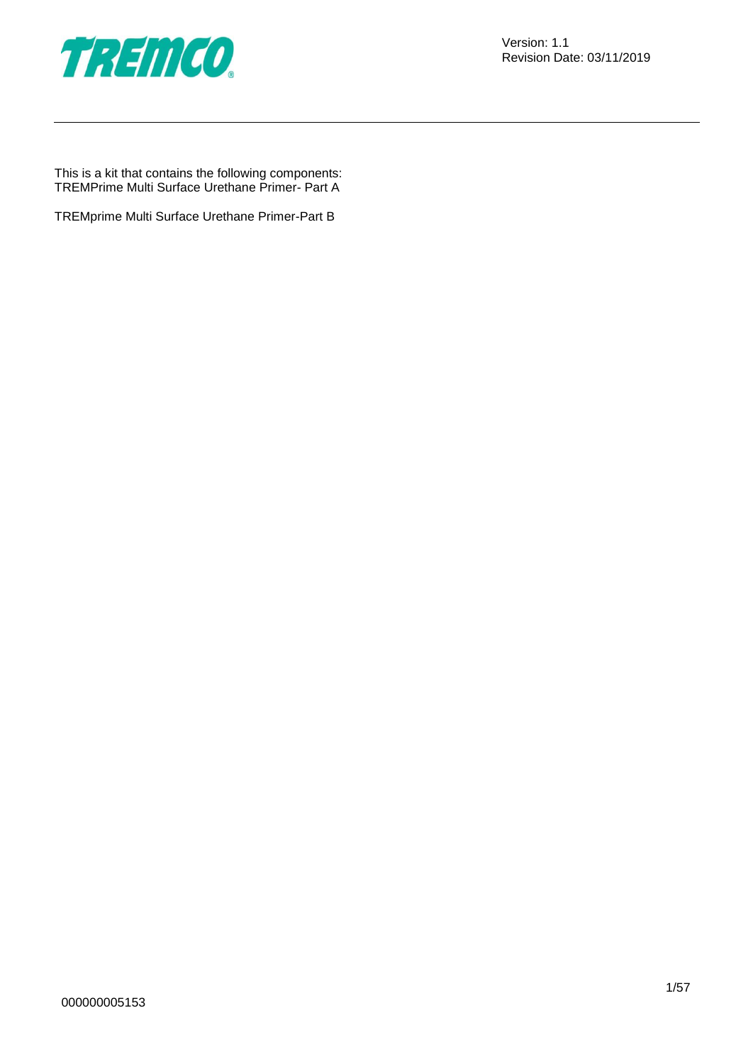Version: 1.1
Revision Date: 03/11/2019

This is a kit that contains the following components:
TREMPrime Multi Surface Urethane Primer- Part A

TREMprime Multi Surface Urethane Primer-Part B

000000005153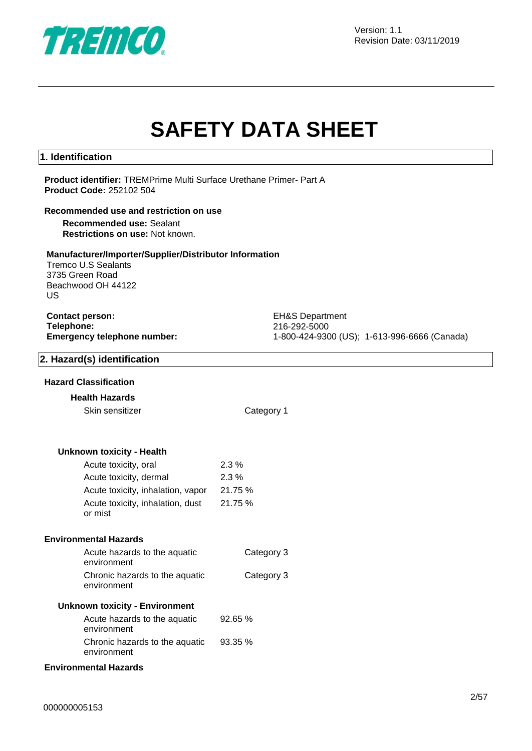Version: 1.1
Revision Date: 03/11/2019

# SAFETY DATA SHEET

## 1. Identification

**Product identifier:** TREMPrime Multi Surface Urethane Primer- Part A
**Product Code:** 252102 504

**Recommended use and restriction on use**

**Recommended use:** Sealant
**Restrictions on use:** Not known.

**Manufacturer/Importer/Supplier/Distributor Information**

Tremco U.S Sealants
3735 Green Road
Beachwood OH 44122
US

| | |
|---|---|
| **Contact person:** | EH&S Department |
| **Telephone:** | 216-292-5000 |
| **Emergency telephone number:** | 1-800-424-9300 (US); 1-613-996-6666 (Canada) |

## 2. Hazard(s) identification

**Hazard Classification**

**Health Hazards**

| | |
|---|---|
| Skin sensitizer | Category 1 |

**Unknown toxicity - Health**

| | |
|---|---|
| Acute toxicity, oral | 2.3 % |
| Acute toxicity, dermal | 2.3 % |
| Acute toxicity, inhalation, vapor | 21.75 % |
| Acute toxicity, inhalation, dust or mist | 21.75 % |

**Environmental Hazards**

| | |
|---|---|
| Acute hazards to the aquatic environment | Category 3 |
| Chronic hazards to the aquatic environment | Category 3 |

**Unknown toxicity - Environment**

| | |
|---|---|
| Acute hazards to the aquatic environment | 92.65 % |
| Chronic hazards to the aquatic environment | 93.35 % |

**Environmental Hazards**

000000005153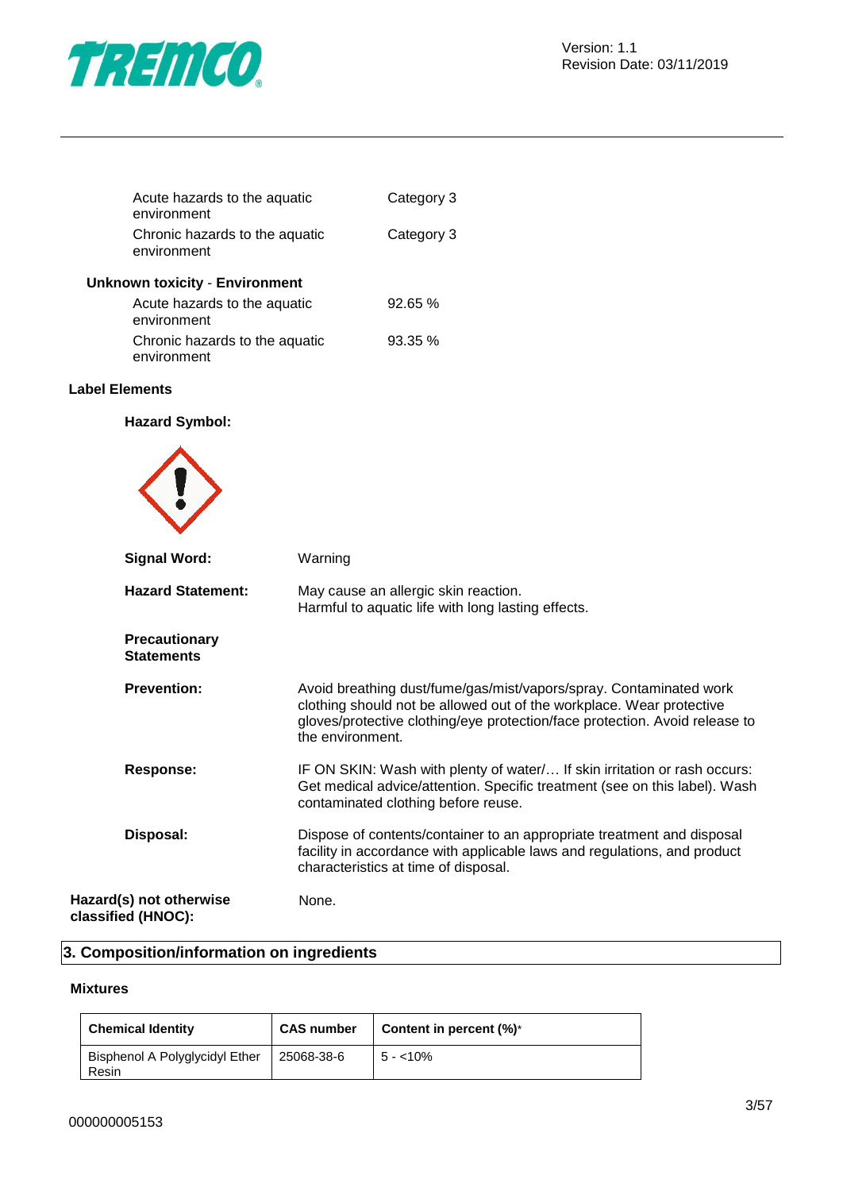| | |
|---|---|
| Acute hazards to the aquatic environment | Category 3 |
| Chronic hazards to the aquatic environment | Category 3 |

**Unknown toxicity - Environment**

| | |
|---|---|
| Acute hazards to the aquatic environment | 92.65 % |
| Chronic hazards to the aquatic environment | 93.35 % |

**Label Elements**

**Hazard Symbol:**

**Signal Word:** Warning

**Hazard Statement:** May cause an allergic skin reaction.
Harmful to aquatic life with long lasting effects.

**Precautionary Statements**

**Prevention:** Avoid breathing dust/fume/gas/mist/vapors/spray. Contaminated work clothing should not be allowed out of the workplace. Wear protective gloves/protective clothing/eye protection/face protection. Avoid release to the environment.

**Response:** IF ON SKIN: Wash with plenty of water/… If skin irritation or rash occurs: Get medical advice/attention. Specific treatment (see on this label). Wash contaminated clothing before reuse.

**Disposal:** Dispose of contents/container to an appropriate treatment and disposal facility in accordance with applicable laws and regulations, and product characteristics at time of disposal.

**Hazard(s) not otherwise classified (HNOC):** None.

## 3. Composition/information on ingredients

**Mixtures**

| Chemical Identity | CAS number | Content in percent (%)* |
|---|---|---|
| Bisphenol A Polyglycidyl Ether Resin | 25068-38-6 | 5 - <10% |

000000005153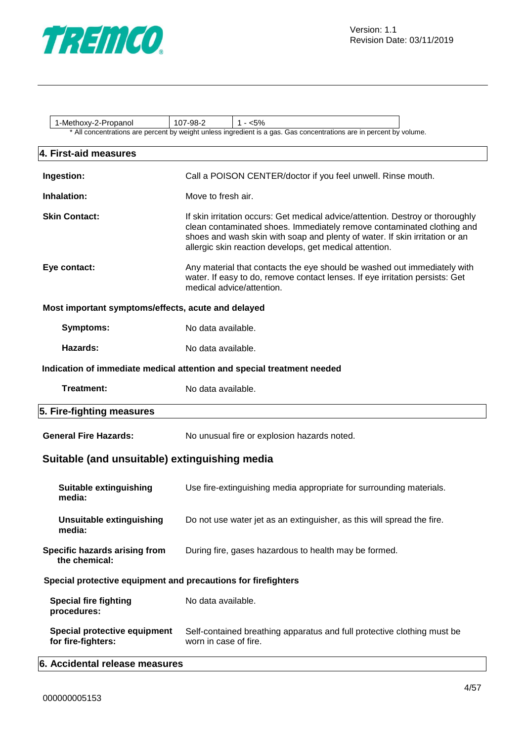| | | |
|---|---|---|
| 1-Methoxy-2-Propanol | 107-98-2 | 1 - <5% |

* All concentrations are percent by weight unless ingredient is a gas. Gas concentrations are in percent by volume.

## 4. First-aid measures

**Ingestion:** Call a POISON CENTER/doctor if you feel unwell. Rinse mouth.

**Inhalation:** Move to fresh air.

**Skin Contact:** If skin irritation occurs: Get medical advice/attention. Destroy or thoroughly clean contaminated shoes. Immediately remove contaminated clothing and shoes and wash skin with soap and plenty of water. If skin irritation or an allergic skin reaction develops, get medical attention.

**Eye contact:** Any material that contacts the eye should be washed out immediately with water. If easy to do, remove contact lenses. If eye irritation persists: Get medical advice/attention.

**Most important symptoms/effects, acute and delayed**

**Symptoms:** No data available.

**Hazards:** No data available.

**Indication of immediate medical attention and special treatment needed**

**Treatment:** No data available.

## 5. Fire-fighting measures

**General Fire Hazards:** No unusual fire or explosion hazards noted.

### Suitable (and unsuitable) extinguishing media

**Suitable extinguishing media:** Use fire-extinguishing media appropriate for surrounding materials.

**Unsuitable extinguishing media:** Do not use water jet as an extinguisher, as this will spread the fire.

**Specific hazards arising from the chemical:** During fire, gases hazardous to health may be formed.

**Special protective equipment and precautions for firefighters**

**Special fire fighting procedures:** No data available.

**Special protective equipment for fire-fighters:** Self-contained breathing apparatus and full protective clothing must be worn in case of fire.

## 6. Accidental release measures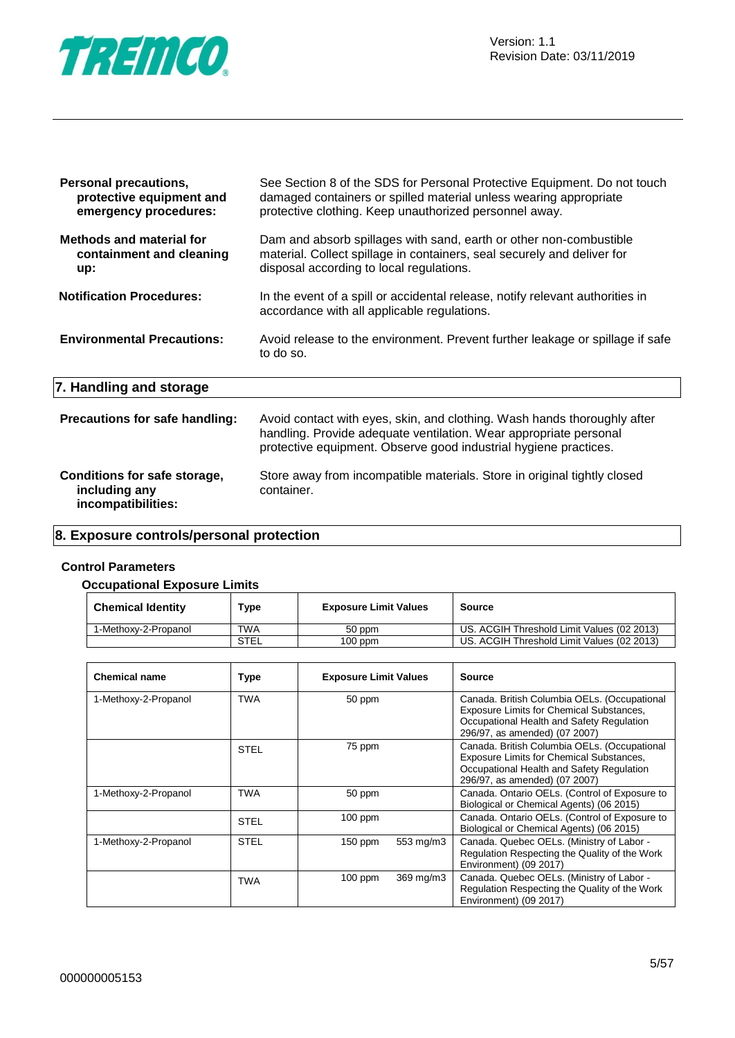**Personal precautions, protective equipment and emergency procedures:** See Section 8 of the SDS for Personal Protective Equipment. Do not touch damaged containers or spilled material unless wearing appropriate protective clothing. Keep unauthorized personnel away.

**Methods and material for containment and cleaning up:** Dam and absorb spillages with sand, earth or other non-combustible material. Collect spillage in containers, seal securely and deliver for disposal according to local regulations.

**Notification Procedures:** In the event of a spill or accidental release, notify relevant authorities in accordance with all applicable regulations.

**Environmental Precautions:** Avoid release to the environment. Prevent further leakage or spillage if safe to do so.

## 7. Handling and storage

**Precautions for safe handling:** Avoid contact with eyes, skin, and clothing. Wash hands thoroughly after handling. Provide adequate ventilation. Wear appropriate personal protective equipment. Observe good industrial hygiene practices.

**Conditions for safe storage, including any incompatibilities:** Store away from incompatible materials. Store in original tightly closed container.

## 8. Exposure controls/personal protection

### Control Parameters

#### Occupational Exposure Limits

| Chemical Identity | Type | Exposure Limit Values | Source |
|---|---|---|---|
| 1-Methoxy-2-Propanol | TWA | 50 ppm | US. ACGIH Threshold Limit Values (02 2013) |
| | STEL | 100 ppm | US. ACGIH Threshold Limit Values (02 2013) |

| Chemical name | Type | Exposure Limit Values | | Source |
|---|---|---|---|---|
| 1-Methoxy-2-Propanol | TWA | 50 ppm | | Canada. British Columbia OELs. (Occupational Exposure Limits for Chemical Substances, Occupational Health and Safety Regulation 296/97, as amended) (07 2007) |
| | STEL | 75 ppm | | Canada. British Columbia OELs. (Occupational Exposure Limits for Chemical Substances, Occupational Health and Safety Regulation 296/97, as amended) (07 2007) |
| 1-Methoxy-2-Propanol | TWA | 50 ppm | | Canada. Ontario OELs. (Control of Exposure to Biological or Chemical Agents) (06 2015) |
| | STEL | 100 ppm | | Canada. Ontario OELs. (Control of Exposure to Biological or Chemical Agents) (06 2015) |
| 1-Methoxy-2-Propanol | STEL | 150 ppm | 553 mg/m3 | Canada. Quebec OELs. (Ministry of Labor - Regulation Respecting the Quality of the Work Environment) (09 2017) |
| | TWA | 100 ppm | 369 mg/m3 | Canada. Quebec OELs. (Ministry of Labor - Regulation Respecting the Quality of the Work Environment) (09 2017) |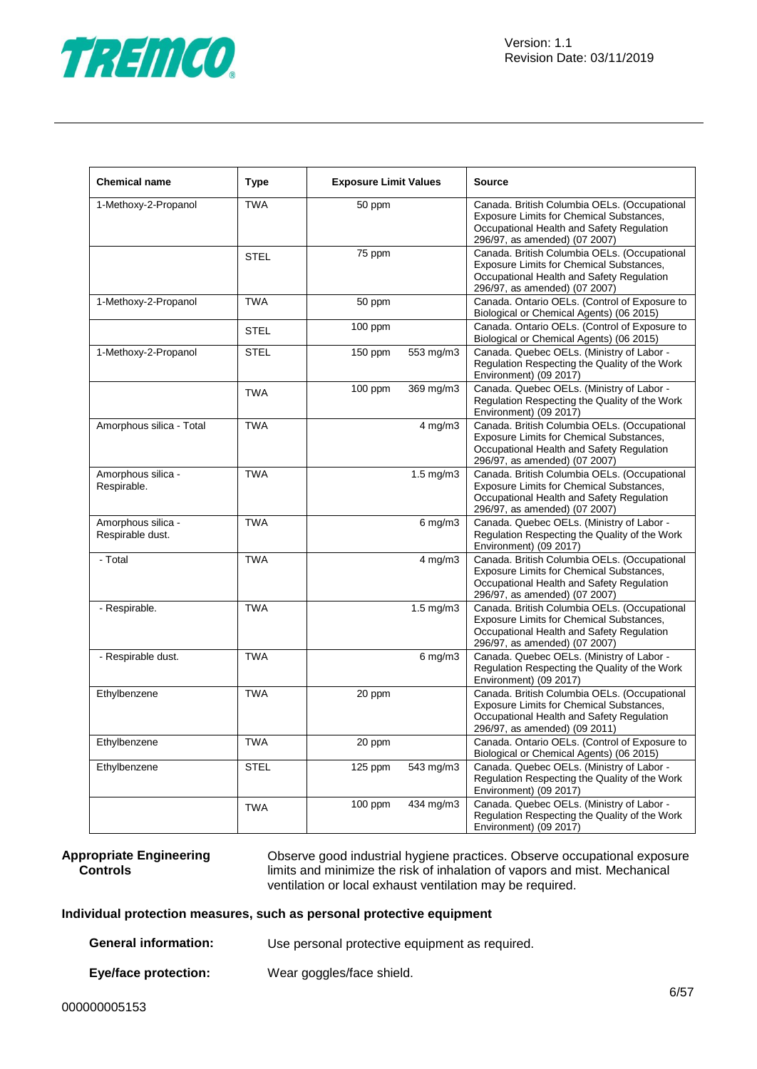| Chemical name | Type | Exposure Limit Values | | Source |
|---|---|---|---|---|
| 1-Methoxy-2-Propanol | TWA | 50 ppm | | Canada. British Columbia OELs. (Occupational Exposure Limits for Chemical Substances, Occupational Health and Safety Regulation 296/97, as amended) (07 2007) |
| | STEL | 75 ppm | | Canada. British Columbia OELs. (Occupational Exposure Limits for Chemical Substances, Occupational Health and Safety Regulation 296/97, as amended) (07 2007) |
| 1-Methoxy-2-Propanol | TWA | 50 ppm | | Canada. Ontario OELs. (Control of Exposure to Biological or Chemical Agents) (06 2015) |
| | STEL | 100 ppm | | Canada. Ontario OELs. (Control of Exposure to Biological or Chemical Agents) (06 2015) |
| 1-Methoxy-2-Propanol | STEL | 150 ppm | 553 mg/m3 | Canada. Quebec OELs. (Ministry of Labor - Regulation Respecting the Quality of the Work Environment) (09 2017) |
| | TWA | 100 ppm | 369 mg/m3 | Canada. Quebec OELs. (Ministry of Labor - Regulation Respecting the Quality of the Work Environment) (09 2017) |
| Amorphous silica - Total | TWA | | 4 mg/m3 | Canada. British Columbia OELs. (Occupational Exposure Limits for Chemical Substances, Occupational Health and Safety Regulation 296/97, as amended) (07 2007) |
| Amorphous silica - Respirable. | TWA | | 1.5 mg/m3 | Canada. British Columbia OELs. (Occupational Exposure Limits for Chemical Substances, Occupational Health and Safety Regulation 296/97, as amended) (07 2007) |
| Amorphous silica - Respirable dust. | TWA | | 6 mg/m3 | Canada. Quebec OELs. (Ministry of Labor - Regulation Respecting the Quality of the Work Environment) (09 2017) |
| - Total | TWA | | 4 mg/m3 | Canada. British Columbia OELs. (Occupational Exposure Limits for Chemical Substances, Occupational Health and Safety Regulation 296/97, as amended) (07 2007) |
| - Respirable. | TWA | | 1.5 mg/m3 | Canada. British Columbia OELs. (Occupational Exposure Limits for Chemical Substances, Occupational Health and Safety Regulation 296/97, as amended) (07 2007) |
| - Respirable dust. | TWA | | 6 mg/m3 | Canada. Quebec OELs. (Ministry of Labor - Regulation Respecting the Quality of the Work Environment) (09 2017) |
| Ethylbenzene | TWA | 20 ppm | | Canada. British Columbia OELs. (Occupational Exposure Limits for Chemical Substances, Occupational Health and Safety Regulation 296/97, as amended) (09 2011) |
| Ethylbenzene | TWA | 20 ppm | | Canada. Ontario OELs. (Control of Exposure to Biological or Chemical Agents) (06 2015) |
| Ethylbenzene | STEL | 125 ppm | 543 mg/m3 | Canada. Quebec OELs. (Ministry of Labor - Regulation Respecting the Quality of the Work Environment) (09 2017) |
| | TWA | 100 ppm | 434 mg/m3 | Canada. Quebec OELs. (Ministry of Labor - Regulation Respecting the Quality of the Work Environment) (09 2017) |

**Appropriate Engineering Controls**

Observe good industrial hygiene practices. Observe occupational exposure limits and minimize the risk of inhalation of vapors and mist. Mechanical ventilation or local exhaust ventilation may be required.

**Individual protection measures, such as personal protective equipment**

**General information:** Use personal protective equipment as required.

**Eye/face protection:** Wear goggles/face shield.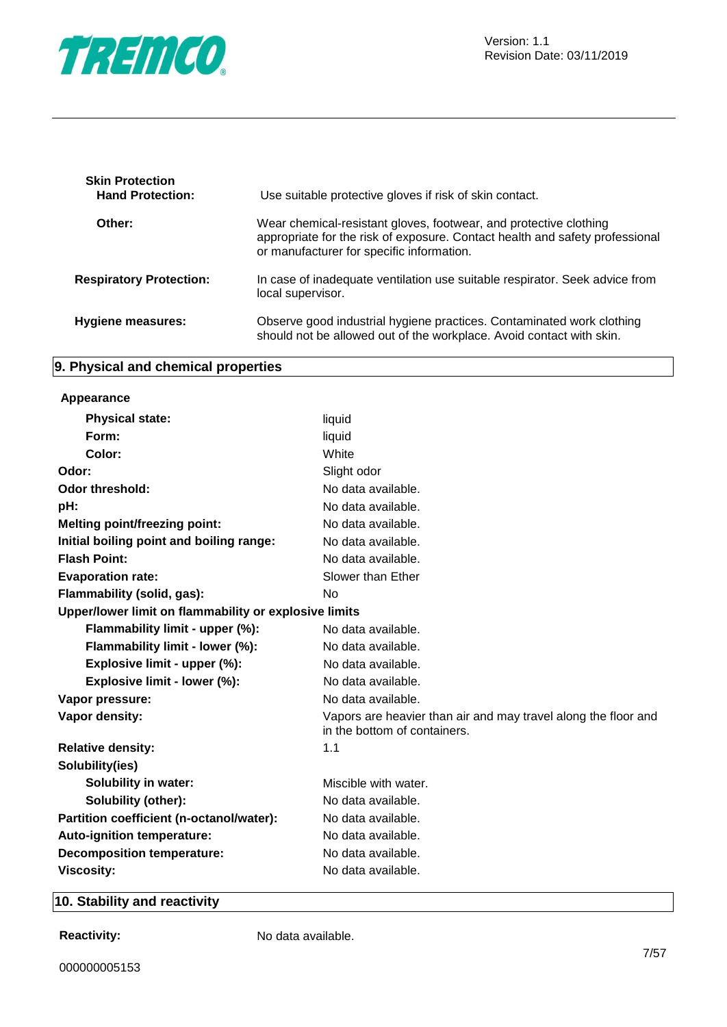**Skin Protection**

| | |
|---|---|
| **Hand Protection:** | Use suitable protective gloves if risk of skin contact. |
| **Other:** | Wear chemical-resistant gloves, footwear, and protective clothing appropriate for the risk of exposure. Contact health and safety professional or manufacturer for specific information. |
| **Respiratory Protection:** | In case of inadequate ventilation use suitable respirator. Seek advice from local supervisor. |
| **Hygiene measures:** | Observe good industrial hygiene practices. Contaminated work clothing should not be allowed out of the workplace. Avoid contact with skin. |

## 9. Physical and chemical properties

**Appearance**

| | |
|---|---|
| **Physical state:** | liquid |
| **Form:** | liquid |
| **Color:** | White |
| **Odor:** | Slight odor |
| **Odor threshold:** | No data available. |
| **pH:** | No data available. |
| **Melting point/freezing point:** | No data available. |
| **Initial boiling point and boiling range:** | No data available. |
| **Flash Point:** | No data available. |
| **Evaporation rate:** | Slower than Ether |
| **Flammability (solid, gas):** | No |
| **Upper/lower limit on flammability or explosive limits** | |
| **Flammability limit - upper (%):** | No data available. |
| **Flammability limit - lower (%):** | No data available. |
| **Explosive limit - upper (%):** | No data available. |
| **Explosive limit - lower (%):** | No data available. |
| **Vapor pressure:** | No data available. |
| **Vapor density:** | Vapors are heavier than air and may travel along the floor and in the bottom of containers. |
| **Relative density:** | 1.1 |
| **Solubility(ies)** | |
| **Solubility in water:** | Miscible with water. |
| **Solubility (other):** | No data available. |
| **Partition coefficient (n-octanol/water):** | No data available. |
| **Auto-ignition temperature:** | No data available. |
| **Decomposition temperature:** | No data available. |
| **Viscosity:** | No data available. |

## 10. Stability and reactivity

| | |
|---|---|
| **Reactivity:** | No data available. |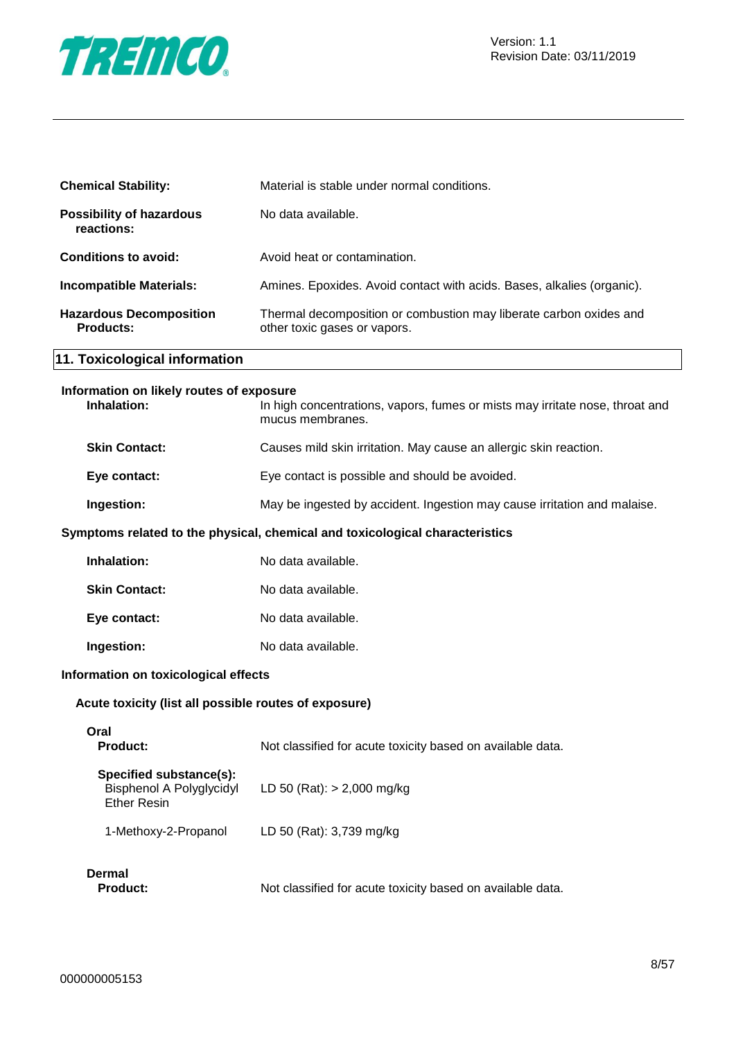| | |
|---|---|
| **Chemical Stability:** | Material is stable under normal conditions. |
| **Possibility of hazardous reactions:** | No data available. |
| **Conditions to avoid:** | Avoid heat or contamination. |
| **Incompatible Materials:** | Amines. Epoxides. Avoid contact with acids. Bases, alkalies (organic). |
| **Hazardous Decomposition Products:** | Thermal decomposition or combustion may liberate carbon oxides and other toxic gases or vapors. |

## 11. Toxicological information

**Information on likely routes of exposure**

| | |
|---|---|
| **Inhalation:** | In high concentrations, vapors, fumes or mists may irritate nose, throat and mucus membranes. |
| **Skin Contact:** | Causes mild skin irritation. May cause an allergic skin reaction. |
| **Eye contact:** | Eye contact is possible and should be avoided. |
| **Ingestion:** | May be ingested by accident. Ingestion may cause irritation and malaise. |

**Symptoms related to the physical, chemical and toxicological characteristics**

| | |
|---|---|
| **Inhalation:** | No data available. |
| **Skin Contact:** | No data available. |
| **Eye contact:** | No data available. |
| **Ingestion:** | No data available. |

**Information on toxicological effects**

**Acute toxicity (list all possible routes of exposure)**

**Oral**

| | |
|---|---|
| **Product:** | Not classified for acute toxicity based on available data. |
| **Specified substance(s):** Bisphenol A Polyglycidyl Ether Resin | LD 50 (Rat): > 2,000 mg/kg |
| 1-Methoxy-2-Propanol | LD 50 (Rat): 3,739 mg/kg |

**Dermal**

| | |
|---|---|
| **Product:** | Not classified for acute toxicity based on available data. |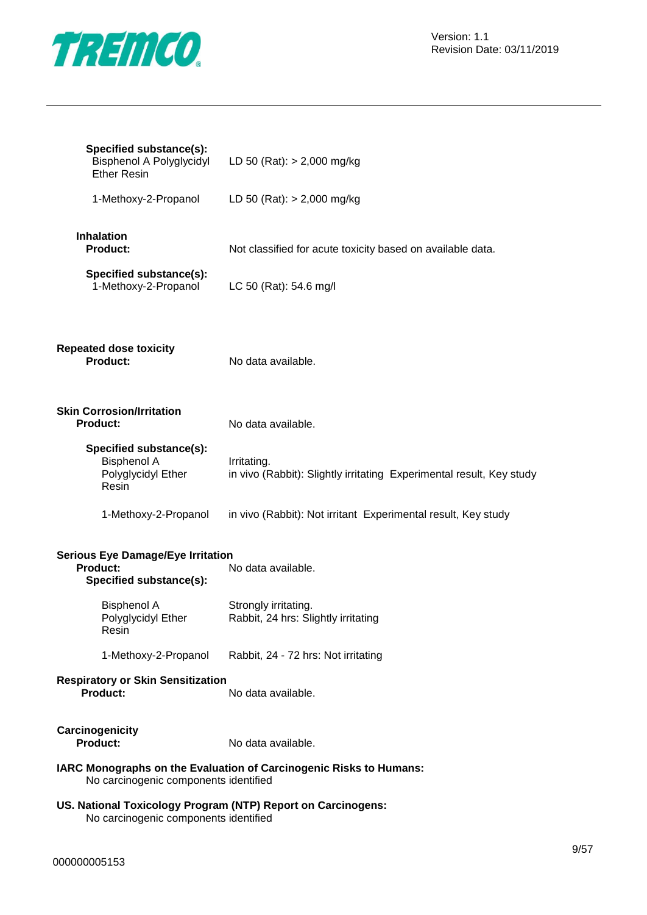**Specified substance(s):**

Bisphenol A Polyglycidyl Ether Resin — LD 50 (Rat): > 2,000 mg/kg

1-Methoxy-2-Propanol — LD 50 (Rat): > 2,000 mg/kg

**Inhalation**

**Product:** Not classified for acute toxicity based on available data.

**Specified substance(s):**

1-Methoxy-2-Propanol — LC 50 (Rat): 54.6 mg/l

**Repeated dose toxicity**

**Product:** No data available.

**Skin Corrosion/Irritation**

**Product:** No data available.

**Specified substance(s):**

Bisphenol A Polyglycidyl Ether Resin — Irritating.
in vivo (Rabbit): Slightly irritating Experimental result, Key study

1-Methoxy-2-Propanol — in vivo (Rabbit): Not irritant Experimental result, Key study

**Serious Eye Damage/Eye Irritation**

**Product:** No data available.

**Specified substance(s):**

Bisphenol A Polyglycidyl Ether Resin — Strongly irritating.
Rabbit, 24 hrs: Slightly irritating

1-Methoxy-2-Propanol — Rabbit, 24 - 72 hrs: Not irritating

**Respiratory or Skin Sensitization**

**Product:** No data available.

**Carcinogenicity**

**Product:** No data available.

**IARC Monographs on the Evaluation of Carcinogenic Risks to Humans:**
No carcinogenic components identified

**US. National Toxicology Program (NTP) Report on Carcinogens:**
No carcinogenic components identified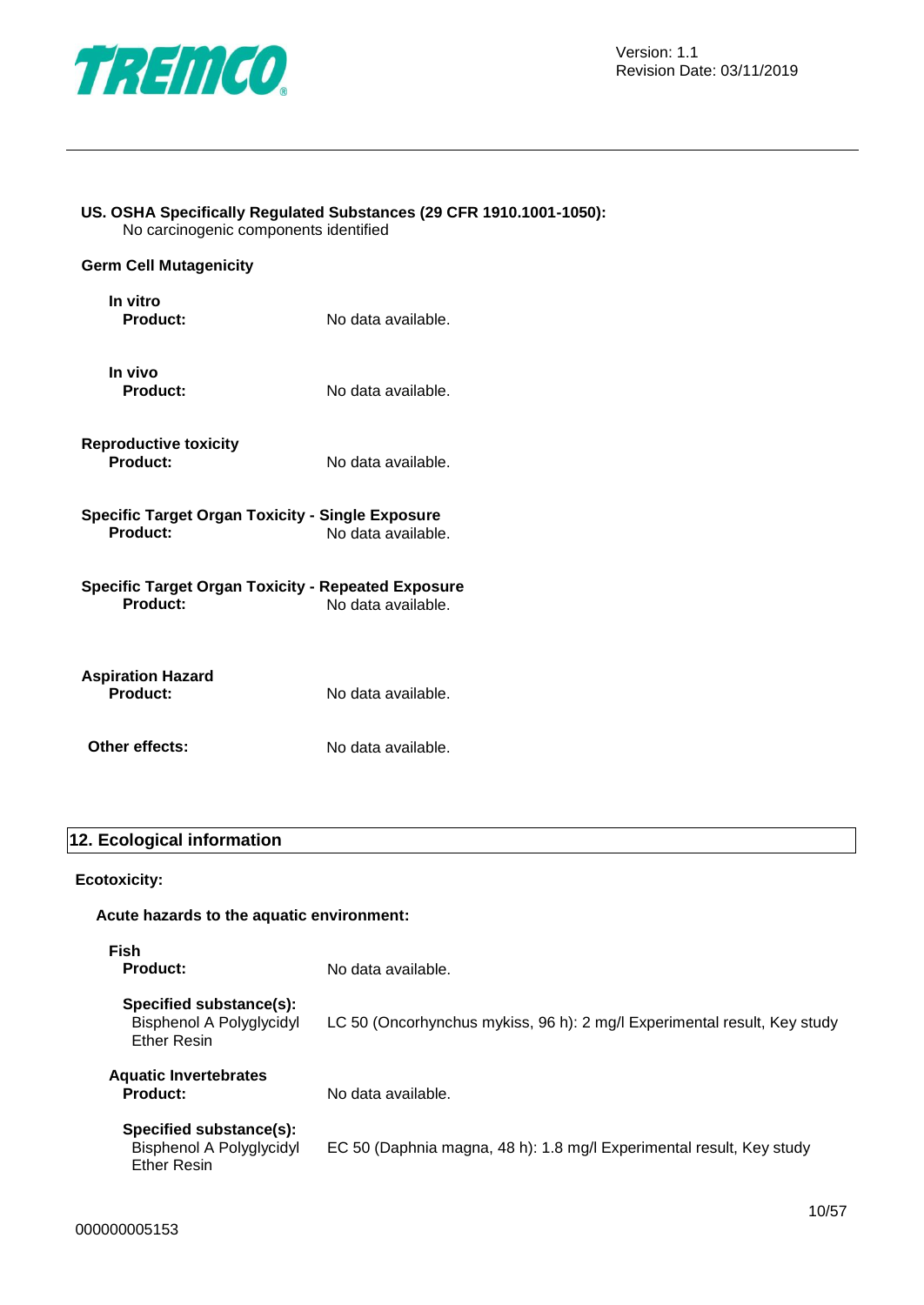**US. OSHA Specifically Regulated Substances (29 CFR 1910.1001-1050):**
No carcinogenic components identified

**Germ Cell Mutagenicity**

**In vitro**
**Product:** No data available.

**In vivo**
**Product:** No data available.

**Reproductive toxicity**
**Product:** No data available.

**Specific Target Organ Toxicity - Single Exposure**
**Product:** No data available.

**Specific Target Organ Toxicity - Repeated Exposure**
**Product:** No data available.

**Aspiration Hazard**
**Product:** No data available.

**Other effects:** No data available.

## 12. Ecological information

**Ecotoxicity:**

**Acute hazards to the aquatic environment:**

**Fish**
**Product:** No data available.

**Specified substance(s):**
Bisphenol A Polyglycidyl Ether Resin: LC 50 (Oncorhynchus mykiss, 96 h): 2 mg/l Experimental result, Key study

**Aquatic Invertebrates**
**Product:** No data available.

**Specified substance(s):**
Bisphenol A Polyglycidyl Ether Resin: EC 50 (Daphnia magna, 48 h): 1.8 mg/l Experimental result, Key study

000000005153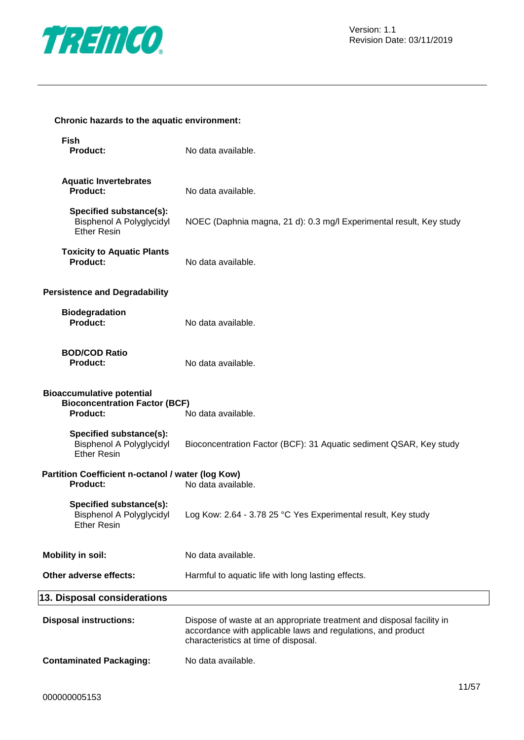**Chronic hazards to the aquatic environment:**

**Fish**

**Product:** No data available.

**Aquatic Invertebrates**

**Product:** No data available.

**Specified substance(s):**
Bisphenol A Polyglycidyl Ether Resin — NOEC (Daphnia magna, 21 d): 0.3 mg/l Experimental result, Key study

**Toxicity to Aquatic Plants**

**Product:** No data available.

**Persistence and Degradability**

**Biodegradation**

**Product:** No data available.

**BOD/COD Ratio**

**Product:** No data available.

**Bioaccumulative potential**

**Bioconcentration Factor (BCF)**

**Product:** No data available.

**Specified substance(s):**
Bisphenol A Polyglycidyl Ether Resin — Bioconcentration Factor (BCF): 31 Aquatic sediment QSAR, Key study

**Partition Coefficient n-octanol / water (log Kow)**

**Product:** No data available.

**Specified substance(s):**
Bisphenol A Polyglycidyl Ether Resin — Log Kow: 2.64 - 3.78 25 °C Yes Experimental result, Key study

**Mobility in soil:** No data available.

**Other adverse effects:** Harmful to aquatic life with long lasting effects.

## 13. Disposal considerations

**Disposal instructions:** Dispose of waste at an appropriate treatment and disposal facility in accordance with applicable laws and regulations, and product characteristics at time of disposal.

**Contaminated Packaging:** No data available.

000000005153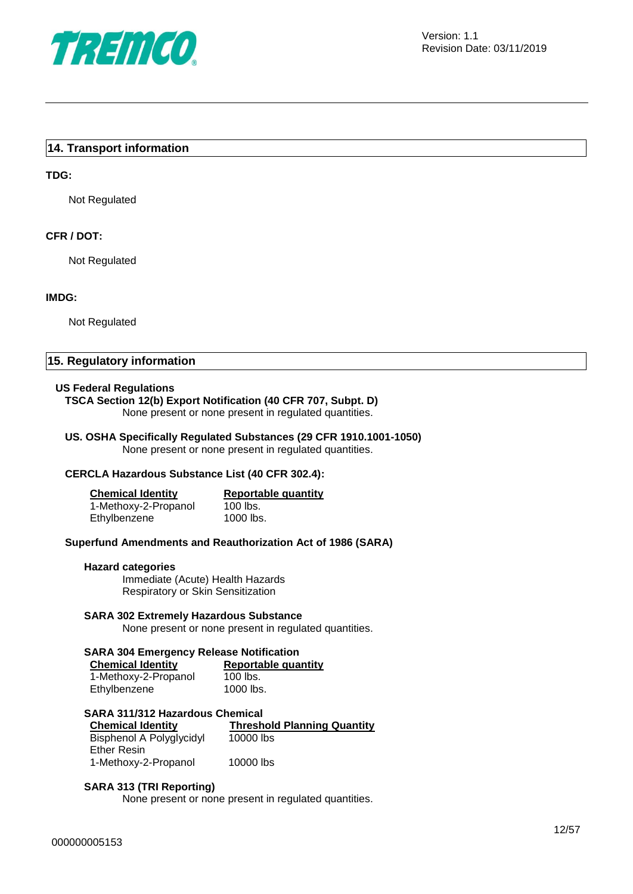## 14. Transport information

**TDG:**

Not Regulated

**CFR / DOT:**

Not Regulated

**IMDG:**

Not Regulated

## 15. Regulatory information

**US Federal Regulations**

**TSCA Section 12(b) Export Notification (40 CFR 707, Subpt. D)**

None present or none present in regulated quantities.

**US. OSHA Specifically Regulated Substances (29 CFR 1910.1001-1050)**

None present or none present in regulated quantities.

**CERCLA Hazardous Substance List (40 CFR 302.4):**

| Chemical Identity | Reportable quantity |
| --- | --- |
| 1-Methoxy-2-Propanol | 100 lbs. |
| Ethylbenzene | 1000 lbs. |

**Superfund Amendments and Reauthorization Act of 1986 (SARA)**

**Hazard categories**

Immediate (Acute) Health Hazards
Respiratory or Skin Sensitization

**SARA 302 Extremely Hazardous Substance**

None present or none present in regulated quantities.

**SARA 304 Emergency Release Notification**

| Chemical Identity | Reportable quantity |
| --- | --- |
| 1-Methoxy-2-Propanol | 100 lbs. |
| Ethylbenzene | 1000 lbs. |

**SARA 311/312 Hazardous Chemical**

| Chemical Identity | Threshold Planning Quantity |
| --- | --- |
| Bisphenol A Polyglycidyl Ether Resin | 10000 lbs |
| 1-Methoxy-2-Propanol | 10000 lbs |

**SARA 313 (TRI Reporting)**

None present or none present in regulated quantities.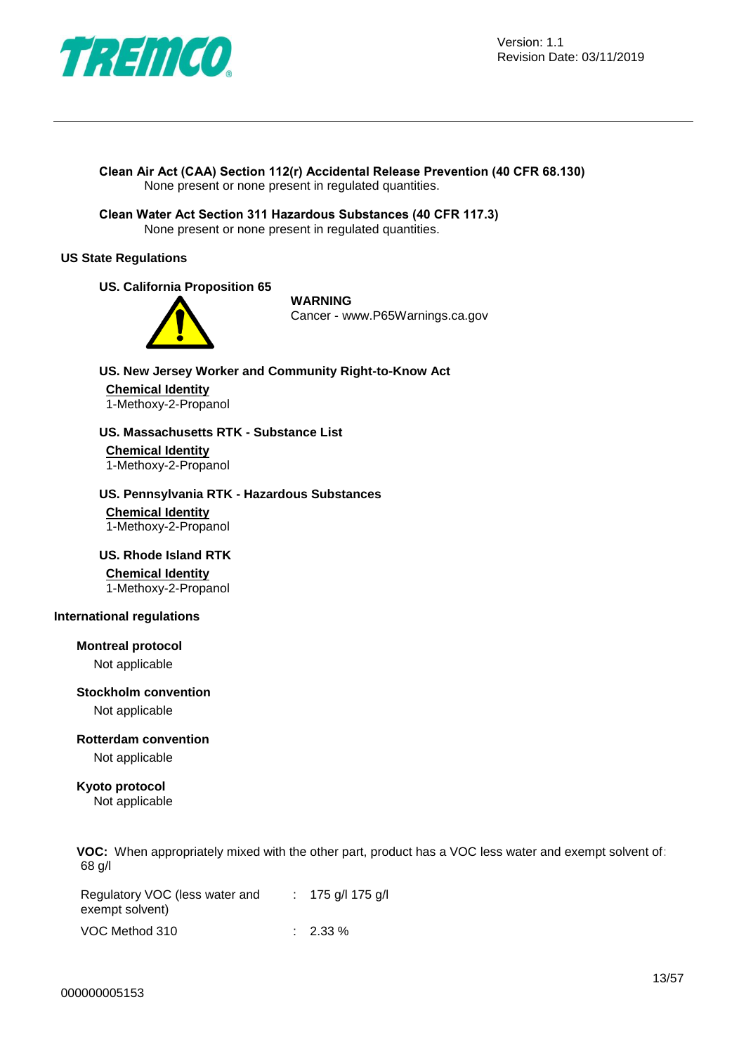**Clean Air Act (CAA) Section 112(r) Accidental Release Prevention (40 CFR 68.130)**
None present or none present in regulated quantities.

**Clean Water Act Section 311 Hazardous Substances (40 CFR 117.3)**
None present or none present in regulated quantities.

**US State Regulations**

**US. California Proposition 65**

**WARNING**
Cancer - www.P65Warnings.ca.gov

**US. New Jersey Worker and Community Right-to-Know Act**

**Chemical Identity**
1-Methoxy-2-Propanol

**US. Massachusetts RTK - Substance List**

**Chemical Identity**
1-Methoxy-2-Propanol

**US. Pennsylvania RTK - Hazardous Substances**

**Chemical Identity**
1-Methoxy-2-Propanol

**US. Rhode Island RTK**

**Chemical Identity**
1-Methoxy-2-Propanol

**International regulations**

**Montreal protocol**
Not applicable

**Stockholm convention**
Not applicable

**Rotterdam convention**
Not applicable

**Kyoto protocol**
Not applicable

**VOC:** When appropriately mixed with the other part, product has a VOC less water and exempt solvent of: 68 g/l

| | | |
|---|---|---|
| Regulatory VOC (less water and exempt solvent) | : | 175 g/l 175 g/l |
| VOC Method 310 | : | 2.33 % |

000000005153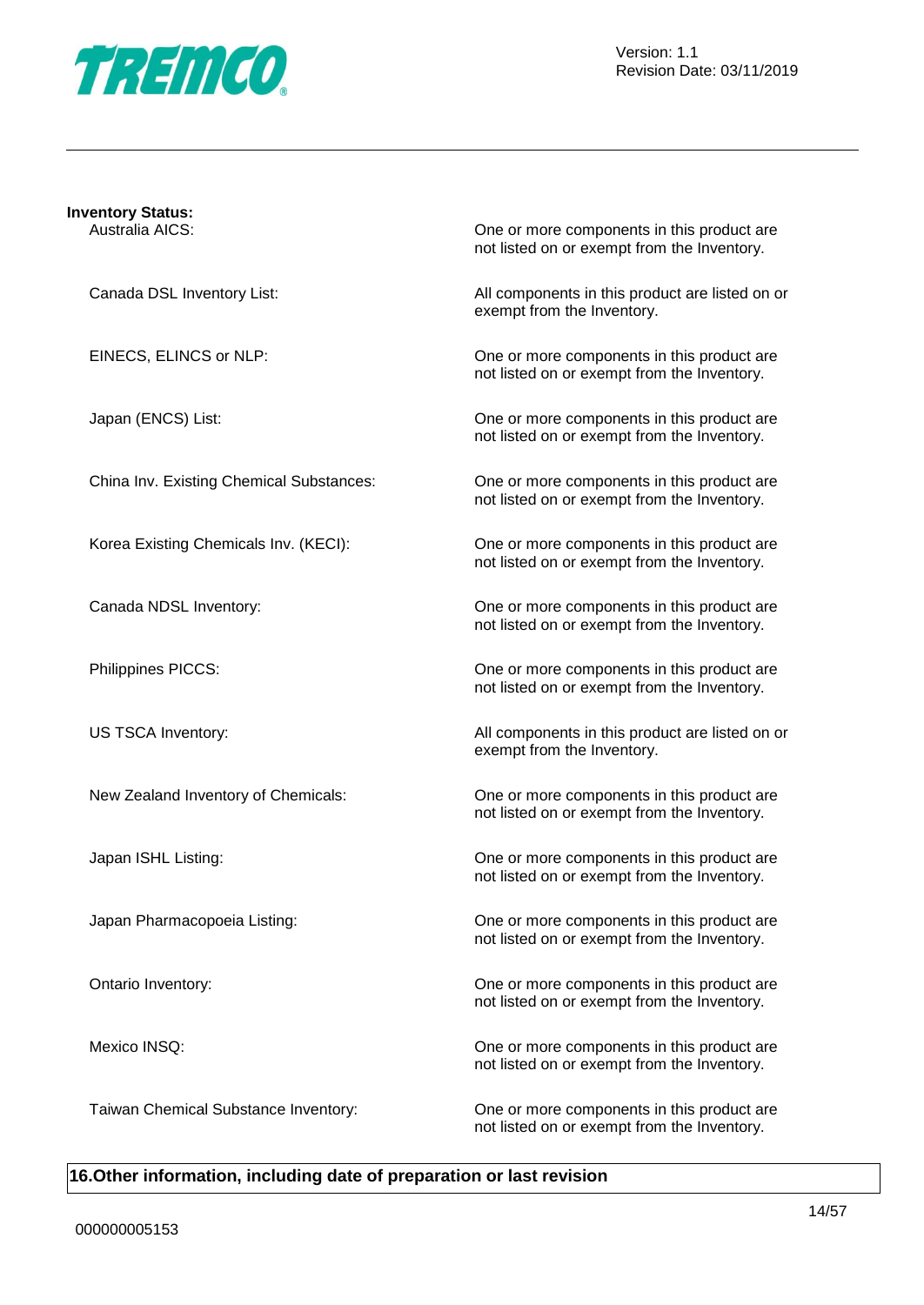**Inventory Status:**

| | |
|---|---|
| Australia AICS: | One or more components in this product are not listed on or exempt from the Inventory. |
| Canada DSL Inventory List: | All components in this product are listed on or exempt from the Inventory. |
| EINECS, ELINCS or NLP: | One or more components in this product are not listed on or exempt from the Inventory. |
| Japan (ENCS) List: | One or more components in this product are not listed on or exempt from the Inventory. |
| China Inv. Existing Chemical Substances: | One or more components in this product are not listed on or exempt from the Inventory. |
| Korea Existing Chemicals Inv. (KECI): | One or more components in this product are not listed on or exempt from the Inventory. |
| Canada NDSL Inventory: | One or more components in this product are not listed on or exempt from the Inventory. |
| Philippines PICCS: | One or more components in this product are not listed on or exempt from the Inventory. |
| US TSCA Inventory: | All components in this product are listed on or exempt from the Inventory. |
| New Zealand Inventory of Chemicals: | One or more components in this product are not listed on or exempt from the Inventory. |
| Japan ISHL Listing: | One or more components in this product are not listed on or exempt from the Inventory. |
| Japan Pharmacopoeia Listing: | One or more components in this product are not listed on or exempt from the Inventory. |
| Ontario Inventory: | One or more components in this product are not listed on or exempt from the Inventory. |
| Mexico INSQ: | One or more components in this product are not listed on or exempt from the Inventory. |
| Taiwan Chemical Substance Inventory: | One or more components in this product are not listed on or exempt from the Inventory. |

## 16.Other information, including date of preparation or last revision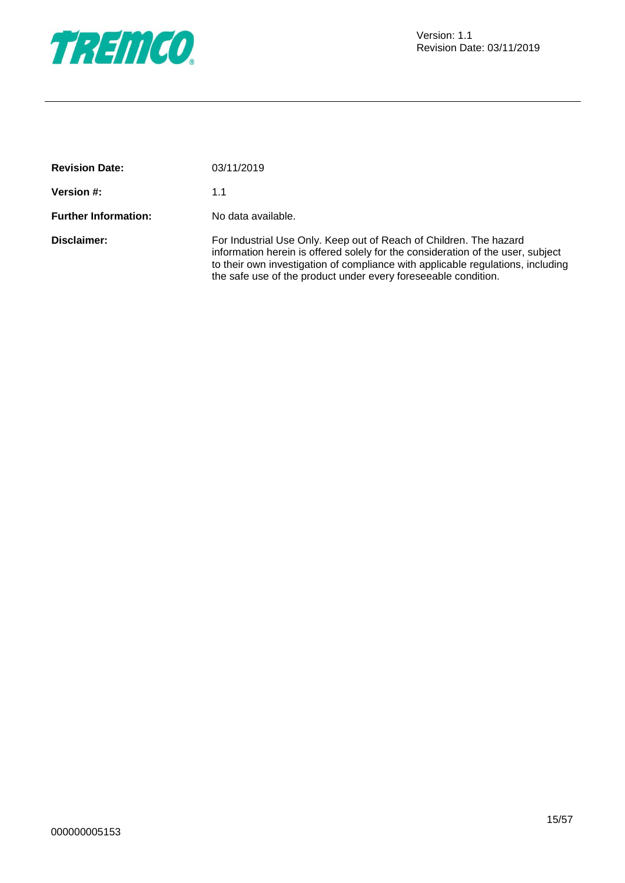| | |
|---|---|
| **Revision Date:** | 03/11/2019 |
| **Version #:** | 1.1 |
| **Further Information:** | No data available. |
| **Disclaimer:** | For Industrial Use Only. Keep out of Reach of Children. The hazard information herein is offered solely for the consideration of the user, subject to their own investigation of compliance with applicable regulations, including the safe use of the product under every foreseeable condition. |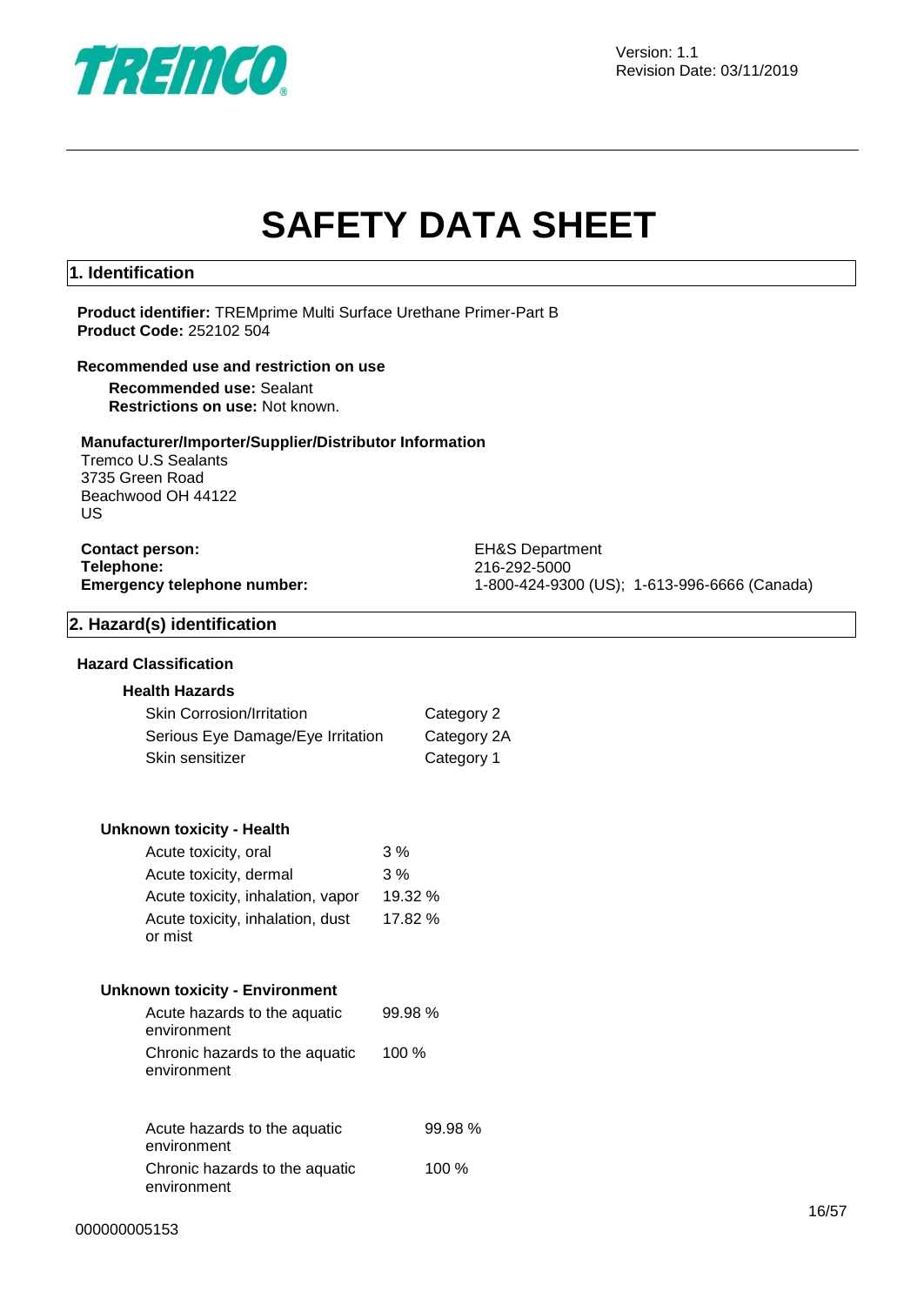Version: 1.1
Revision Date: 03/11/2019

# SAFETY DATA SHEET

## 1. Identification

**Product identifier:** TREMprime Multi Surface Urethane Primer-Part B
**Product Code:** 252102 504

**Recommended use and restriction on use**

**Recommended use:** Sealant
**Restrictions on use:** Not known.

**Manufacturer/Importer/Supplier/Distributor Information**
Tremco U.S Sealants
3735 Green Road
Beachwood OH 44122
US

| | |
|---|---|
| **Contact person:** | EH&S Department |
| **Telephone:** | 216-292-5000 |
| **Emergency telephone number:** | 1-800-424-9300 (US); 1-613-996-6666 (Canada) |

## 2. Hazard(s) identification

**Hazard Classification**

**Health Hazards**

| | |
|---|---|
| Skin Corrosion/Irritation | Category 2 |
| Serious Eye Damage/Eye Irritation | Category 2A |
| Skin sensitizer | Category 1 |

**Unknown toxicity - Health**

| | |
|---|---|
| Acute toxicity, oral | 3 % |
| Acute toxicity, dermal | 3 % |
| Acute toxicity, inhalation, vapor | 19.32 % |
| Acute toxicity, inhalation, dust or mist | 17.82 % |

**Unknown toxicity - Environment**

| | |
|---|---|
| Acute hazards to the aquatic environment | 99.98 % |
| Chronic hazards to the aquatic environment | 100 % |

| | |
|---|---|
| Acute hazards to the aquatic environment | 99.98 % |
| Chronic hazards to the aquatic environment | 100 % |

000000005153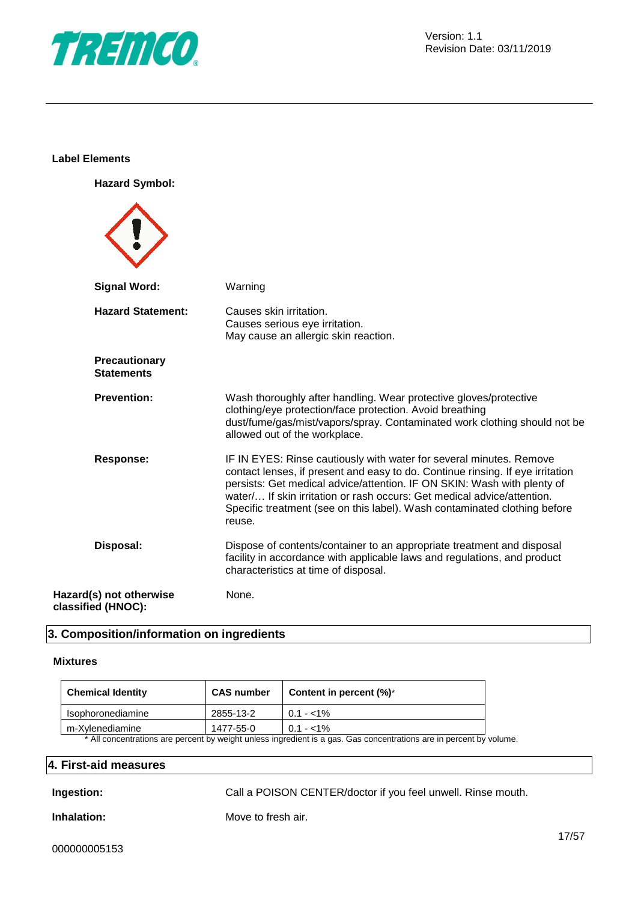**Label Elements**

**Hazard Symbol:**

**Signal Word:** Warning

**Hazard Statement:** Causes skin irritation.
Causes serious eye irritation.
May cause an allergic skin reaction.

**Precautionary Statements**

**Prevention:** Wash thoroughly after handling. Wear protective gloves/protective clothing/eye protection/face protection. Avoid breathing dust/fume/gas/mist/vapors/spray. Contaminated work clothing should not be allowed out of the workplace.

**Response:** IF IN EYES: Rinse cautiously with water for several minutes. Remove contact lenses, if present and easy to do. Continue rinsing. If eye irritation persists: Get medical advice/attention. IF ON SKIN: Wash with plenty of water/… If skin irritation or rash occurs: Get medical advice/attention. Specific treatment (see on this label). Wash contaminated clothing before reuse.

**Disposal:** Dispose of contents/container to an appropriate treatment and disposal facility in accordance with applicable laws and regulations, and product characteristics at time of disposal.

**Hazard(s) not otherwise classified (HNOC):** None.

## 3. Composition/information on ingredients

**Mixtures**

| Chemical Identity | CAS number | Content in percent (%)* |
|---|---|---|
| Isophoronediamine | 2855-13-2 | 0.1 - <1% |
| m-Xylenediamine | 1477-55-0 | 0.1 - <1% |

* All concentrations are percent by weight unless ingredient is a gas. Gas concentrations are in percent by volume.

## 4. First-aid measures

**Ingestion:** Call a POISON CENTER/doctor if you feel unwell. Rinse mouth.

**Inhalation:** Move to fresh air.

000000005153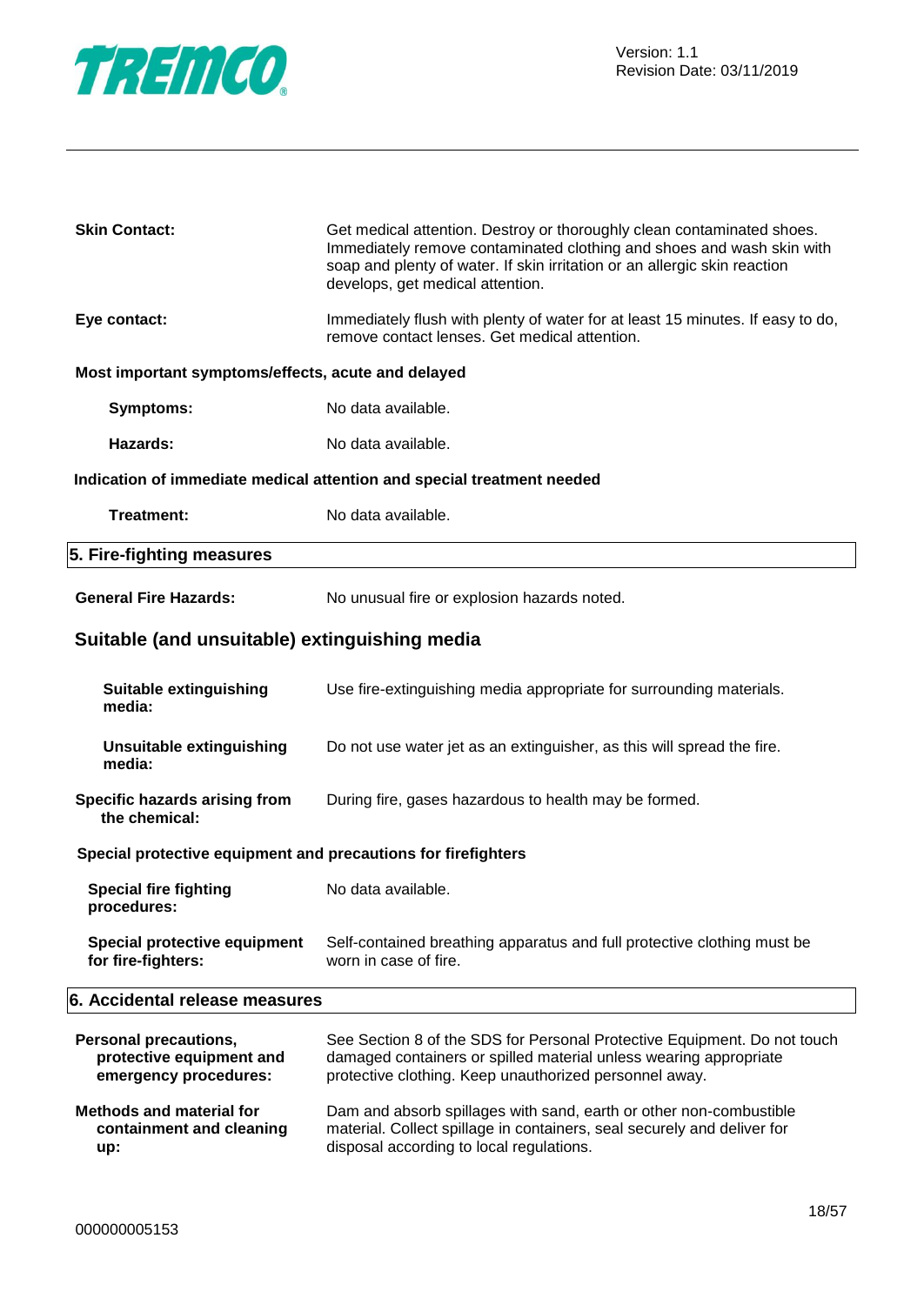**Skin Contact:** Get medical attention. Destroy or thoroughly clean contaminated shoes. Immediately remove contaminated clothing and shoes and wash skin with soap and plenty of water. If skin irritation or an allergic skin reaction develops, get medical attention.

**Eye contact:** Immediately flush with plenty of water for at least 15 minutes. If easy to do, remove contact lenses. Get medical attention.

**Most important symptoms/effects, acute and delayed**

**Symptoms:** No data available.

**Hazards:** No data available.

**Indication of immediate medical attention and special treatment needed**

**Treatment:** No data available.

## 5. Fire-fighting measures

**General Fire Hazards:** No unusual fire or explosion hazards noted.

### Suitable (and unsuitable) extinguishing media

**Suitable extinguishing media:** Use fire-extinguishing media appropriate for surrounding materials.

**Unsuitable extinguishing media:** Do not use water jet as an extinguisher, as this will spread the fire.

**Specific hazards arising from the chemical:** During fire, gases hazardous to health may be formed.

**Special protective equipment and precautions for firefighters**

**Special fire fighting procedures:** No data available.

**Special protective equipment for fire-fighters:** Self-contained breathing apparatus and full protective clothing must be worn in case of fire.

## 6. Accidental release measures

**Personal precautions, protective equipment and emergency procedures:** See Section 8 of the SDS for Personal Protective Equipment. Do not touch damaged containers or spilled material unless wearing appropriate protective clothing. Keep unauthorized personnel away.

**Methods and material for containment and cleaning up:** Dam and absorb spillages with sand, earth or other non-combustible material. Collect spillage in containers, seal securely and deliver for disposal according to local regulations.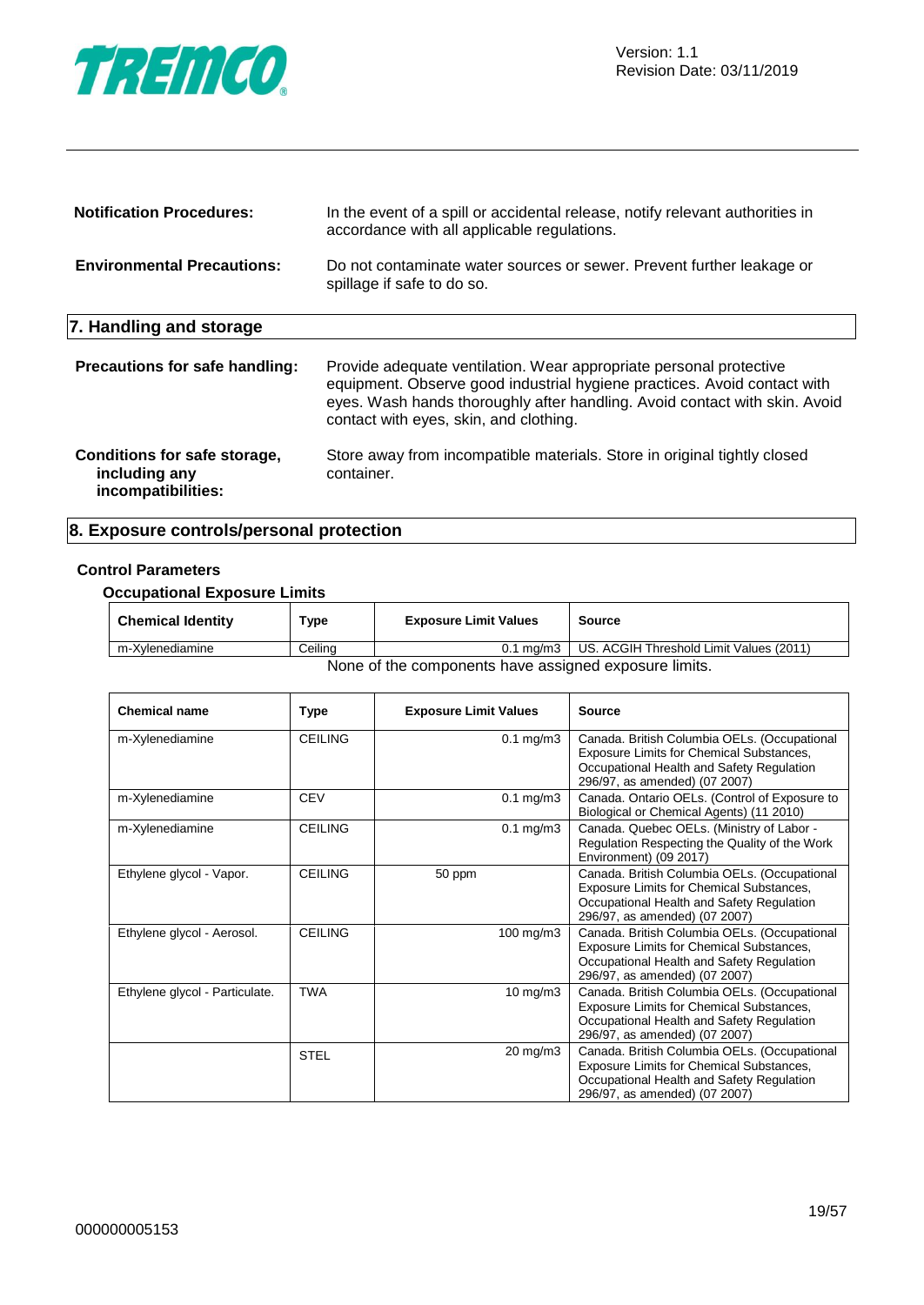**Notification Procedures:** In the event of a spill or accidental release, notify relevant authorities in accordance with all applicable regulations.

**Environmental Precautions:** Do not contaminate water sources or sewer. Prevent further leakage or spillage if safe to do so.

## 7. Handling and storage

**Precautions for safe handling:** Provide adequate ventilation. Wear appropriate personal protective equipment. Observe good industrial hygiene practices. Avoid contact with eyes. Wash hands thoroughly after handling. Avoid contact with skin. Avoid contact with eyes, skin, and clothing.

**Conditions for safe storage, including any incompatibilities:** Store away from incompatible materials. Store in original tightly closed container.

## 8. Exposure controls/personal protection

### Control Parameters

#### Occupational Exposure Limits

| Chemical Identity | Type | Exposure Limit Values | Source |
|---|---|---|---|
| m-Xylenediamine | Ceiling | 0.1 mg/m3 | US. ACGIH Threshold Limit Values (2011) |

None of the components have assigned exposure limits.

| Chemical name | Type | Exposure Limit Values | Source |
|---|---|---|---|
| m-Xylenediamine | CEILING | 0.1 mg/m3 | Canada. British Columbia OELs. (Occupational Exposure Limits for Chemical Substances, Occupational Health and Safety Regulation 296/97, as amended) (07 2007) |
| m-Xylenediamine | CEV | 0.1 mg/m3 | Canada. Ontario OELs. (Control of Exposure to Biological or Chemical Agents) (11 2010) |
| m-Xylenediamine | CEILING | 0.1 mg/m3 | Canada. Quebec OELs. (Ministry of Labor - Regulation Respecting the Quality of the Work Environment) (09 2017) |
| Ethylene glycol - Vapor. | CEILING | 50 ppm | Canada. British Columbia OELs. (Occupational Exposure Limits for Chemical Substances, Occupational Health and Safety Regulation 296/97, as amended) (07 2007) |
| Ethylene glycol - Aerosol. | CEILING | 100 mg/m3 | Canada. British Columbia OELs. (Occupational Exposure Limits for Chemical Substances, Occupational Health and Safety Regulation 296/97, as amended) (07 2007) |
| Ethylene glycol - Particulate. | TWA | 10 mg/m3 | Canada. British Columbia OELs. (Occupational Exposure Limits for Chemical Substances, Occupational Health and Safety Regulation 296/97, as amended) (07 2007) |
| | STEL | 20 mg/m3 | Canada. British Columbia OELs. (Occupational Exposure Limits for Chemical Substances, Occupational Health and Safety Regulation 296/97, as amended) (07 2007) |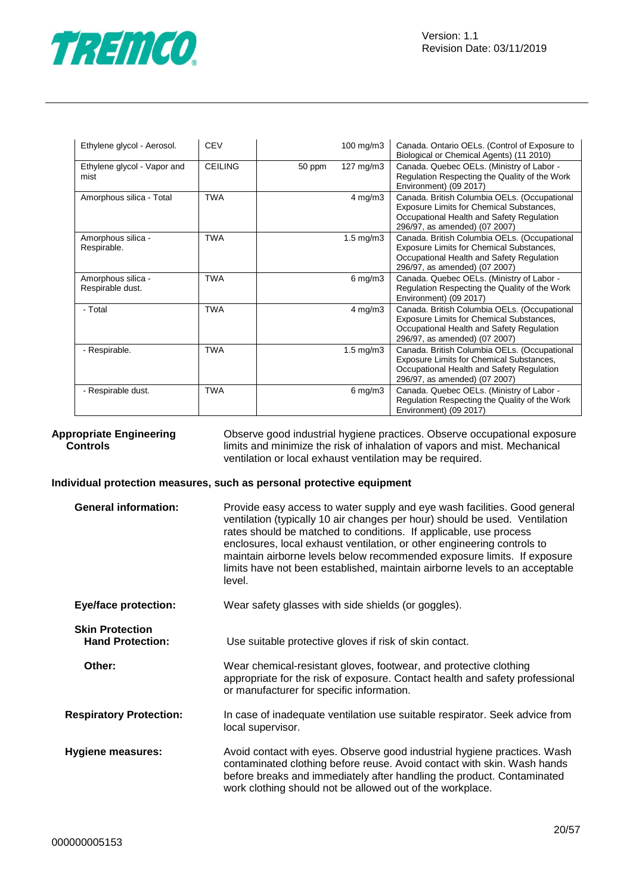| | | | | |
|---|---|---|---|---|
| Ethylene glycol - Aerosol. | CEV | | 100 mg/m3 | Canada. Ontario OELs. (Control of Exposure to Biological or Chemical Agents) (11 2010) |
| Ethylene glycol - Vapor and mist | CEILING | 50 ppm | 127 mg/m3 | Canada. Quebec OELs. (Ministry of Labor - Regulation Respecting the Quality of the Work Environment) (09 2017) |
| Amorphous silica - Total | TWA | | 4 mg/m3 | Canada. British Columbia OELs. (Occupational Exposure Limits for Chemical Substances, Occupational Health and Safety Regulation 296/97, as amended) (07 2007) |
| Amorphous silica - Respirable. | TWA | | 1.5 mg/m3 | Canada. British Columbia OELs. (Occupational Exposure Limits for Chemical Substances, Occupational Health and Safety Regulation 296/97, as amended) (07 2007) |
| Amorphous silica - Respirable dust. | TWA | | 6 mg/m3 | Canada. Quebec OELs. (Ministry of Labor - Regulation Respecting the Quality of the Work Environment) (09 2017) |
| - Total | TWA | | 4 mg/m3 | Canada. British Columbia OELs. (Occupational Exposure Limits for Chemical Substances, Occupational Health and Safety Regulation 296/97, as amended) (07 2007) |
| - Respirable. | TWA | | 1.5 mg/m3 | Canada. British Columbia OELs. (Occupational Exposure Limits for Chemical Substances, Occupational Health and Safety Regulation 296/97, as amended) (07 2007) |
| - Respirable dust. | TWA | | 6 mg/m3 | Canada. Quebec OELs. (Ministry of Labor - Regulation Respecting the Quality of the Work Environment) (09 2017) |

**Appropriate Engineering Controls**

Observe good industrial hygiene practices. Observe occupational exposure limits and minimize the risk of inhalation of vapors and mist. Mechanical ventilation or local exhaust ventilation may be required.

**Individual protection measures, such as personal protective equipment**

**General information:** Provide easy access to water supply and eye wash facilities. Good general ventilation (typically 10 air changes per hour) should be used. Ventilation rates should be matched to conditions. If applicable, use process enclosures, local exhaust ventilation, or other engineering controls to maintain airborne levels below recommended exposure limits. If exposure limits have not been established, maintain airborne levels to an acceptable level.

**Eye/face protection:** Wear safety glasses with side shields (or goggles).

**Skin Protection**

**Hand Protection:** Use suitable protective gloves if risk of skin contact.

**Other:** Wear chemical-resistant gloves, footwear, and protective clothing appropriate for the risk of exposure. Contact health and safety professional or manufacturer for specific information.

**Respiratory Protection:** In case of inadequate ventilation use suitable respirator. Seek advice from local supervisor.

**Hygiene measures:** Avoid contact with eyes. Observe good industrial hygiene practices. Wash contaminated clothing before reuse. Avoid contact with skin. Wash hands before breaks and immediately after handling the product. Contaminated work clothing should not be allowed out of the workplace.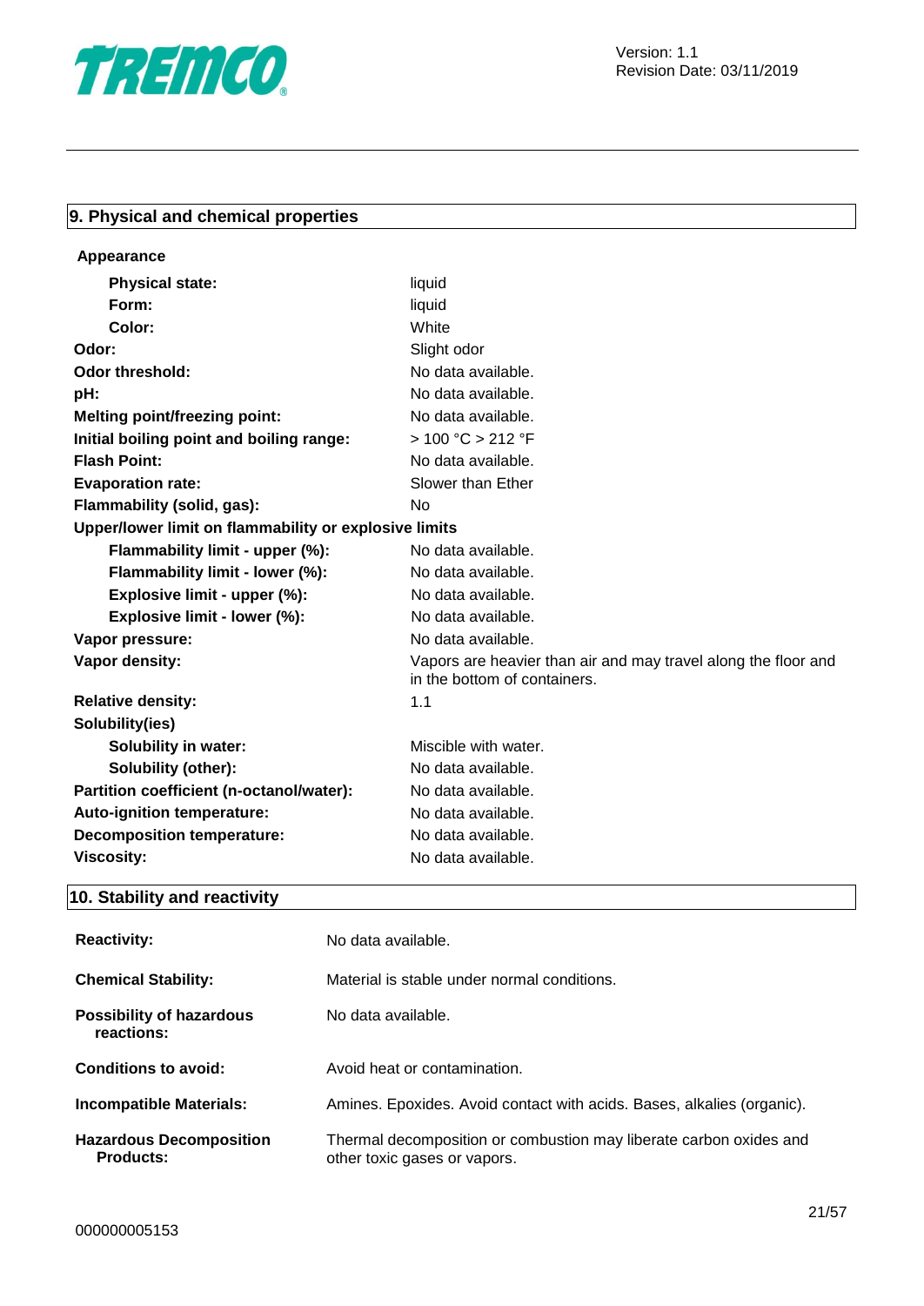## 9. Physical and chemical properties

**Appearance**

| | |
|---|---|
| **Physical state:** | liquid |
| **Form:** | liquid |
| **Color:** | White |
| **Odor:** | Slight odor |
| **Odor threshold:** | No data available. |
| **pH:** | No data available. |
| **Melting point/freezing point:** | No data available. |
| **Initial boiling point and boiling range:** | > 100 °C > 212 °F |
| **Flash Point:** | No data available. |
| **Evaporation rate:** | Slower than Ether |
| **Flammability (solid, gas):** | No |
| **Upper/lower limit on flammability or explosive limits** | |
| **Flammability limit - upper (%):** | No data available. |
| **Flammability limit - lower (%):** | No data available. |
| **Explosive limit - upper (%):** | No data available. |
| **Explosive limit - lower (%):** | No data available. |
| **Vapor pressure:** | No data available. |
| **Vapor density:** | Vapors are heavier than air and may travel along the floor and in the bottom of containers. |
| **Relative density:** | 1.1 |
| **Solubility(ies)** | |
| **Solubility in water:** | Miscible with water. |
| **Solubility (other):** | No data available. |
| **Partition coefficient (n-octanol/water):** | No data available. |
| **Auto-ignition temperature:** | No data available. |
| **Decomposition temperature:** | No data available. |
| **Viscosity:** | No data available. |

## 10. Stability and reactivity

| | |
|---|---|
| **Reactivity:** | No data available. |
| **Chemical Stability:** | Material is stable under normal conditions. |
| **Possibility of hazardous reactions:** | No data available. |
| **Conditions to avoid:** | Avoid heat or contamination. |
| **Incompatible Materials:** | Amines. Epoxides. Avoid contact with acids. Bases, alkalies (organic). |
| **Hazardous Decomposition Products:** | Thermal decomposition or combustion may liberate carbon oxides and other toxic gases or vapors. |

000000005153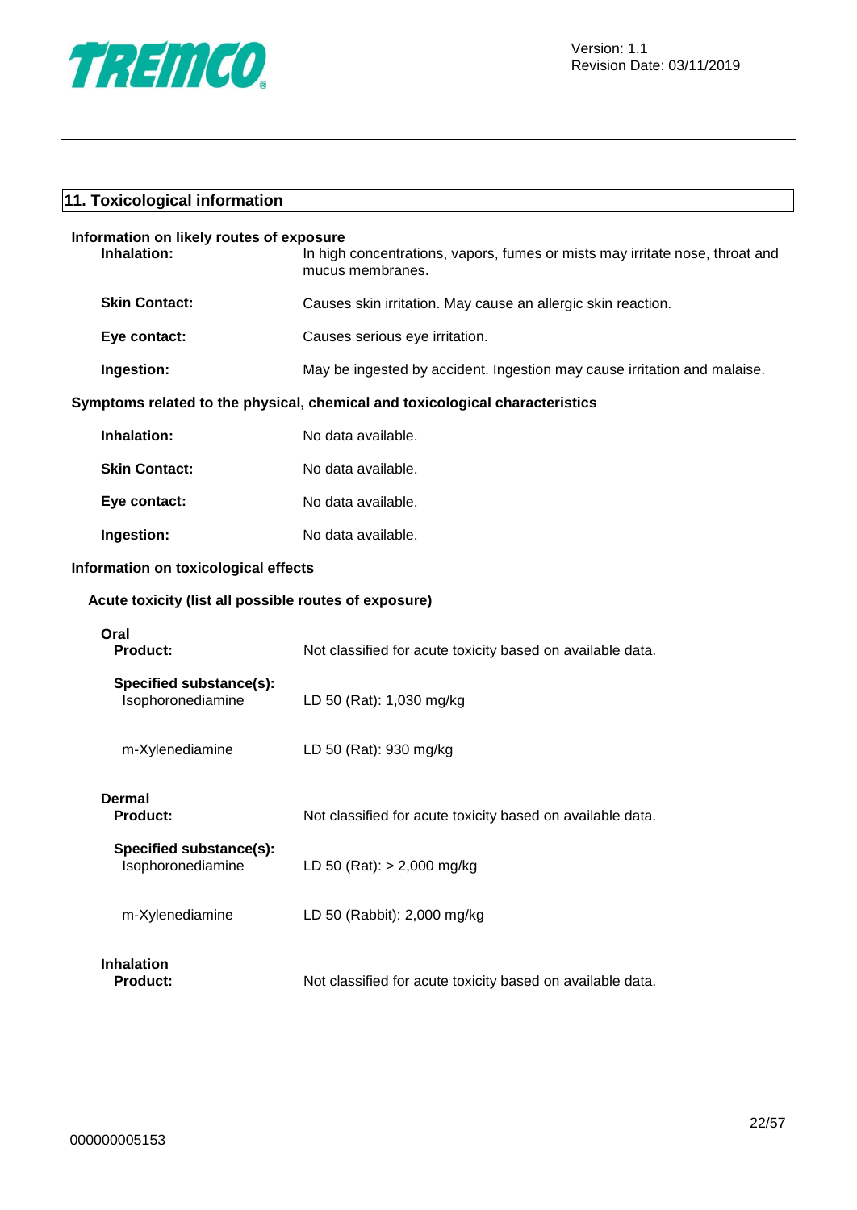## 11. Toxicological information

**Information on likely routes of exposure**

**Inhalation:** In high concentrations, vapors, fumes or mists may irritate nose, throat and mucus membranes.

**Skin Contact:** Causes skin irritation. May cause an allergic skin reaction.

**Eye contact:** Causes serious eye irritation.

**Ingestion:** May be ingested by accident. Ingestion may cause irritation and malaise.

**Symptoms related to the physical, chemical and toxicological characteristics**

**Inhalation:** No data available.

**Skin Contact:** No data available.

**Eye contact:** No data available.

**Ingestion:** No data available.

**Information on toxicological effects**

**Acute toxicity (list all possible routes of exposure)**

**Oral**

**Product:** Not classified for acute toxicity based on available data.

**Specified substance(s):**

Isophoronediamine LD 50 (Rat): 1,030 mg/kg

m-Xylenediamine LD 50 (Rat): 930 mg/kg

**Dermal**

**Product:** Not classified for acute toxicity based on available data.

**Specified substance(s):**

Isophoronediamine LD 50 (Rat): > 2,000 mg/kg

m-Xylenediamine LD 50 (Rabbit): 2,000 mg/kg

**Inhalation**

**Product:** Not classified for acute toxicity based on available data.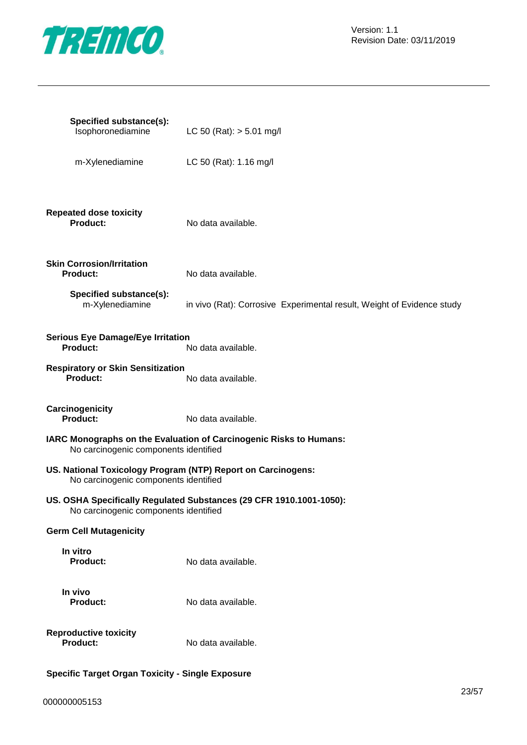**Specified substance(s):**

| | |
|---|---|
| Isophoronediamine | LC 50 (Rat): > 5.01 mg/l |
| m-Xylenediamine | LC 50 (Rat): 1.16 mg/l |

**Repeated dose toxicity**

**Product:** No data available.

**Skin Corrosion/Irritation**

**Product:** No data available.

**Specified substance(s):**

| | |
|---|---|
| m-Xylenediamine | in vivo (Rat): Corrosive Experimental result, Weight of Evidence study |

**Serious Eye Damage/Eye Irritation**

**Product:** No data available.

**Respiratory or Skin Sensitization**

**Product:** No data available.

**Carcinogenicity**

**Product:** No data available.

**IARC Monographs on the Evaluation of Carcinogenic Risks to Humans:**
No carcinogenic components identified

**US. National Toxicology Program (NTP) Report on Carcinogens:**
No carcinogenic components identified

**US. OSHA Specifically Regulated Substances (29 CFR 1910.1001-1050):**
No carcinogenic components identified

**Germ Cell Mutagenicity**

**In vitro**

**Product:** No data available.

**In vivo**

**Product:** No data available.

**Reproductive toxicity**

**Product:** No data available.

**Specific Target Organ Toxicity - Single Exposure**

000000005153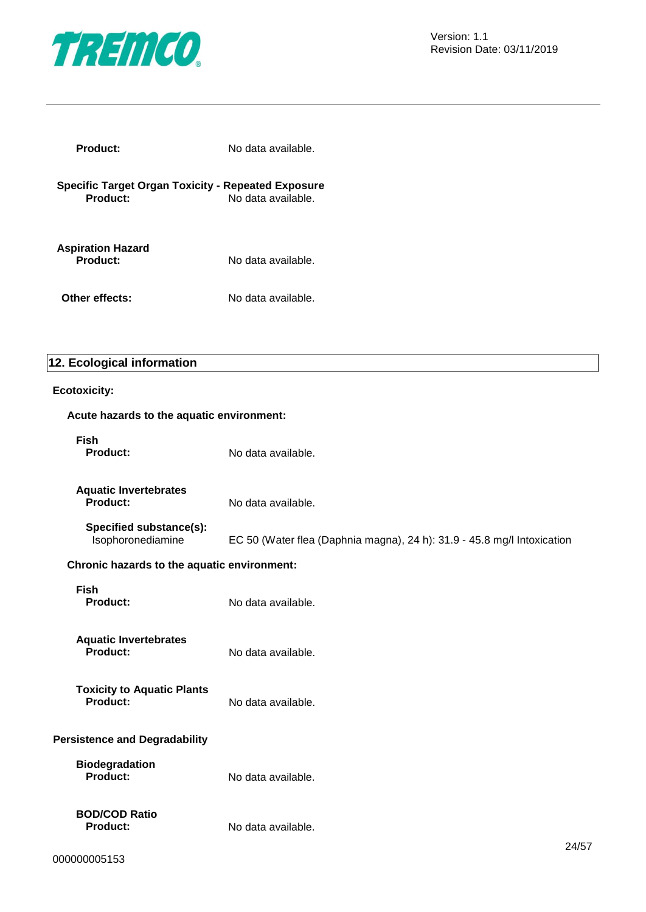**Product:** No data available.

**Specific Target Organ Toxicity - Repeated Exposure**

**Product:** No data available.

**Aspiration Hazard**

**Product:** No data available.

**Other effects:** No data available.

## 12. Ecological information

**Ecotoxicity:**

**Acute hazards to the aquatic environment:**

**Fish**

**Product:** No data available.

**Aquatic Invertebrates**

**Product:** No data available.

**Specified substance(s):**

Isophoronediamine — EC 50 (Water flea (Daphnia magna), 24 h): 31.9 - 45.8 mg/l Intoxication

**Chronic hazards to the aquatic environment:**

**Fish**

**Product:** No data available.

**Aquatic Invertebrates**

**Product:** No data available.

**Toxicity to Aquatic Plants**

**Product:** No data available.

**Persistence and Degradability**

**Biodegradation**

**Product:** No data available.

**BOD/COD Ratio**

**Product:** No data available.

000000005153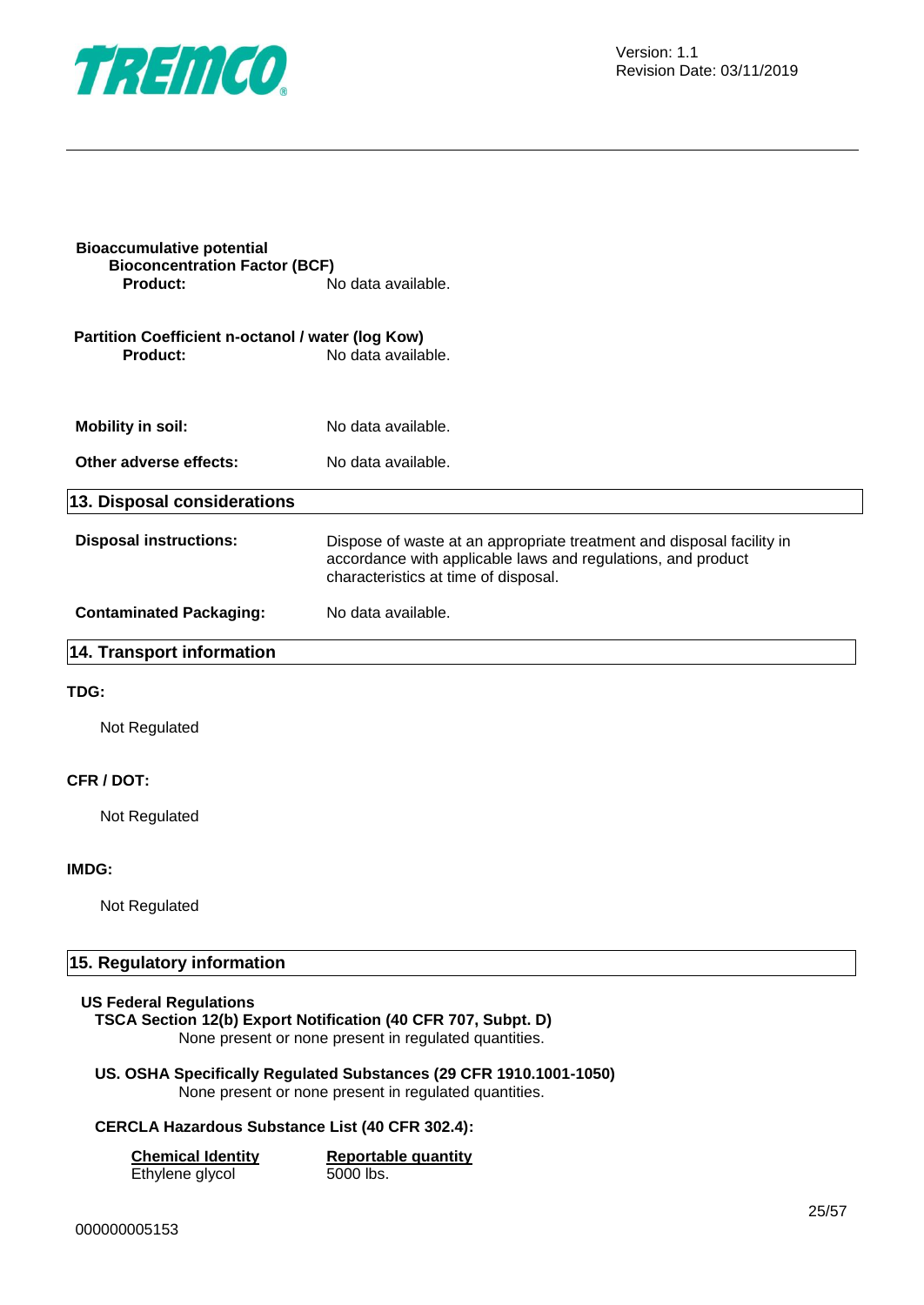**Bioaccumulative potential**

**Bioconcentration Factor (BCF)**

**Product:** No data available.

**Partition Coefficient n-octanol / water (log Kow)**

**Product:** No data available.

**Mobility in soil:** No data available.

**Other adverse effects:** No data available.

## 13. Disposal considerations

**Disposal instructions:** Dispose of waste at an appropriate treatment and disposal facility in accordance with applicable laws and regulations, and product characteristics at time of disposal.

**Contaminated Packaging:** No data available.

## 14. Transport information

**TDG:**

Not Regulated

**CFR / DOT:**

Not Regulated

**IMDG:**

Not Regulated

## 15. Regulatory information

**US Federal Regulations**

**TSCA Section 12(b) Export Notification (40 CFR 707, Subpt. D)**

None present or none present in regulated quantities.

**US. OSHA Specifically Regulated Substances (29 CFR 1910.1001-1050)**

None present or none present in regulated quantities.

**CERCLA Hazardous Substance List (40 CFR 302.4):**

| Chemical Identity | Reportable quantity |
|---|---|
| Ethylene glycol | 5000 lbs. |

000000005153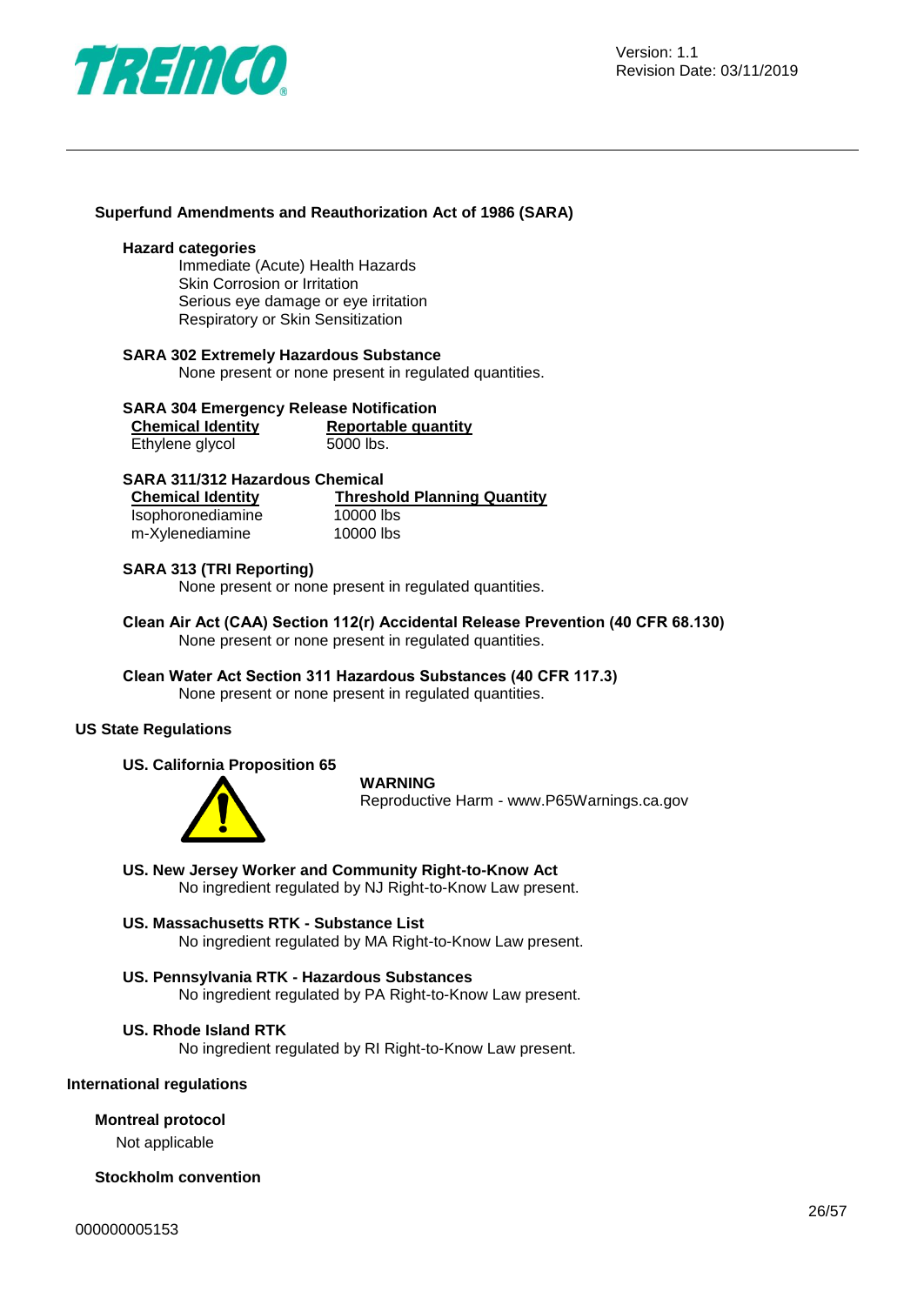### Superfund Amendments and Reauthorization Act of 1986 (SARA)

**Hazard categories**

Immediate (Acute) Health Hazards
Skin Corrosion or Irritation
Serious eye damage or eye irritation
Respiratory or Skin Sensitization

**SARA 302 Extremely Hazardous Substance**

None present or none present in regulated quantities.

**SARA 304 Emergency Release Notification**

| Chemical Identity | Reportable quantity |
|---|---|
| Ethylene glycol | 5000 lbs. |

**SARA 311/312 Hazardous Chemical**

| Chemical Identity | Threshold Planning Quantity |
|---|---|
| Isophoronediamine | 10000 lbs |
| m-Xylenediamine | 10000 lbs |

**SARA 313 (TRI Reporting)**

None present or none present in regulated quantities.

**Clean Air Act (CAA) Section 112(r) Accidental Release Prevention (40 CFR 68.130)**

None present or none present in regulated quantities.

**Clean Water Act Section 311 Hazardous Substances (40 CFR 117.3)**

None present or none present in regulated quantities.

### US State Regulations

**US. California Proposition 65**

**WARNING**
Reproductive Harm - www.P65Warnings.ca.gov

**US. New Jersey Worker and Community Right-to-Know Act**

No ingredient regulated by NJ Right-to-Know Law present.

**US. Massachusetts RTK - Substance List**

No ingredient regulated by MA Right-to-Know Law present.

**US. Pennsylvania RTK - Hazardous Substances**

No ingredient regulated by PA Right-to-Know Law present.

**US. Rhode Island RTK**

No ingredient regulated by RI Right-to-Know Law present.

### International regulations

**Montreal protocol**

Not applicable

**Stockholm convention**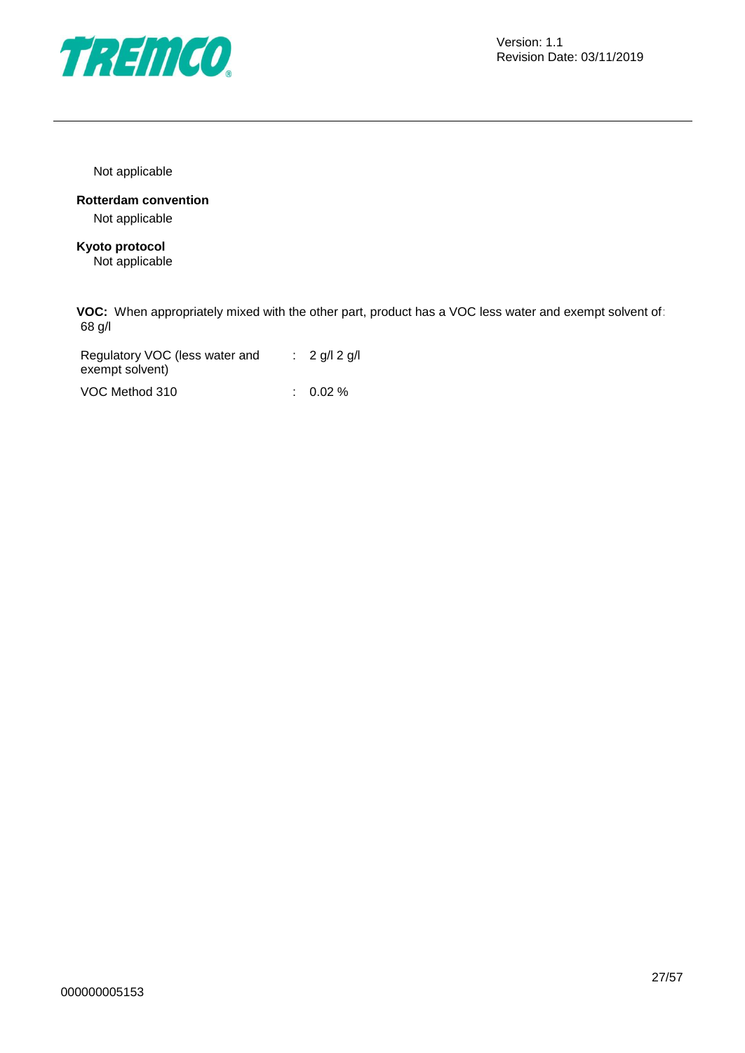Not applicable

**Rotterdam convention**

Not applicable

**Kyoto protocol**

Not applicable

**VOC:** When appropriately mixed with the other part, product has a VOC less water and exempt solvent of: 68 g/l

| | | |
|---|---|---|
| Regulatory VOC (less water and exempt solvent) | : | 2 g/l 2 g/l |
| VOC Method 310 | : | 0.02 % |

000000005153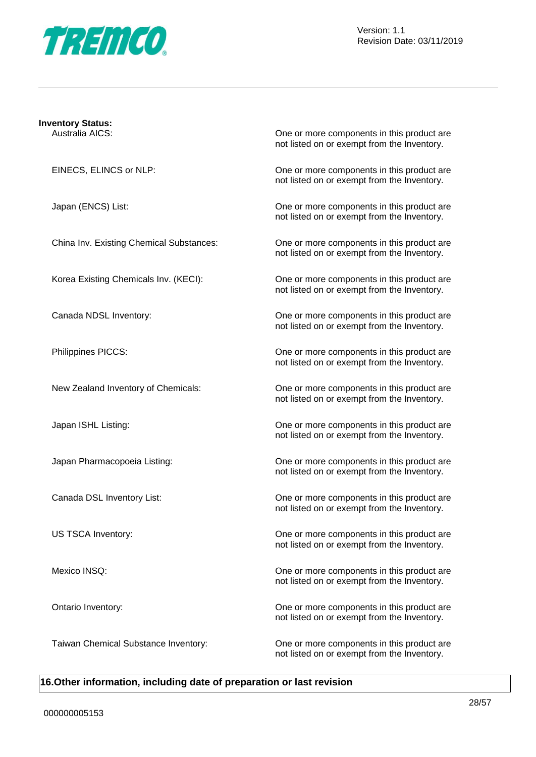**Inventory Status:**

| | |
|---|---|
| Australia AICS: | One or more components in this product are not listed on or exempt from the Inventory. |
| EINECS, ELINCS or NLP: | One or more components in this product are not listed on or exempt from the Inventory. |
| Japan (ENCS) List: | One or more components in this product are not listed on or exempt from the Inventory. |
| China Inv. Existing Chemical Substances: | One or more components in this product are not listed on or exempt from the Inventory. |
| Korea Existing Chemicals Inv. (KECI): | One or more components in this product are not listed on or exempt from the Inventory. |
| Canada NDSL Inventory: | One or more components in this product are not listed on or exempt from the Inventory. |
| Philippines PICCS: | One or more components in this product are not listed on or exempt from the Inventory. |
| New Zealand Inventory of Chemicals: | One or more components in this product are not listed on or exempt from the Inventory. |
| Japan ISHL Listing: | One or more components in this product are not listed on or exempt from the Inventory. |
| Japan Pharmacopoeia Listing: | One or more components in this product are not listed on or exempt from the Inventory. |
| Canada DSL Inventory List: | One or more components in this product are not listed on or exempt from the Inventory. |
| US TSCA Inventory: | One or more components in this product are not listed on or exempt from the Inventory. |
| Mexico INSQ: | One or more components in this product are not listed on or exempt from the Inventory. |
| Ontario Inventory: | One or more components in this product are not listed on or exempt from the Inventory. |
| Taiwan Chemical Substance Inventory: | One or more components in this product are not listed on or exempt from the Inventory. |

## 16.Other information, including date of preparation or last revision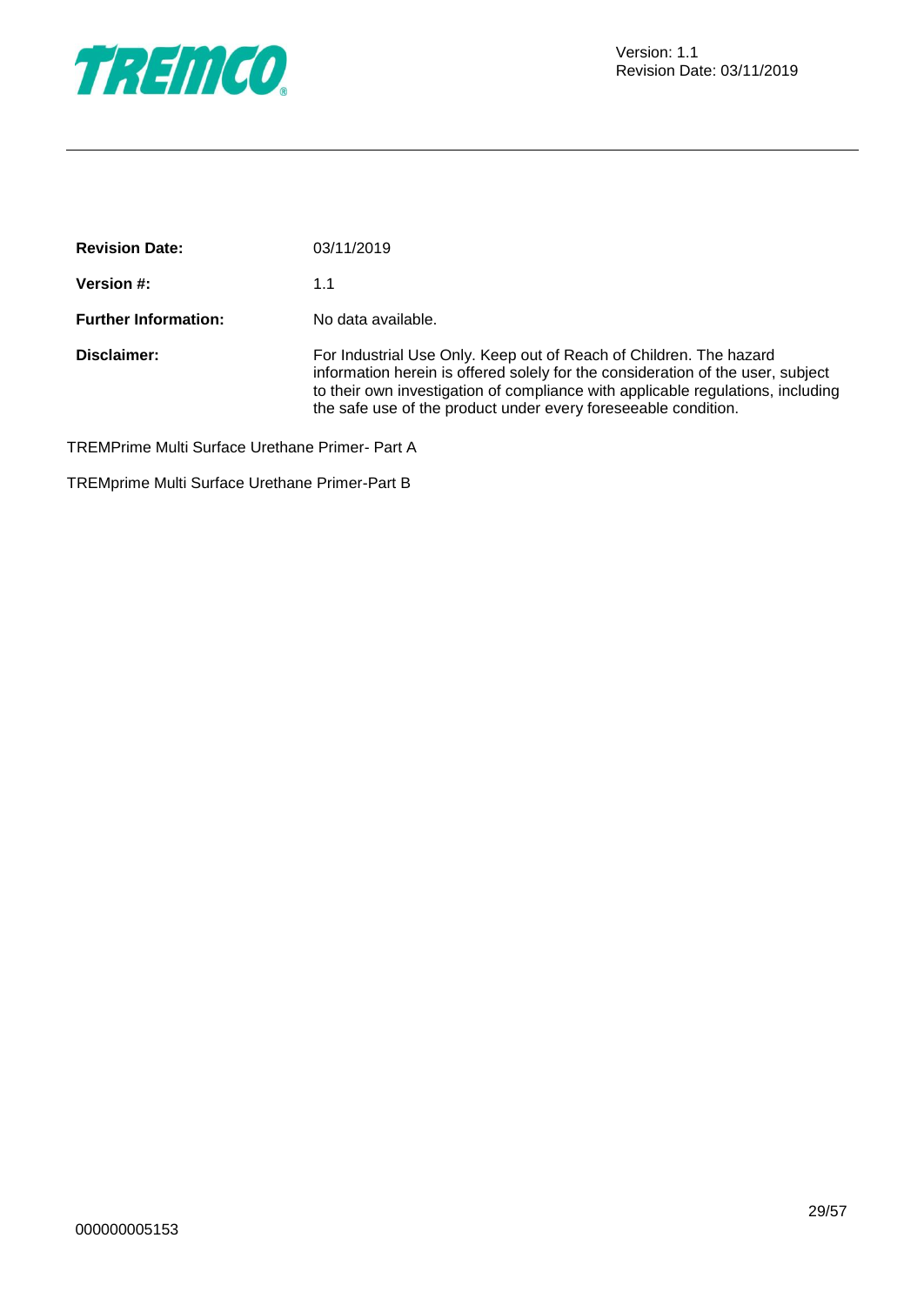| | |
|---|---|
| **Revision Date:** | 03/11/2019 |
| **Version #:** | 1.1 |
| **Further Information:** | No data available. |
| **Disclaimer:** | For Industrial Use Only. Keep out of Reach of Children. The hazard information herein is offered solely for the consideration of the user, subject to their own investigation of compliance with applicable regulations, including the safe use of the product under every foreseeable condition. |

TREMPrime Multi Surface Urethane Primer- Part A

TREMprime Multi Surface Urethane Primer-Part B

000000005153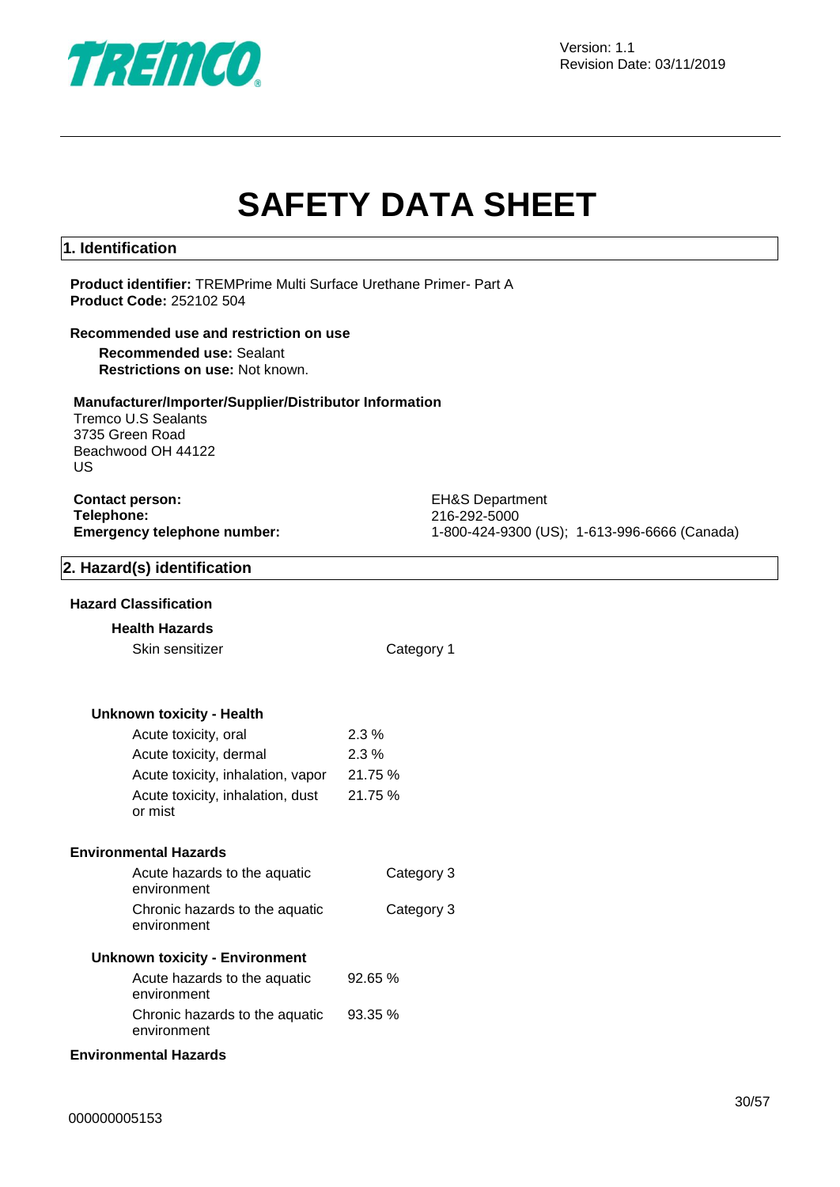TREMCO

Version: 1.1
Revision Date: 03/11/2019

# SAFETY DATA SHEET

## 1. Identification

**Product identifier:** TREMPrime Multi Surface Urethane Primer- Part A
**Product Code:** 252102 504

**Recommended use and restriction on use**

**Recommended use:** Sealant
**Restrictions on use:** Not known.

**Manufacturer/Importer/Supplier/Distributor Information**
Tremco U.S Sealants
3735 Green Road
Beachwood OH 44122
US

| | |
|---|---|
| **Contact person:** | EH&S Department |
| **Telephone:** | 216-292-5000 |
| **Emergency telephone number:** | 1-800-424-9300 (US); 1-613-996-6666 (Canada) |

## 2. Hazard(s) identification

**Hazard Classification**

**Health Hazards**

| | |
|---|---|
| Skin sensitizer | Category 1 |

**Unknown toxicity - Health**

| | |
|---|---|
| Acute toxicity, oral | 2.3 % |
| Acute toxicity, dermal | 2.3 % |
| Acute toxicity, inhalation, vapor | 21.75 % |
| Acute toxicity, inhalation, dust or mist | 21.75 % |

**Environmental Hazards**

| | |
|---|---|
| Acute hazards to the aquatic environment | Category 3 |
| Chronic hazards to the aquatic environment | Category 3 |

**Unknown toxicity - Environment**

| | |
|---|---|
| Acute hazards to the aquatic environment | 92.65 % |
| Chronic hazards to the aquatic environment | 93.35 % |

**Environmental Hazards**

000000005153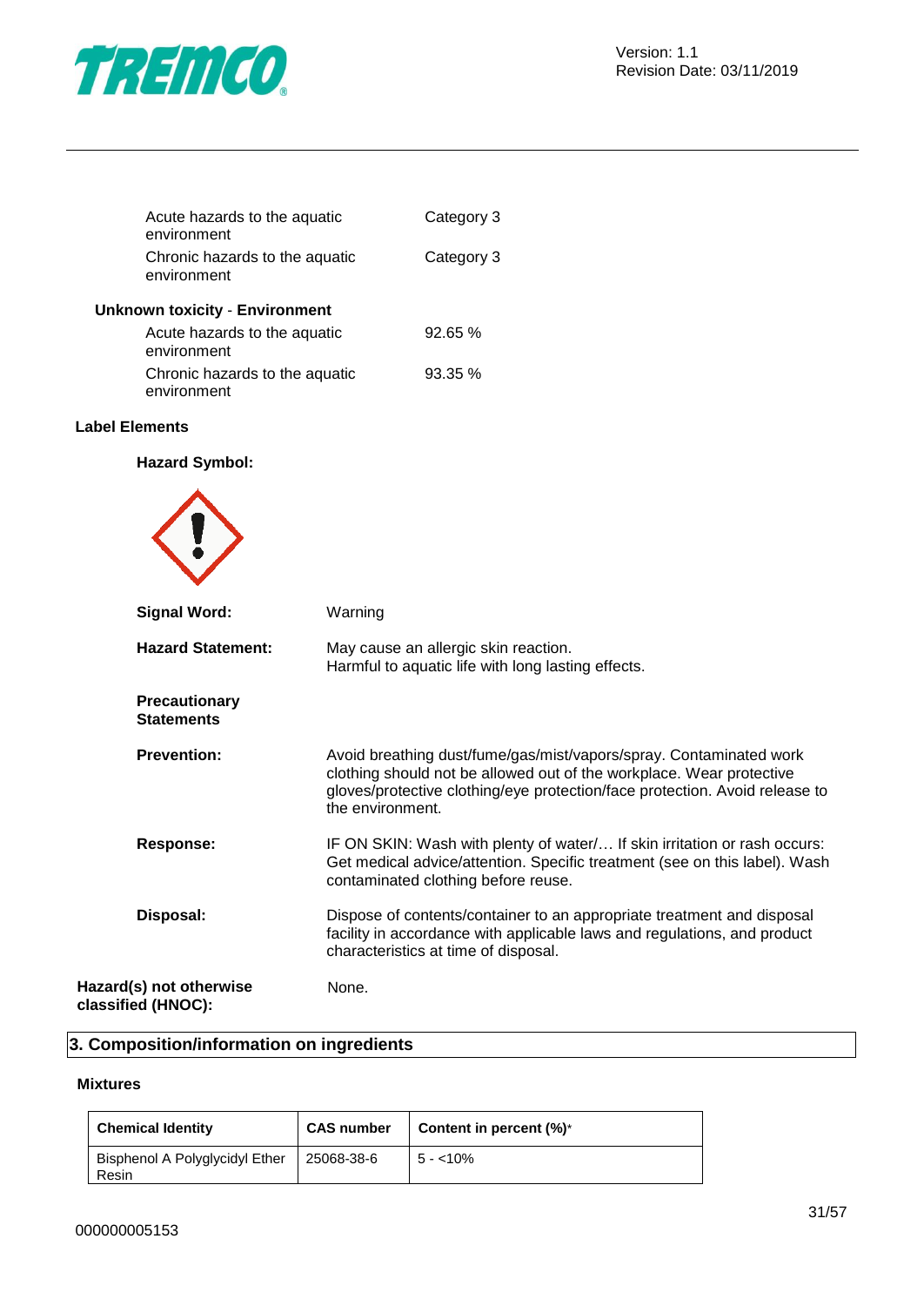| | |
|---|---|
| Acute hazards to the aquatic environment | Category 3 |
| Chronic hazards to the aquatic environment | Category 3 |

**Unknown toxicity - Environment**

| | |
|---|---|
| Acute hazards to the aquatic environment | 92.65 % |
| Chronic hazards to the aquatic environment | 93.35 % |

**Label Elements**

**Hazard Symbol:**

**Signal Word:** Warning

**Hazard Statement:** May cause an allergic skin reaction.
Harmful to aquatic life with long lasting effects.

**Precautionary Statements**

**Prevention:** Avoid breathing dust/fume/gas/mist/vapors/spray. Contaminated work clothing should not be allowed out of the workplace. Wear protective gloves/protective clothing/eye protection/face protection. Avoid release to the environment.

**Response:** IF ON SKIN: Wash with plenty of water/… If skin irritation or rash occurs: Get medical advice/attention. Specific treatment (see on this label). Wash contaminated clothing before reuse.

**Disposal:** Dispose of contents/container to an appropriate treatment and disposal facility in accordance with applicable laws and regulations, and product characteristics at time of disposal.

**Hazard(s) not otherwise classified (HNOC):** None.

## 3. Composition/information on ingredients

**Mixtures**

| Chemical Identity | CAS number | Content in percent (%)* |
|---|---|---|
| Bisphenol A Polyglycidyl Ether Resin | 25068-38-6 | 5 - <10% |

000000005153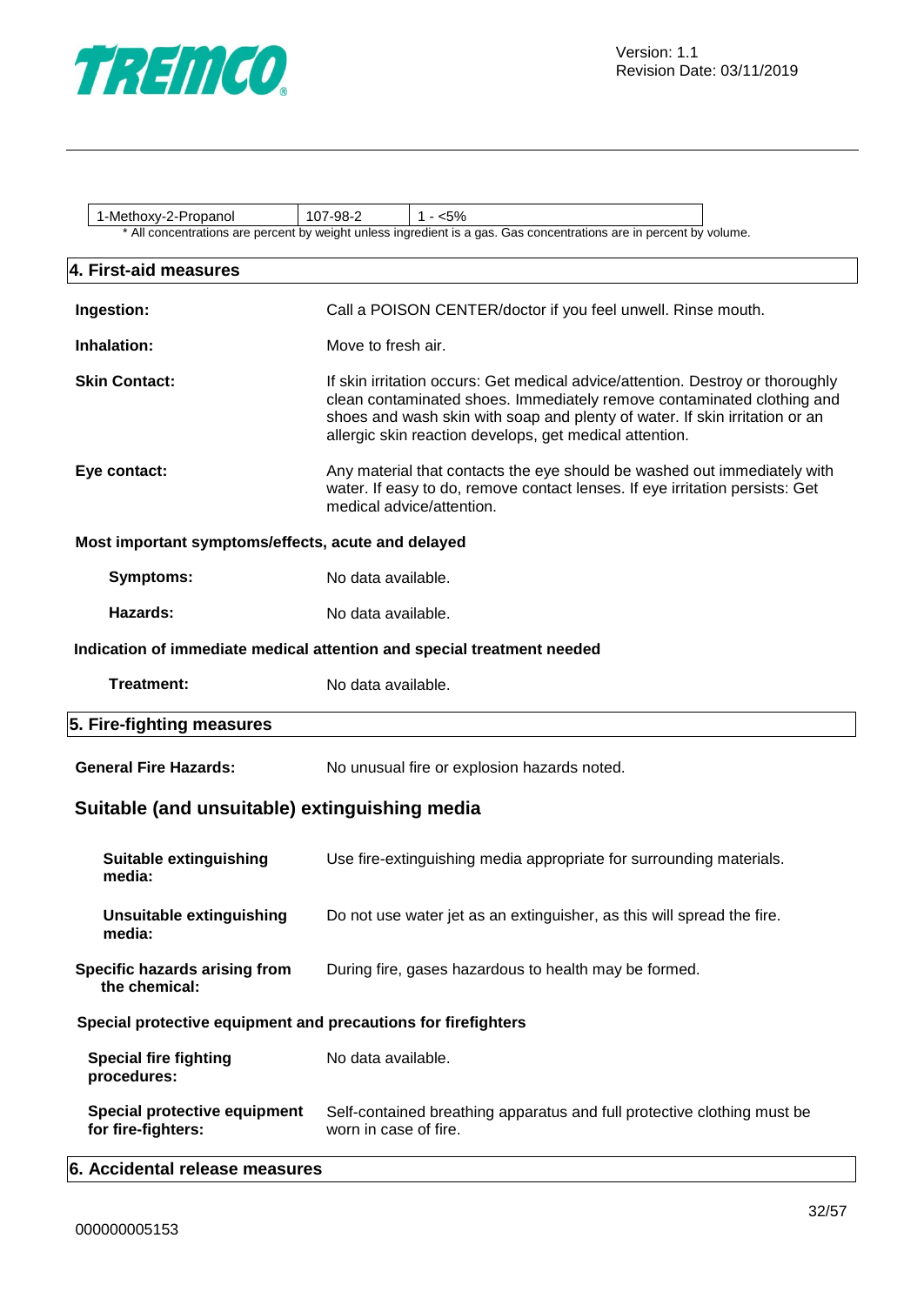| | | |
|---|---|---|
| 1-Methoxy-2-Propanol | 107-98-2 | 1 - <5% |

* All concentrations are percent by weight unless ingredient is a gas. Gas concentrations are in percent by volume.

## 4. First-aid measures

**Ingestion:** Call a POISON CENTER/doctor if you feel unwell. Rinse mouth.

**Inhalation:** Move to fresh air.

**Skin Contact:** If skin irritation occurs: Get medical advice/attention. Destroy or thoroughly clean contaminated shoes. Immediately remove contaminated clothing and shoes and wash skin with soap and plenty of water. If skin irritation or an allergic skin reaction develops, get medical attention.

**Eye contact:** Any material that contacts the eye should be washed out immediately with water. If easy to do, remove contact lenses. If eye irritation persists: Get medical advice/attention.

**Most important symptoms/effects, acute and delayed**

**Symptoms:** No data available.

**Hazards:** No data available.

**Indication of immediate medical attention and special treatment needed**

**Treatment:** No data available.

## 5. Fire-fighting measures

**General Fire Hazards:** No unusual fire or explosion hazards noted.

### Suitable (and unsuitable) extinguishing media

**Suitable extinguishing media:** Use fire-extinguishing media appropriate for surrounding materials.

**Unsuitable extinguishing media:** Do not use water jet as an extinguisher, as this will spread the fire.

**Specific hazards arising from the chemical:** During fire, gases hazardous to health may be formed.

**Special protective equipment and precautions for firefighters**

**Special fire fighting procedures:** No data available.

**Special protective equipment for fire-fighters:** Self-contained breathing apparatus and full protective clothing must be worn in case of fire.

## 6. Accidental release measures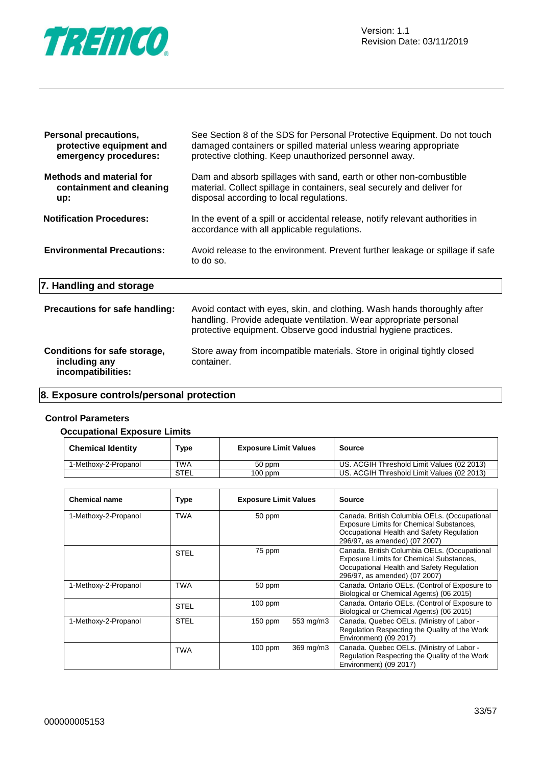**Personal precautions, protective equipment and emergency procedures:** See Section 8 of the SDS for Personal Protective Equipment. Do not touch damaged containers or spilled material unless wearing appropriate protective clothing. Keep unauthorized personnel away.

**Methods and material for containment and cleaning up:** Dam and absorb spillages with sand, earth or other non-combustible material. Collect spillage in containers, seal securely and deliver for disposal according to local regulations.

**Notification Procedures:** In the event of a spill or accidental release, notify relevant authorities in accordance with all applicable regulations.

**Environmental Precautions:** Avoid release to the environment. Prevent further leakage or spillage if safe to do so.

## 7. Handling and storage

**Precautions for safe handling:** Avoid contact with eyes, skin, and clothing. Wash hands thoroughly after handling. Provide adequate ventilation. Wear appropriate personal protective equipment. Observe good industrial hygiene practices.

**Conditions for safe storage, including any incompatibilities:** Store away from incompatible materials. Store in original tightly closed container.

## 8. Exposure controls/personal protection

### Control Parameters

#### Occupational Exposure Limits

| Chemical Identity | Type | Exposure Limit Values | Source |
|---|---|---|---|
| 1-Methoxy-2-Propanol | TWA | 50 ppm | US. ACGIH Threshold Limit Values (02 2013) |
| | STEL | 100 ppm | US. ACGIH Threshold Limit Values (02 2013) |

| Chemical name | Type | Exposure Limit Values | | Source |
|---|---|---|---|---|
| 1-Methoxy-2-Propanol | TWA | 50 ppm | | Canada. British Columbia OELs. (Occupational Exposure Limits for Chemical Substances, Occupational Health and Safety Regulation 296/97, as amended) (07 2007) |
| | STEL | 75 ppm | | Canada. British Columbia OELs. (Occupational Exposure Limits for Chemical Substances, Occupational Health and Safety Regulation 296/97, as amended) (07 2007) |
| 1-Methoxy-2-Propanol | TWA | 50 ppm | | Canada. Ontario OELs. (Control of Exposure to Biological or Chemical Agents) (06 2015) |
| | STEL | 100 ppm | | Canada. Ontario OELs. (Control of Exposure to Biological or Chemical Agents) (06 2015) |
| 1-Methoxy-2-Propanol | STEL | 150 ppm | 553 mg/m3 | Canada. Quebec OELs. (Ministry of Labor - Regulation Respecting the Quality of the Work Environment) (09 2017) |
| | TWA | 100 ppm | 369 mg/m3 | Canada. Quebec OELs. (Ministry of Labor - Regulation Respecting the Quality of the Work Environment) (09 2017) |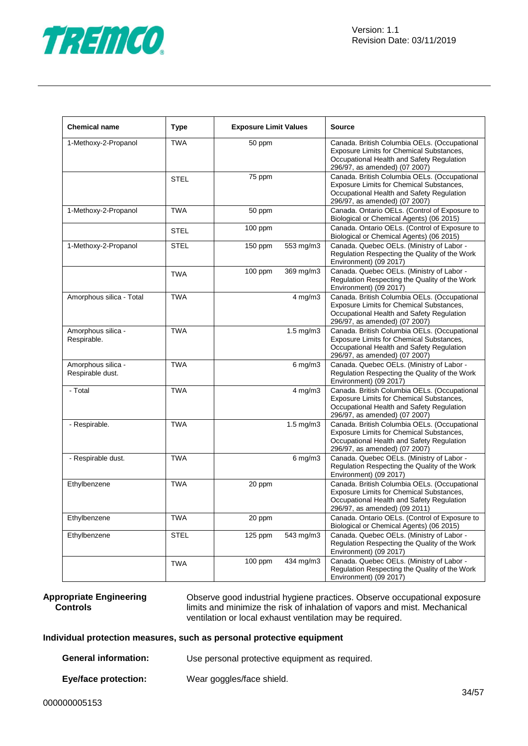| Chemical name | Type | Exposure Limit Values | | Source |
|---|---|---|---|---|
| 1-Methoxy-2-Propanol | TWA | 50 ppm | | Canada. British Columbia OELs. (Occupational Exposure Limits for Chemical Substances, Occupational Health and Safety Regulation 296/97, as amended) (07 2007) |
| | STEL | 75 ppm | | Canada. British Columbia OELs. (Occupational Exposure Limits for Chemical Substances, Occupational Health and Safety Regulation 296/97, as amended) (07 2007) |
| 1-Methoxy-2-Propanol | TWA | 50 ppm | | Canada. Ontario OELs. (Control of Exposure to Biological or Chemical Agents) (06 2015) |
| | STEL | 100 ppm | | Canada. Ontario OELs. (Control of Exposure to Biological or Chemical Agents) (06 2015) |
| 1-Methoxy-2-Propanol | STEL | 150 ppm | 553 mg/m3 | Canada. Quebec OELs. (Ministry of Labor - Regulation Respecting the Quality of the Work Environment) (09 2017) |
| | TWA | 100 ppm | 369 mg/m3 | Canada. Quebec OELs. (Ministry of Labor - Regulation Respecting the Quality of the Work Environment) (09 2017) |
| Amorphous silica - Total | TWA | | 4 mg/m3 | Canada. British Columbia OELs. (Occupational Exposure Limits for Chemical Substances, Occupational Health and Safety Regulation 296/97, as amended) (07 2007) |
| Amorphous silica - Respirable. | TWA | | 1.5 mg/m3 | Canada. British Columbia OELs. (Occupational Exposure Limits for Chemical Substances, Occupational Health and Safety Regulation 296/97, as amended) (07 2007) |
| Amorphous silica - Respirable dust. | TWA | | 6 mg/m3 | Canada. Quebec OELs. (Ministry of Labor - Regulation Respecting the Quality of the Work Environment) (09 2017) |
| - Total | TWA | | 4 mg/m3 | Canada. British Columbia OELs. (Occupational Exposure Limits for Chemical Substances, Occupational Health and Safety Regulation 296/97, as amended) (07 2007) |
| - Respirable. | TWA | | 1.5 mg/m3 | Canada. British Columbia OELs. (Occupational Exposure Limits for Chemical Substances, Occupational Health and Safety Regulation 296/97, as amended) (07 2007) |
| - Respirable dust. | TWA | | 6 mg/m3 | Canada. Quebec OELs. (Ministry of Labor - Regulation Respecting the Quality of the Work Environment) (09 2017) |
| Ethylbenzene | TWA | 20 ppm | | Canada. British Columbia OELs. (Occupational Exposure Limits for Chemical Substances, Occupational Health and Safety Regulation 296/97, as amended) (09 2011) |
| Ethylbenzene | TWA | 20 ppm | | Canada. Ontario OELs. (Control of Exposure to Biological or Chemical Agents) (06 2015) |
| Ethylbenzene | STEL | 125 ppm | 543 mg/m3 | Canada. Quebec OELs. (Ministry of Labor - Regulation Respecting the Quality of the Work Environment) (09 2017) |
| | TWA | 100 ppm | 434 mg/m3 | Canada. Quebec OELs. (Ministry of Labor - Regulation Respecting the Quality of the Work Environment) (09 2017) |

**Appropriate Engineering Controls**

Observe good industrial hygiene practices. Observe occupational exposure limits and minimize the risk of inhalation of vapors and mist. Mechanical ventilation or local exhaust ventilation may be required.

**Individual protection measures, such as personal protective equipment**

**General information:** Use personal protective equipment as required.

**Eye/face protection:** Wear goggles/face shield.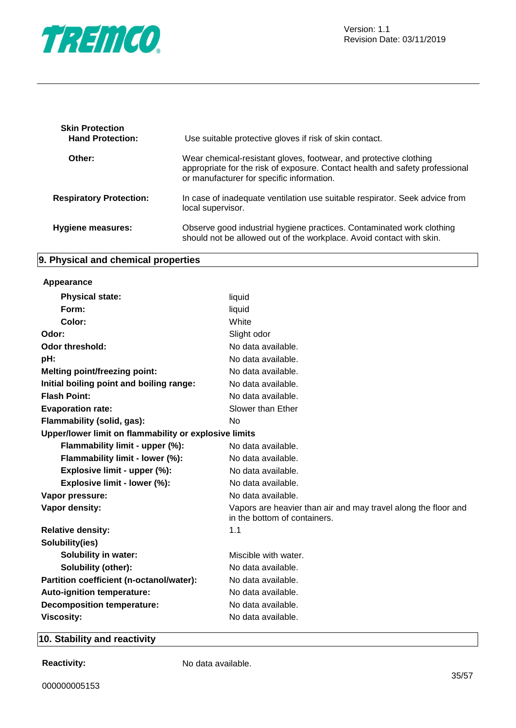**Skin Protection**

| | |
|---|---|
| **Hand Protection:** | Use suitable protective gloves if risk of skin contact. |
| **Other:** | Wear chemical-resistant gloves, footwear, and protective clothing appropriate for the risk of exposure. Contact health and safety professional or manufacturer for specific information. |
| **Respiratory Protection:** | In case of inadequate ventilation use suitable respirator. Seek advice from local supervisor. |
| **Hygiene measures:** | Observe good industrial hygiene practices. Contaminated work clothing should not be allowed out of the workplace. Avoid contact with skin. |

## 9. Physical and chemical properties

| | |
|---|---|
| **Appearance** | |
| **Physical state:** | liquid |
| **Form:** | liquid |
| **Color:** | White |
| **Odor:** | Slight odor |
| **Odor threshold:** | No data available. |
| **pH:** | No data available. |
| **Melting point/freezing point:** | No data available. |
| **Initial boiling point and boiling range:** | No data available. |
| **Flash Point:** | No data available. |
| **Evaporation rate:** | Slower than Ether |
| **Flammability (solid, gas):** | No |
| **Upper/lower limit on flammability or explosive limits** | |
| **Flammability limit - upper (%):** | No data available. |
| **Flammability limit - lower (%):** | No data available. |
| **Explosive limit - upper (%):** | No data available. |
| **Explosive limit - lower (%):** | No data available. |
| **Vapor pressure:** | No data available. |
| **Vapor density:** | Vapors are heavier than air and may travel along the floor and in the bottom of containers. |
| **Relative density:** | 1.1 |
| **Solubility(ies)** | |
| **Solubility in water:** | Miscible with water. |
| **Solubility (other):** | No data available. |
| **Partition coefficient (n-octanol/water):** | No data available. |
| **Auto-ignition temperature:** | No data available. |
| **Decomposition temperature:** | No data available. |
| **Viscosity:** | No data available. |

## 10. Stability and reactivity

| | |
|---|---|
| **Reactivity:** | No data available. |

000000005153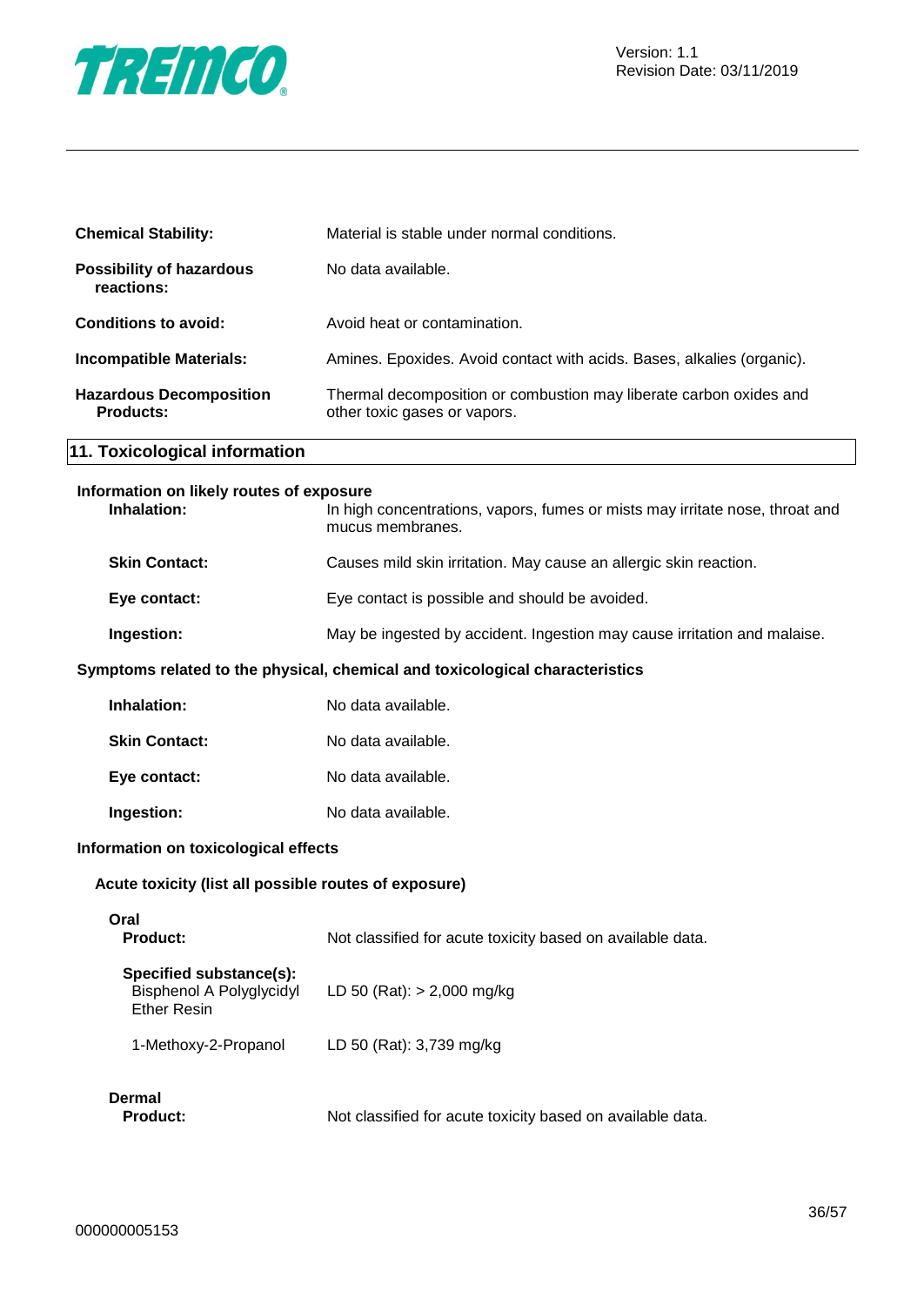| | |
|---|---|
| **Chemical Stability:** | Material is stable under normal conditions. |
| **Possibility of hazardous reactions:** | No data available. |
| **Conditions to avoid:** | Avoid heat or contamination. |
| **Incompatible Materials:** | Amines. Epoxides. Avoid contact with acids. Bases, alkalies (organic). |
| **Hazardous Decomposition Products:** | Thermal decomposition or combustion may liberate carbon oxides and other toxic gases or vapors. |

## 11. Toxicological information

**Information on likely routes of exposure**

| | |
|---|---|
| **Inhalation:** | In high concentrations, vapors, fumes or mists may irritate nose, throat and mucus membranes. |
| **Skin Contact:** | Causes mild skin irritation. May cause an allergic skin reaction. |
| **Eye contact:** | Eye contact is possible and should be avoided. |
| **Ingestion:** | May be ingested by accident. Ingestion may cause irritation and malaise. |

**Symptoms related to the physical, chemical and toxicological characteristics**

| | |
|---|---|
| **Inhalation:** | No data available. |
| **Skin Contact:** | No data available. |
| **Eye contact:** | No data available. |
| **Ingestion:** | No data available. |

**Information on toxicological effects**

**Acute toxicity (list all possible routes of exposure)**

**Oral**

| | |
|---|---|
| **Product:** | Not classified for acute toxicity based on available data. |
| **Specified substance(s):** Bisphenol A Polyglycidyl Ether Resin | LD 50 (Rat): > 2,000 mg/kg |
| 1-Methoxy-2-Propanol | LD 50 (Rat): 3,739 mg/kg |

**Dermal**

| | |
|---|---|
| **Product:** | Not classified for acute toxicity based on available data. |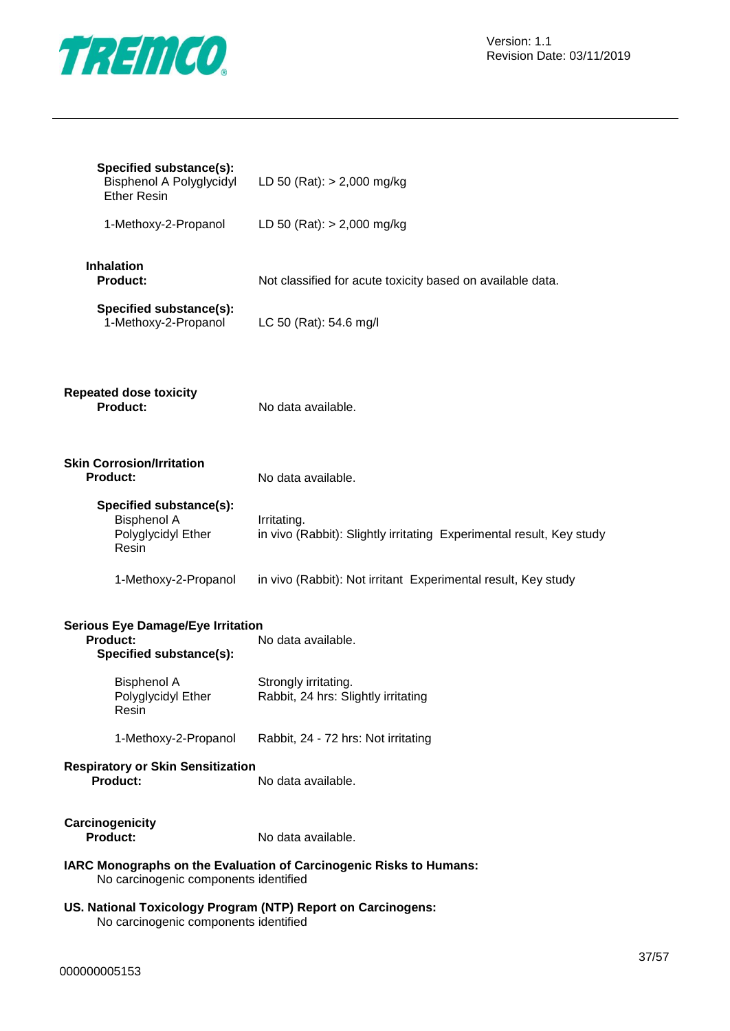**Specified substance(s):**

Bisphenol A Polyglycidyl Ether Resin — LD 50 (Rat): > 2,000 mg/kg

1-Methoxy-2-Propanol — LD 50 (Rat): > 2,000 mg/kg

**Inhalation**

**Product:** Not classified for acute toxicity based on available data.

**Specified substance(s):**

1-Methoxy-2-Propanol — LC 50 (Rat): 54.6 mg/l

**Repeated dose toxicity**

**Product:** No data available.

**Skin Corrosion/Irritation**

**Product:** No data available.

**Specified substance(s):**

Bisphenol A Polyglycidyl Ether Resin — Irritating.
in vivo (Rabbit): Slightly irritating Experimental result, Key study

1-Methoxy-2-Propanol — in vivo (Rabbit): Not irritant Experimental result, Key study

**Serious Eye Damage/Eye Irritation**

**Product:** No data available.

**Specified substance(s):**

Bisphenol A Polyglycidyl Ether Resin — Strongly irritating.
Rabbit, 24 hrs: Slightly irritating

1-Methoxy-2-Propanol — Rabbit, 24 - 72 hrs: Not irritating

**Respiratory or Skin Sensitization**

**Product:** No data available.

**Carcinogenicity**

**Product:** No data available.

**IARC Monographs on the Evaluation of Carcinogenic Risks to Humans:**
No carcinogenic components identified

**US. National Toxicology Program (NTP) Report on Carcinogens:**
No carcinogenic components identified

000000005153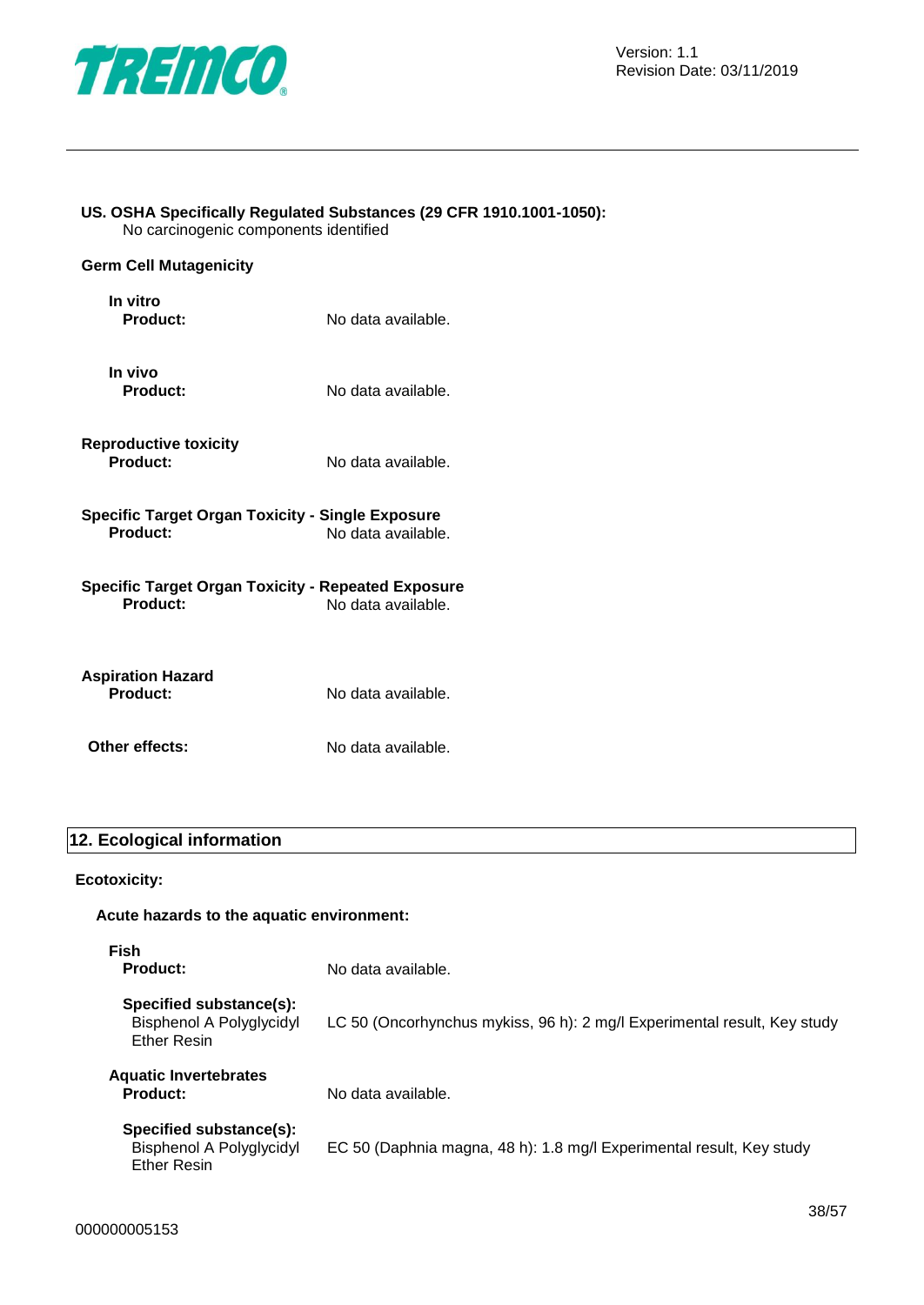**US. OSHA Specifically Regulated Substances (29 CFR 1910.1001-1050):**
No carcinogenic components identified

**Germ Cell Mutagenicity**

**In vitro**
**Product:** No data available.

**In vivo**
**Product:** No data available.

**Reproductive toxicity**
**Product:** No data available.

**Specific Target Organ Toxicity - Single Exposure**
**Product:** No data available.

**Specific Target Organ Toxicity - Repeated Exposure**
**Product:** No data available.

**Aspiration Hazard**
**Product:** No data available.

**Other effects:** No data available.

## 12. Ecological information

**Ecotoxicity:**

**Acute hazards to the aquatic environment:**

**Fish**
**Product:** No data available.

**Specified substance(s):**
Bisphenol A Polyglycidyl Ether Resin: LC 50 (Oncorhynchus mykiss, 96 h): 2 mg/l Experimental result, Key study

**Aquatic Invertebrates**
**Product:** No data available.

**Specified substance(s):**
Bisphenol A Polyglycidyl Ether Resin: EC 50 (Daphnia magna, 48 h): 1.8 mg/l Experimental result, Key study

000000005153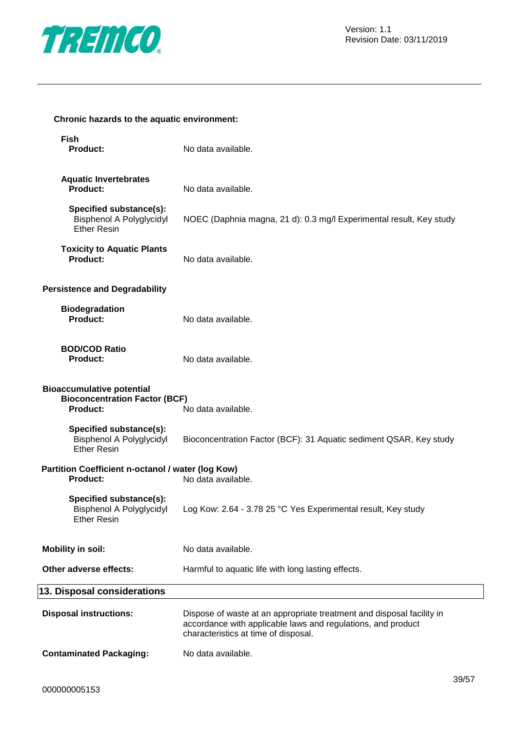**Chronic hazards to the aquatic environment:**

**Fish**

| | |
|---|---|
| **Product:** | No data available. |

**Aquatic Invertebrates**

| | |
|---|---|
| **Product:** | No data available. |
| **Specified substance(s):** Bisphenol A Polyglycidyl Ether Resin | NOEC (Daphnia magna, 21 d): 0.3 mg/l Experimental result, Key study |

**Toxicity to Aquatic Plants**

| | |
|---|---|
| **Product:** | No data available. |

**Persistence and Degradability**

**Biodegradation**

| | |
|---|---|
| **Product:** | No data available. |

**BOD/COD Ratio**

| | |
|---|---|
| **Product:** | No data available. |

**Bioaccumulative potential**

**Bioconcentration Factor (BCF)**

| | |
|---|---|
| **Product:** | No data available. |
| **Specified substance(s):** Bisphenol A Polyglycidyl Ether Resin | Bioconcentration Factor (BCF): 31 Aquatic sediment QSAR, Key study |

**Partition Coefficient n-octanol / water (log Kow)**

| | |
|---|---|
| **Product:** | No data available. |
| **Specified substance(s):** Bisphenol A Polyglycidyl Ether Resin | Log Kow: 2.64 - 3.78 25 °C Yes Experimental result, Key study |

| | |
|---|---|
| **Mobility in soil:** | No data available. |
| **Other adverse effects:** | Harmful to aquatic life with long lasting effects. |

## 13. Disposal considerations

| | |
|---|---|
| **Disposal instructions:** | Dispose of waste at an appropriate treatment and disposal facility in accordance with applicable laws and regulations, and product characteristics at time of disposal. |
| **Contaminated Packaging:** | No data available. |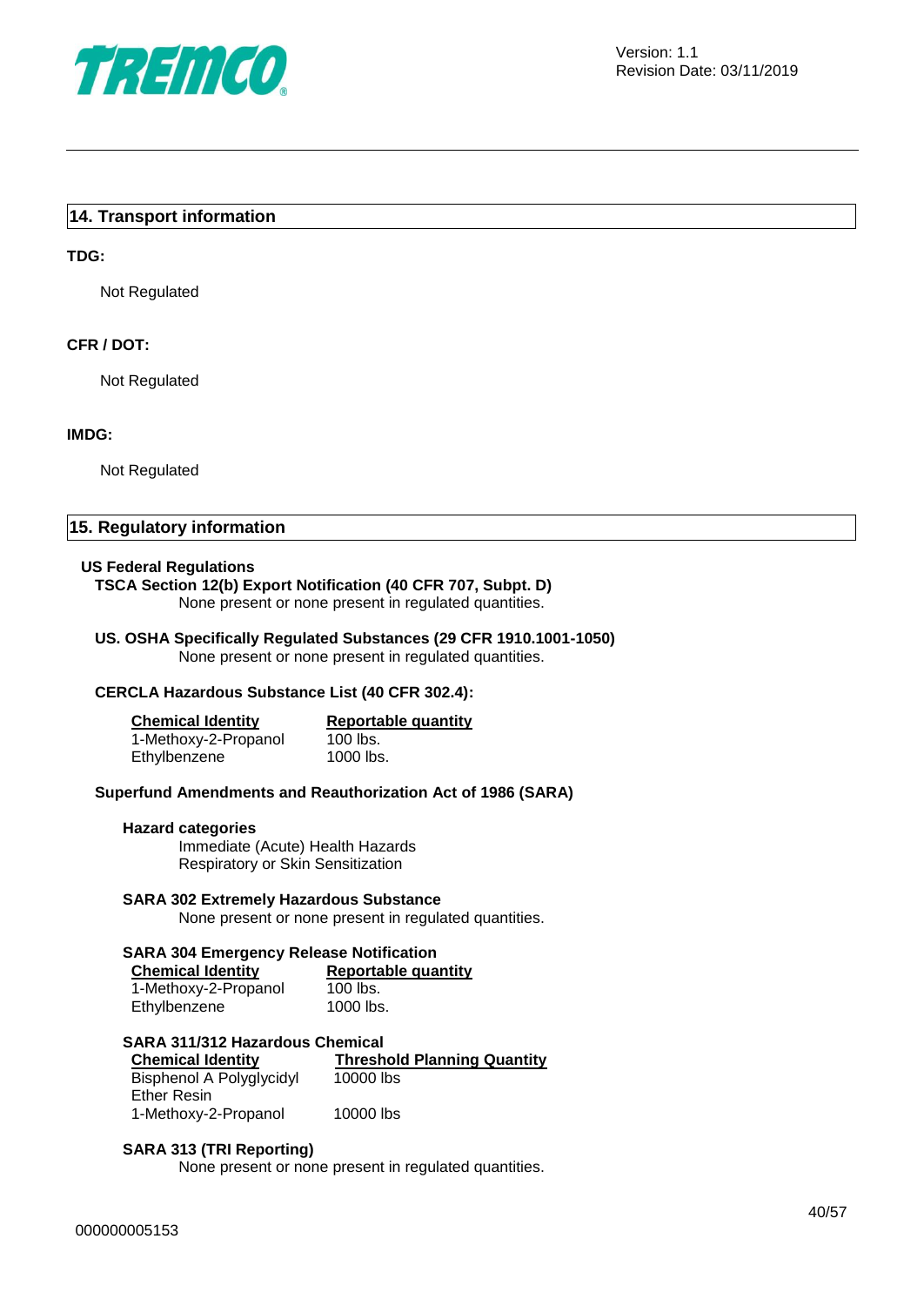## 14. Transport information

**TDG:**

Not Regulated

**CFR / DOT:**

Not Regulated

**IMDG:**

Not Regulated

## 15. Regulatory information

**US Federal Regulations**

**TSCA Section 12(b) Export Notification (40 CFR 707, Subpt. D)**

None present or none present in regulated quantities.

**US. OSHA Specifically Regulated Substances (29 CFR 1910.1001-1050)**

None present or none present in regulated quantities.

**CERCLA Hazardous Substance List (40 CFR 302.4):**

| Chemical Identity | Reportable quantity |
|---|---|
| 1-Methoxy-2-Propanol | 100 lbs. |
| Ethylbenzene | 1000 lbs. |

**Superfund Amendments and Reauthorization Act of 1986 (SARA)**

**Hazard categories**

Immediate (Acute) Health Hazards
Respiratory or Skin Sensitization

**SARA 302 Extremely Hazardous Substance**

None present or none present in regulated quantities.

**SARA 304 Emergency Release Notification**

| Chemical Identity | Reportable quantity |
|---|---|
| 1-Methoxy-2-Propanol | 100 lbs. |
| Ethylbenzene | 1000 lbs. |

**SARA 311/312 Hazardous Chemical**

| Chemical Identity | Threshold Planning Quantity |
|---|---|
| Bisphenol A Polyglycidyl Ether Resin | 10000 lbs |
| 1-Methoxy-2-Propanol | 10000 lbs |

**SARA 313 (TRI Reporting)**

None present or none present in regulated quantities.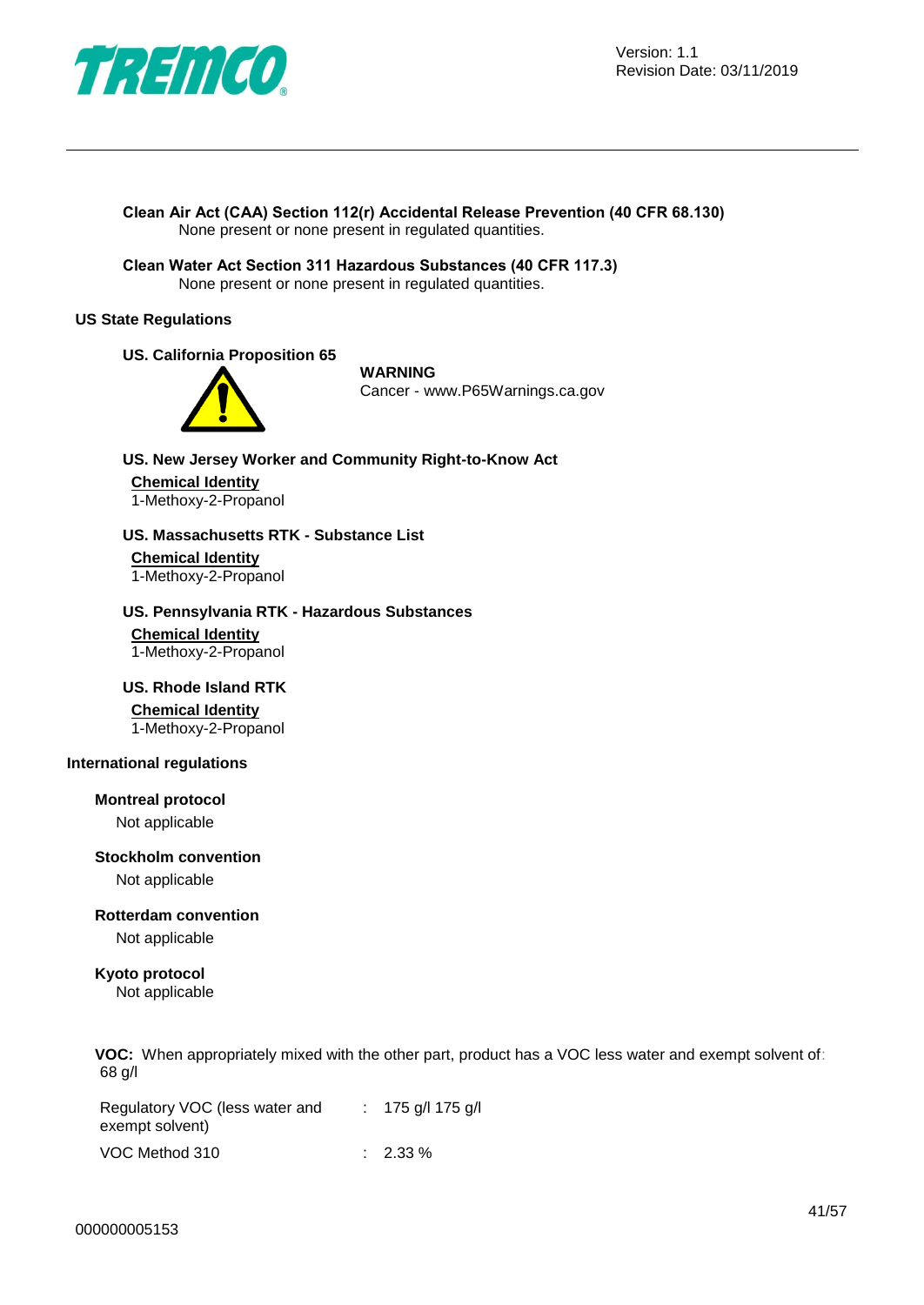**Clean Air Act (CAA) Section 112(r) Accidental Release Prevention (40 CFR 68.130)**
None present or none present in regulated quantities.

**Clean Water Act Section 311 Hazardous Substances (40 CFR 117.3)**
None present or none present in regulated quantities.

**US State Regulations**

**US. California Proposition 65**

**WARNING**
Cancer - www.P65Warnings.ca.gov

**US. New Jersey Worker and Community Right-to-Know Act**

**Chemical Identity**
1-Methoxy-2-Propanol

**US. Massachusetts RTK - Substance List**

**Chemical Identity**
1-Methoxy-2-Propanol

**US. Pennsylvania RTK - Hazardous Substances**

**Chemical Identity**
1-Methoxy-2-Propanol

**US. Rhode Island RTK**

**Chemical Identity**
1-Methoxy-2-Propanol

**International regulations**

**Montreal protocol**
Not applicable

**Stockholm convention**
Not applicable

**Rotterdam convention**
Not applicable

**Kyoto protocol**
Not applicable

**VOC:** When appropriately mixed with the other part, product has a VOC less water and exempt solvent of: 68 g/l

| | | |
|---|---|---|
| Regulatory VOC (less water and exempt solvent) | : | 175 g/l 175 g/l |
| VOC Method 310 | : | 2.33 % |

000000005153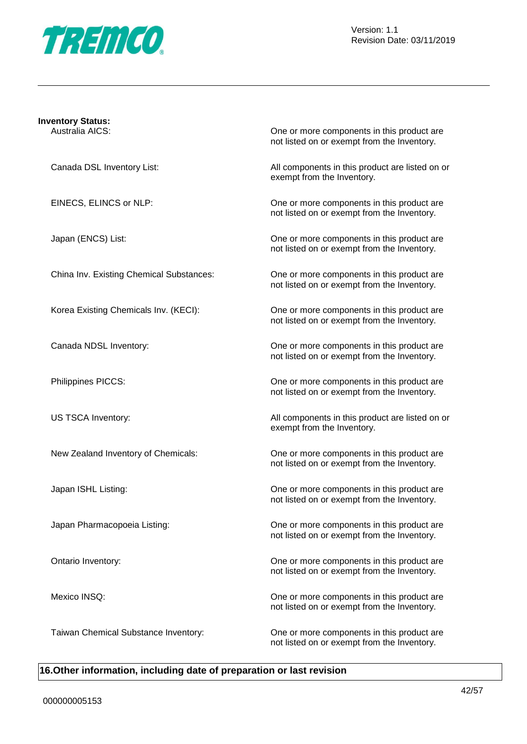**Inventory Status:**

| | |
|---|---|
| Australia AICS: | One or more components in this product are not listed on or exempt from the Inventory. |
| Canada DSL Inventory List: | All components in this product are listed on or exempt from the Inventory. |
| EINECS, ELINCS or NLP: | One or more components in this product are not listed on or exempt from the Inventory. |
| Japan (ENCS) List: | One or more components in this product are not listed on or exempt from the Inventory. |
| China Inv. Existing Chemical Substances: | One or more components in this product are not listed on or exempt from the Inventory. |
| Korea Existing Chemicals Inv. (KECI): | One or more components in this product are not listed on or exempt from the Inventory. |
| Canada NDSL Inventory: | One or more components in this product are not listed on or exempt from the Inventory. |
| Philippines PICCS: | One or more components in this product are not listed on or exempt from the Inventory. |
| US TSCA Inventory: | All components in this product are listed on or exempt from the Inventory. |
| New Zealand Inventory of Chemicals: | One or more components in this product are not listed on or exempt from the Inventory. |
| Japan ISHL Listing: | One or more components in this product are not listed on or exempt from the Inventory. |
| Japan Pharmacopoeia Listing: | One or more components in this product are not listed on or exempt from the Inventory. |
| Ontario Inventory: | One or more components in this product are not listed on or exempt from the Inventory. |
| Mexico INSQ: | One or more components in this product are not listed on or exempt from the Inventory. |
| Taiwan Chemical Substance Inventory: | One or more components in this product are not listed on or exempt from the Inventory. |

## 16.Other information, including date of preparation or last revision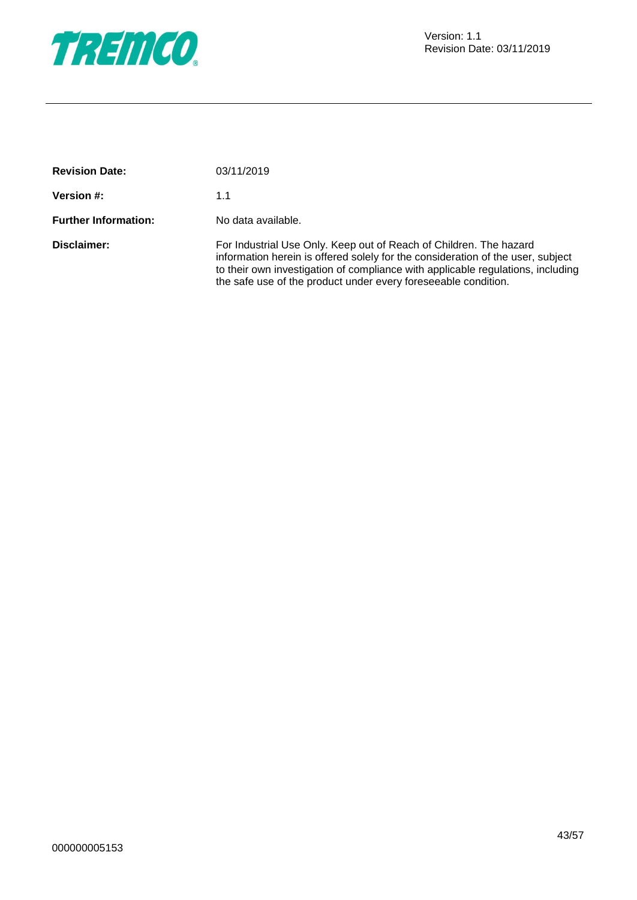**Revision Date:** 03/11/2019

**Version #:** 1.1

**Further Information:** No data available.

**Disclaimer:** For Industrial Use Only. Keep out of Reach of Children. The hazard information herein is offered solely for the consideration of the user, subject to their own investigation of compliance with applicable regulations, including the safe use of the product under every foreseeable condition.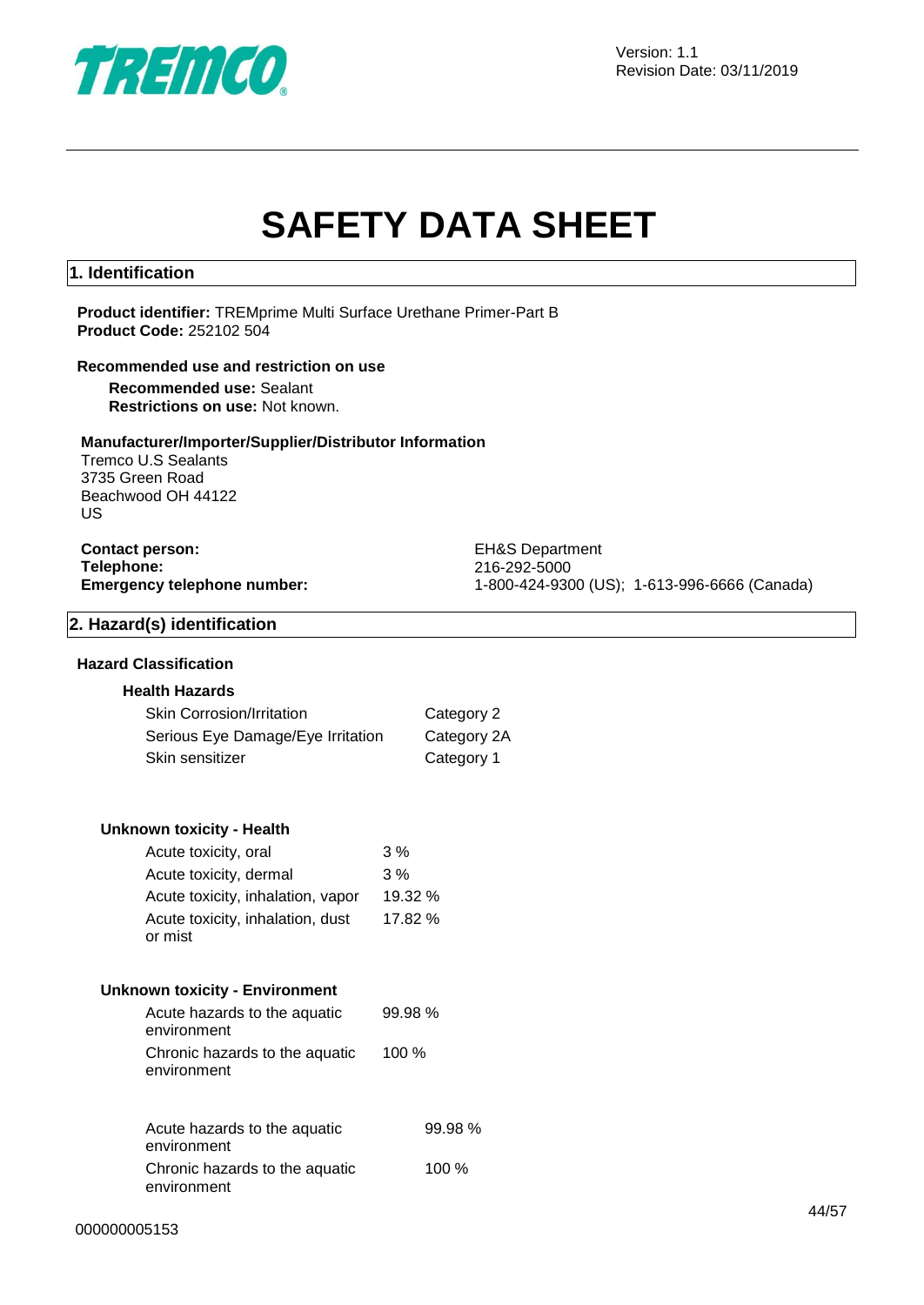Version: 1.1
Revision Date: 03/11/2019

# SAFETY DATA SHEET

## 1. Identification

**Product identifier:** TREMprime Multi Surface Urethane Primer-Part B
**Product Code:** 252102 504

**Recommended use and restriction on use**

**Recommended use:** Sealant
**Restrictions on use:** Not known.

**Manufacturer/Importer/Supplier/Distributor Information**

Tremco U.S Sealants
3735 Green Road
Beachwood OH 44122
US

| | |
|---|---|
| **Contact person:** | EH&S Department |
| **Telephone:** | 216-292-5000 |
| **Emergency telephone number:** | 1-800-424-9300 (US); 1-613-996-6666 (Canada) |

## 2. Hazard(s) identification

**Hazard Classification**

**Health Hazards**

| | |
|---|---|
| Skin Corrosion/Irritation | Category 2 |
| Serious Eye Damage/Eye Irritation | Category 2A |
| Skin sensitizer | Category 1 |

**Unknown toxicity - Health**

| | |
|---|---|
| Acute toxicity, oral | 3 % |
| Acute toxicity, dermal | 3 % |
| Acute toxicity, inhalation, vapor | 19.32 % |
| Acute toxicity, inhalation, dust or mist | 17.82 % |

**Unknown toxicity - Environment**

| | |
|---|---|
| Acute hazards to the aquatic environment | 99.98 % |
| Chronic hazards to the aquatic environment | 100 % |

| | |
|---|---|
| Acute hazards to the aquatic environment | 99.98 % |
| Chronic hazards to the aquatic environment | 100 % |

000000005153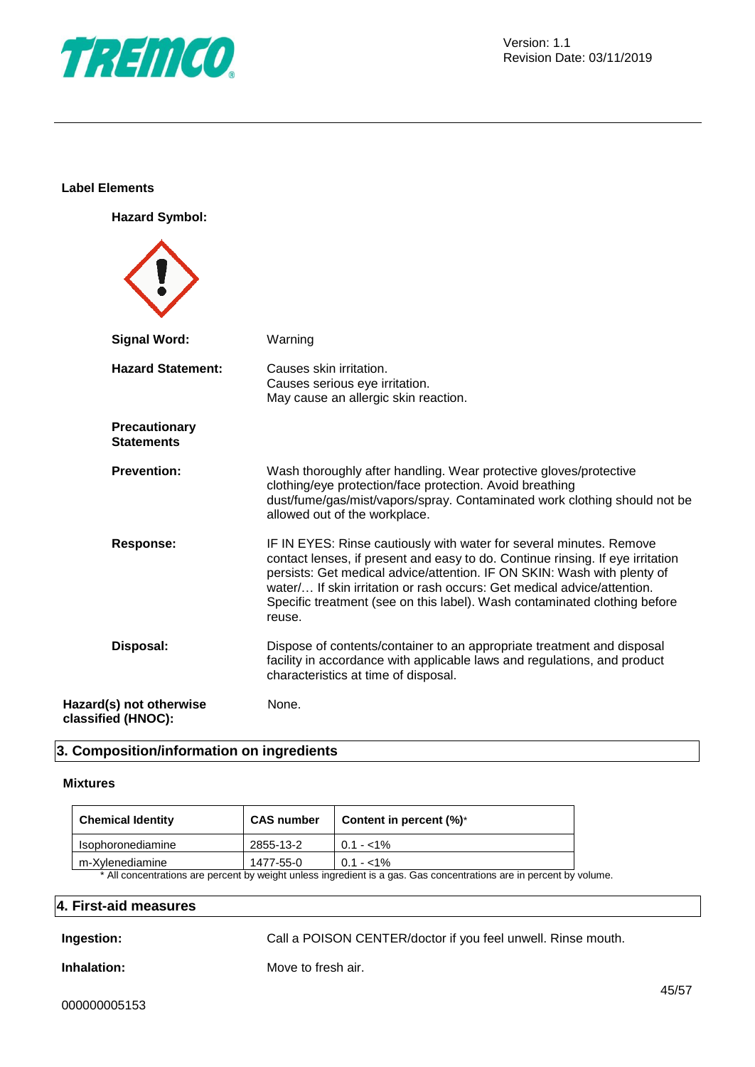### Label Elements

**Hazard Symbol:**

**Signal Word:** Warning

**Hazard Statement:** Causes skin irritation.
Causes serious eye irritation.
May cause an allergic skin reaction.

**Precautionary Statements**

**Prevention:** Wash thoroughly after handling. Wear protective gloves/protective clothing/eye protection/face protection. Avoid breathing dust/fume/gas/mist/vapors/spray. Contaminated work clothing should not be allowed out of the workplace.

**Response:** IF IN EYES: Rinse cautiously with water for several minutes. Remove contact lenses, if present and easy to do. Continue rinsing. If eye irritation persists: Get medical advice/attention. IF ON SKIN: Wash with plenty of water/… If skin irritation or rash occurs: Get medical advice/attention. Specific treatment (see on this label). Wash contaminated clothing before reuse.

**Disposal:** Dispose of contents/container to an appropriate treatment and disposal facility in accordance with applicable laws and regulations, and product characteristics at time of disposal.

**Hazard(s) not otherwise classified (HNOC):** None.

## 3. Composition/information on ingredients

**Mixtures**

| Chemical Identity | CAS number | Content in percent (%)* |
|---|---|---|
| Isophoronediamine | 2855-13-2 | 0.1 - <1% |
| m-Xylenediamine | 1477-55-0 | 0.1 - <1% |

\* All concentrations are percent by weight unless ingredient is a gas. Gas concentrations are in percent by volume.

## 4. First-aid measures

**Ingestion:** Call a POISON CENTER/doctor if you feel unwell. Rinse mouth.

**Inhalation:** Move to fresh air.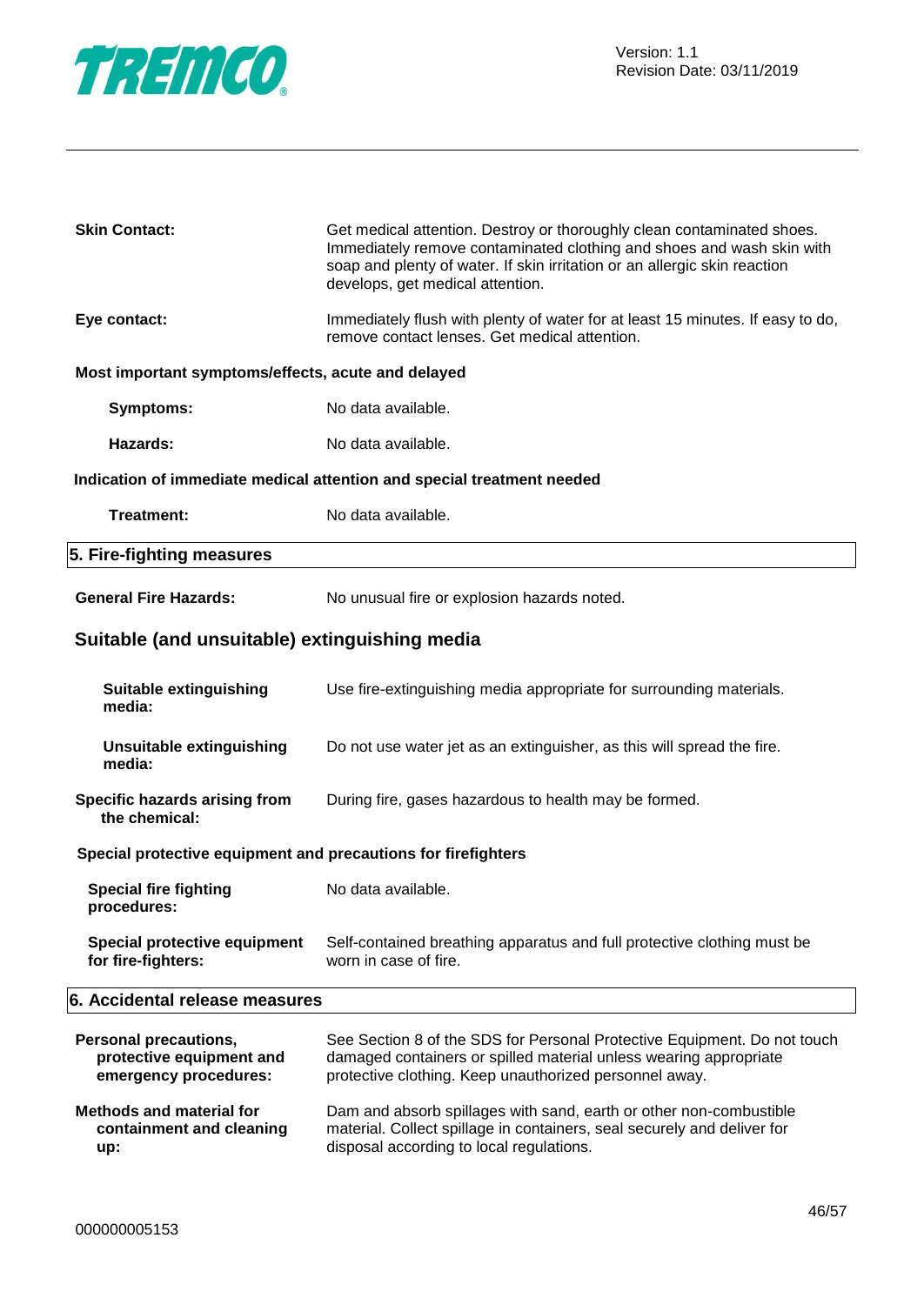**Skin Contact:** Get medical attention. Destroy or thoroughly clean contaminated shoes. Immediately remove contaminated clothing and shoes and wash skin with soap and plenty of water. If skin irritation or an allergic skin reaction develops, get medical attention.

**Eye contact:** Immediately flush with plenty of water for at least 15 minutes. If easy to do, remove contact lenses. Get medical attention.

**Most important symptoms/effects, acute and delayed**

**Symptoms:** No data available.

**Hazards:** No data available.

**Indication of immediate medical attention and special treatment needed**

**Treatment:** No data available.

## 5. Fire-fighting measures

**General Fire Hazards:** No unusual fire or explosion hazards noted.

### Suitable (and unsuitable) extinguishing media

**Suitable extinguishing media:** Use fire-extinguishing media appropriate for surrounding materials.

**Unsuitable extinguishing media:** Do not use water jet as an extinguisher, as this will spread the fire.

**Specific hazards arising from the chemical:** During fire, gases hazardous to health may be formed.

**Special protective equipment and precautions for firefighters**

**Special fire fighting procedures:** No data available.

**Special protective equipment for fire-fighters:** Self-contained breathing apparatus and full protective clothing must be worn in case of fire.

## 6. Accidental release measures

**Personal precautions, protective equipment and emergency procedures:** See Section 8 of the SDS for Personal Protective Equipment. Do not touch damaged containers or spilled material unless wearing appropriate protective clothing. Keep unauthorized personnel away.

**Methods and material for containment and cleaning up:** Dam and absorb spillages with sand, earth or other non-combustible material. Collect spillage in containers, seal securely and deliver for disposal according to local regulations.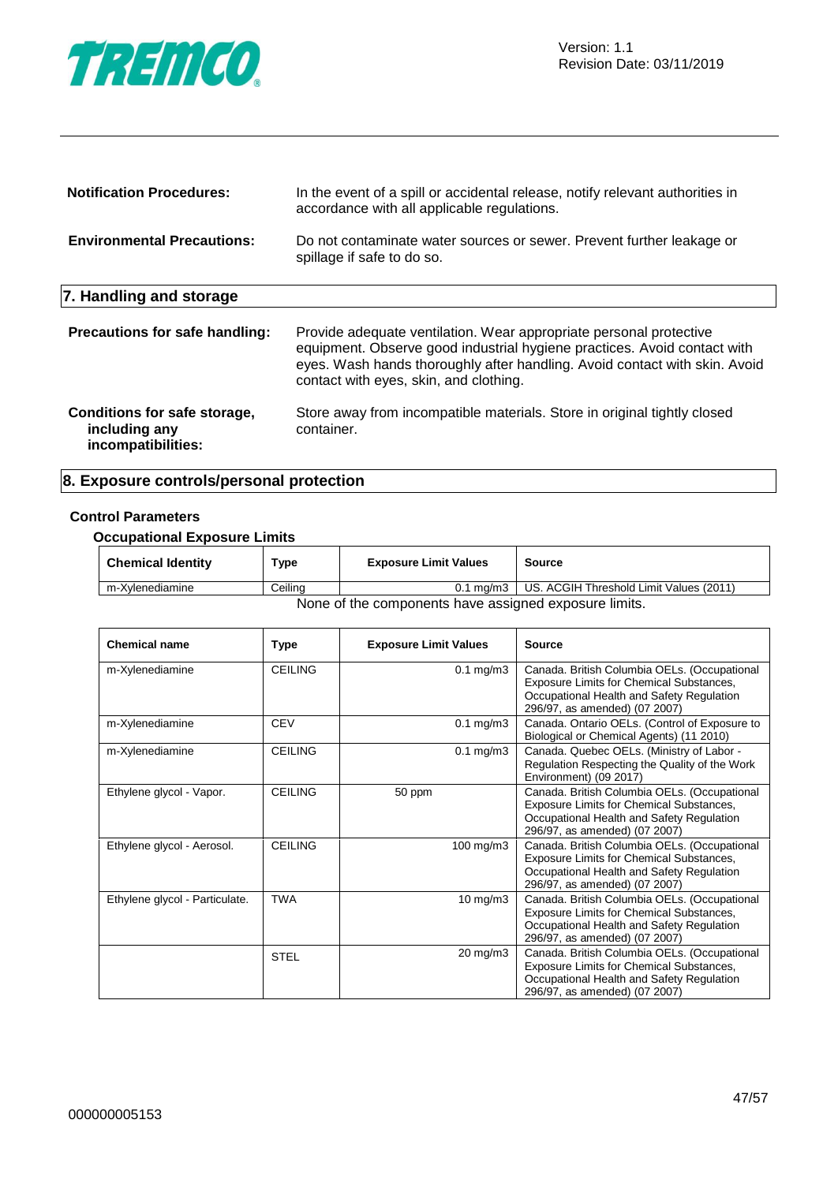**Notification Procedures:** In the event of a spill or accidental release, notify relevant authorities in accordance with all applicable regulations.

**Environmental Precautions:** Do not contaminate water sources or sewer. Prevent further leakage or spillage if safe to do so.

## 7. Handling and storage

**Precautions for safe handling:** Provide adequate ventilation. Wear appropriate personal protective equipment. Observe good industrial hygiene practices. Avoid contact with eyes. Wash hands thoroughly after handling. Avoid contact with skin. Avoid contact with eyes, skin, and clothing.

**Conditions for safe storage, including any incompatibilities:** Store away from incompatible materials. Store in original tightly closed container.

## 8. Exposure controls/personal protection

### Control Parameters

#### Occupational Exposure Limits

| Chemical Identity | Type | Exposure Limit Values | Source |
|---|---|---|---|
| m-Xylenediamine | Ceiling | 0.1 mg/m3 | US. ACGIH Threshold Limit Values (2011) |

None of the components have assigned exposure limits.

| Chemical name | Type | Exposure Limit Values | Source |
|---|---|---|---|
| m-Xylenediamine | CEILING | 0.1 mg/m3 | Canada. British Columbia OELs. (Occupational Exposure Limits for Chemical Substances, Occupational Health and Safety Regulation 296/97, as amended) (07 2007) |
| m-Xylenediamine | CEV | 0.1 mg/m3 | Canada. Ontario OELs. (Control of Exposure to Biological or Chemical Agents) (11 2010) |
| m-Xylenediamine | CEILING | 0.1 mg/m3 | Canada. Quebec OELs. (Ministry of Labor - Regulation Respecting the Quality of the Work Environment) (09 2017) |
| Ethylene glycol - Vapor. | CEILING | 50 ppm | Canada. British Columbia OELs. (Occupational Exposure Limits for Chemical Substances, Occupational Health and Safety Regulation 296/97, as amended) (07 2007) |
| Ethylene glycol - Aerosol. | CEILING | 100 mg/m3 | Canada. British Columbia OELs. (Occupational Exposure Limits for Chemical Substances, Occupational Health and Safety Regulation 296/97, as amended) (07 2007) |
| Ethylene glycol - Particulate. | TWA | 10 mg/m3 | Canada. British Columbia OELs. (Occupational Exposure Limits for Chemical Substances, Occupational Health and Safety Regulation 296/97, as amended) (07 2007) |
| | STEL | 20 mg/m3 | Canada. British Columbia OELs. (Occupational Exposure Limits for Chemical Substances, Occupational Health and Safety Regulation 296/97, as amended) (07 2007) |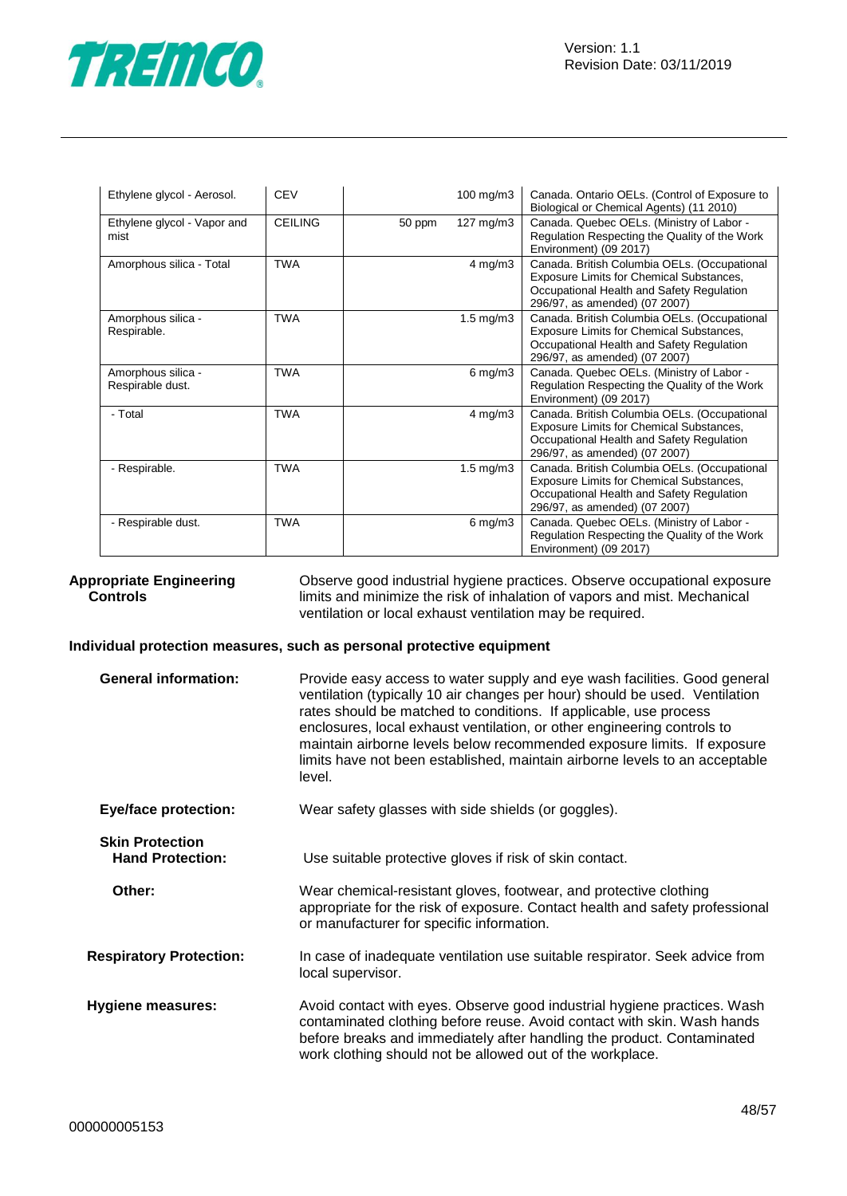| | | | | |
|---|---|---|---|---|
| Ethylene glycol - Aerosol. | CEV | | 100 mg/m3 | Canada. Ontario OELs. (Control of Exposure to Biological or Chemical Agents) (11 2010) |
| Ethylene glycol - Vapor and mist | CEILING | 50 ppm | 127 mg/m3 | Canada. Quebec OELs. (Ministry of Labor - Regulation Respecting the Quality of the Work Environment) (09 2017) |
| Amorphous silica - Total | TWA | | 4 mg/m3 | Canada. British Columbia OELs. (Occupational Exposure Limits for Chemical Substances, Occupational Health and Safety Regulation 296/97, as amended) (07 2007) |
| Amorphous silica - Respirable. | TWA | | 1.5 mg/m3 | Canada. British Columbia OELs. (Occupational Exposure Limits for Chemical Substances, Occupational Health and Safety Regulation 296/97, as amended) (07 2007) |
| Amorphous silica - Respirable dust. | TWA | | 6 mg/m3 | Canada. Quebec OELs. (Ministry of Labor - Regulation Respecting the Quality of the Work Environment) (09 2017) |
| - Total | TWA | | 4 mg/m3 | Canada. British Columbia OELs. (Occupational Exposure Limits for Chemical Substances, Occupational Health and Safety Regulation 296/97, as amended) (07 2007) |
| - Respirable. | TWA | | 1.5 mg/m3 | Canada. British Columbia OELs. (Occupational Exposure Limits for Chemical Substances, Occupational Health and Safety Regulation 296/97, as amended) (07 2007) |
| - Respirable dust. | TWA | | 6 mg/m3 | Canada. Quebec OELs. (Ministry of Labor - Regulation Respecting the Quality of the Work Environment) (09 2017) |

**Appropriate Engineering Controls**

Observe good industrial hygiene practices. Observe occupational exposure limits and minimize the risk of inhalation of vapors and mist. Mechanical ventilation or local exhaust ventilation may be required.

**Individual protection measures, such as personal protective equipment**

**General information:** Provide easy access to water supply and eye wash facilities. Good general ventilation (typically 10 air changes per hour) should be used. Ventilation rates should be matched to conditions. If applicable, use process enclosures, local exhaust ventilation, or other engineering controls to maintain airborne levels below recommended exposure limits. If exposure limits have not been established, maintain airborne levels to an acceptable level.

**Eye/face protection:** Wear safety glasses with side shields (or goggles).

**Skin Protection**

**Hand Protection:** Use suitable protective gloves if risk of skin contact.

**Other:** Wear chemical-resistant gloves, footwear, and protective clothing appropriate for the risk of exposure. Contact health and safety professional or manufacturer for specific information.

**Respiratory Protection:** In case of inadequate ventilation use suitable respirator. Seek advice from local supervisor.

**Hygiene measures:** Avoid contact with eyes. Observe good industrial hygiene practices. Wash contaminated clothing before reuse. Avoid contact with skin. Wash hands before breaks and immediately after handling the product. Contaminated work clothing should not be allowed out of the workplace.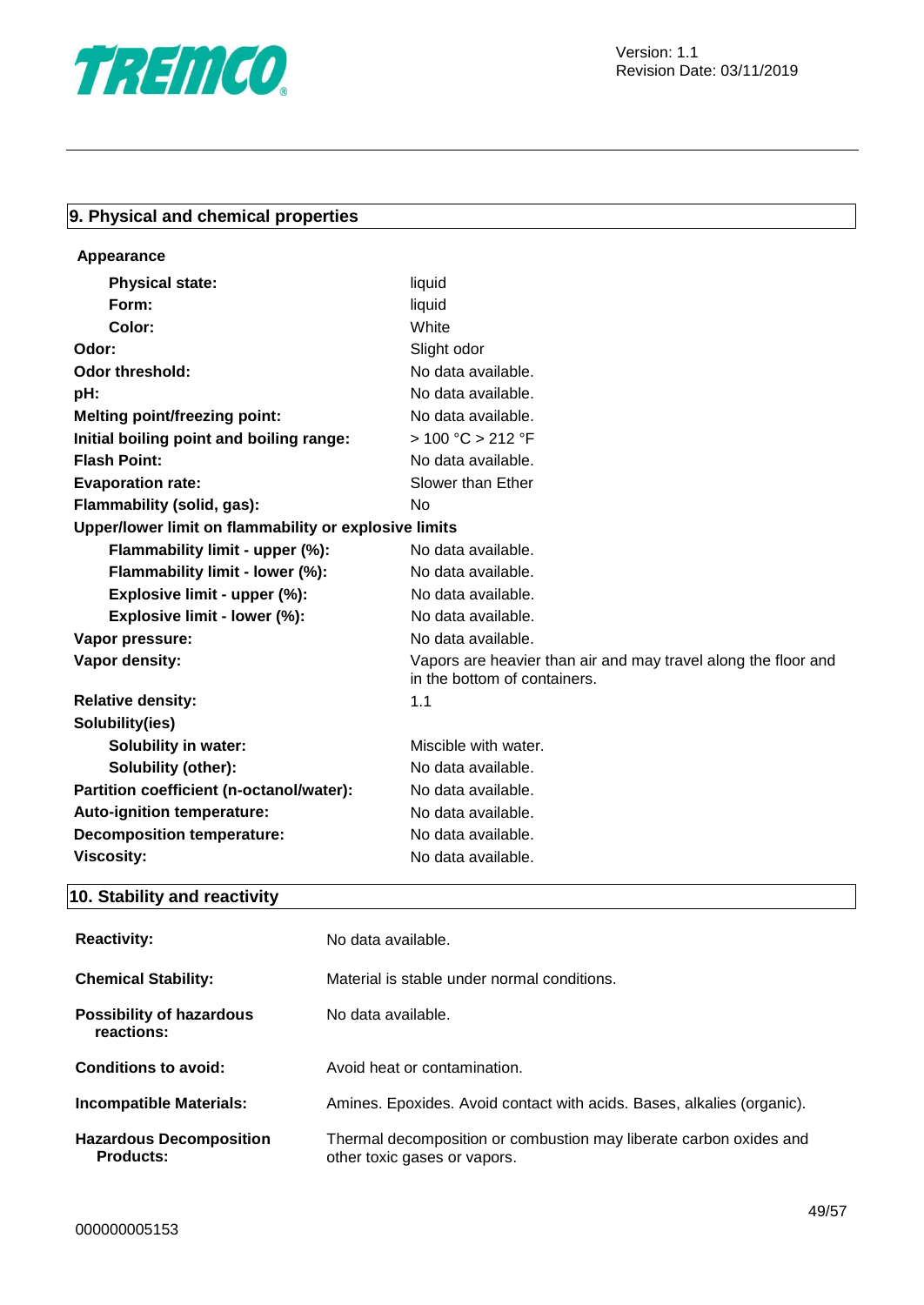## 9. Physical and chemical properties

**Appearance**

| | |
|---|---|
| **Physical state:** | liquid |
| **Form:** | liquid |
| **Color:** | White |
| **Odor:** | Slight odor |
| **Odor threshold:** | No data available. |
| **pH:** | No data available. |
| **Melting point/freezing point:** | No data available. |
| **Initial boiling point and boiling range:** | > 100 °C > 212 °F |
| **Flash Point:** | No data available. |
| **Evaporation rate:** | Slower than Ether |
| **Flammability (solid, gas):** | No |
| **Upper/lower limit on flammability or explosive limits** | |
| **Flammability limit - upper (%):** | No data available. |
| **Flammability limit - lower (%):** | No data available. |
| **Explosive limit - upper (%):** | No data available. |
| **Explosive limit - lower (%):** | No data available. |
| **Vapor pressure:** | No data available. |
| **Vapor density:** | Vapors are heavier than air and may travel along the floor and in the bottom of containers. |
| **Relative density:** | 1.1 |
| **Solubility(ies)** | |
| **Solubility in water:** | Miscible with water. |
| **Solubility (other):** | No data available. |
| **Partition coefficient (n-octanol/water):** | No data available. |
| **Auto-ignition temperature:** | No data available. |
| **Decomposition temperature:** | No data available. |
| **Viscosity:** | No data available. |

## 10. Stability and reactivity

| | |
|---|---|
| **Reactivity:** | No data available. |
| **Chemical Stability:** | Material is stable under normal conditions. |
| **Possibility of hazardous reactions:** | No data available. |
| **Conditions to avoid:** | Avoid heat or contamination. |
| **Incompatible Materials:** | Amines. Epoxides. Avoid contact with acids. Bases, alkalies (organic). |
| **Hazardous Decomposition Products:** | Thermal decomposition or combustion may liberate carbon oxides and other toxic gases or vapors. |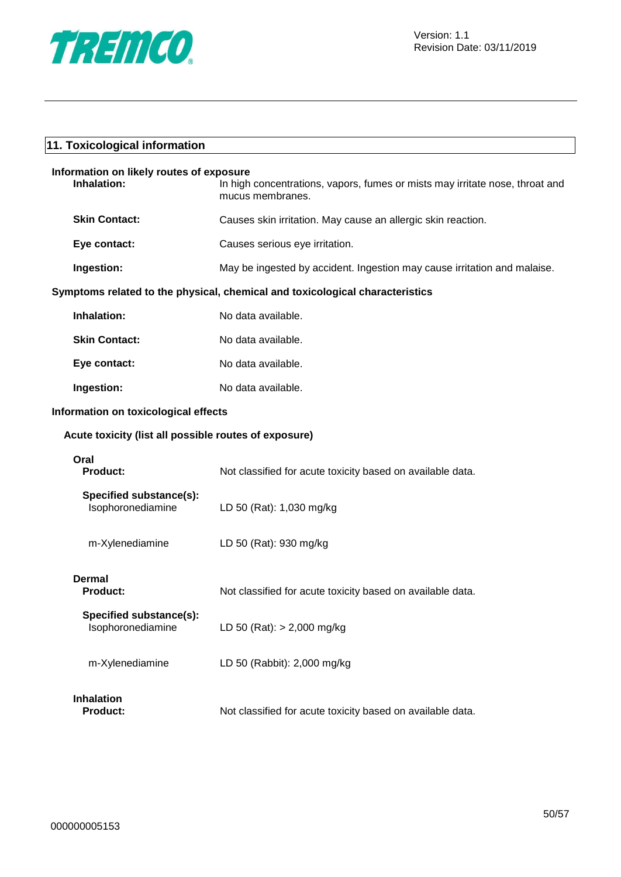## 11. Toxicological information

### Information on likely routes of exposure

| | |
|---|---|
| **Inhalation:** | In high concentrations, vapors, fumes or mists may irritate nose, throat and mucus membranes. |
| **Skin Contact:** | Causes skin irritation. May cause an allergic skin reaction. |
| **Eye contact:** | Causes serious eye irritation. |
| **Ingestion:** | May be ingested by accident. Ingestion may cause irritation and malaise. |

### Symptoms related to the physical, chemical and toxicological characteristics

| | |
|---|---|
| **Inhalation:** | No data available. |
| **Skin Contact:** | No data available. |
| **Eye contact:** | No data available. |
| **Ingestion:** | No data available. |

### Information on toxicological effects

#### Acute toxicity (list all possible routes of exposure)

**Oral**

| | |
|---|---|
| **Product:** | Not classified for acute toxicity based on available data. |
| **Specified substance(s):** | |
| Isophoronediamine | LD 50 (Rat): 1,030 mg/kg |
| m-Xylenediamine | LD 50 (Rat): 930 mg/kg |

**Dermal**

| | |
|---|---|
| **Product:** | Not classified for acute toxicity based on available data. |
| **Specified substance(s):** | |
| Isophoronediamine | LD 50 (Rat): > 2,000 mg/kg |
| m-Xylenediamine | LD 50 (Rabbit): 2,000 mg/kg |

**Inhalation**

| | |
|---|---|
| **Product:** | Not classified for acute toxicity based on available data. |

000000005153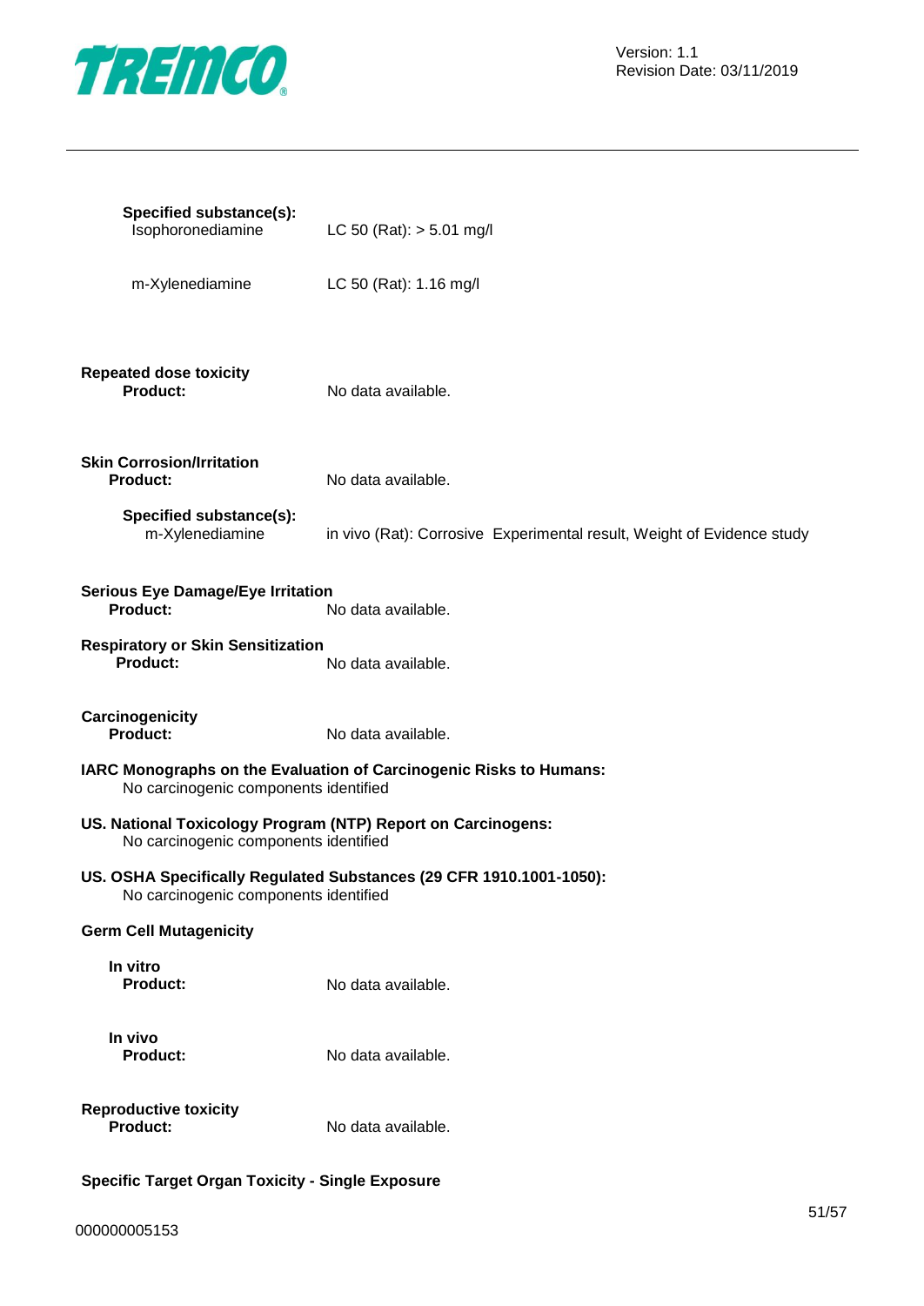**Specified substance(s):**

| | |
|---|---|
| Isophoronediamine | LC 50 (Rat): > 5.01 mg/l |
| m-Xylenediamine | LC 50 (Rat): 1.16 mg/l |

**Repeated dose toxicity**

**Product:** No data available.

**Skin Corrosion/Irritation**

**Product:** No data available.

**Specified substance(s):**

| | |
|---|---|
| m-Xylenediamine | in vivo (Rat): Corrosive Experimental result, Weight of Evidence study |

**Serious Eye Damage/Eye Irritation**

**Product:** No data available.

**Respiratory or Skin Sensitization**

**Product:** No data available.

**Carcinogenicity**

**Product:** No data available.

**IARC Monographs on the Evaluation of Carcinogenic Risks to Humans:**

No carcinogenic components identified

**US. National Toxicology Program (NTP) Report on Carcinogens:**

No carcinogenic components identified

**US. OSHA Specifically Regulated Substances (29 CFR 1910.1001-1050):**

No carcinogenic components identified

**Germ Cell Mutagenicity**

**In vitro**

**Product:** No data available.

**In vivo**

**Product:** No data available.

**Reproductive toxicity**

**Product:** No data available.

**Specific Target Organ Toxicity - Single Exposure**

000000005153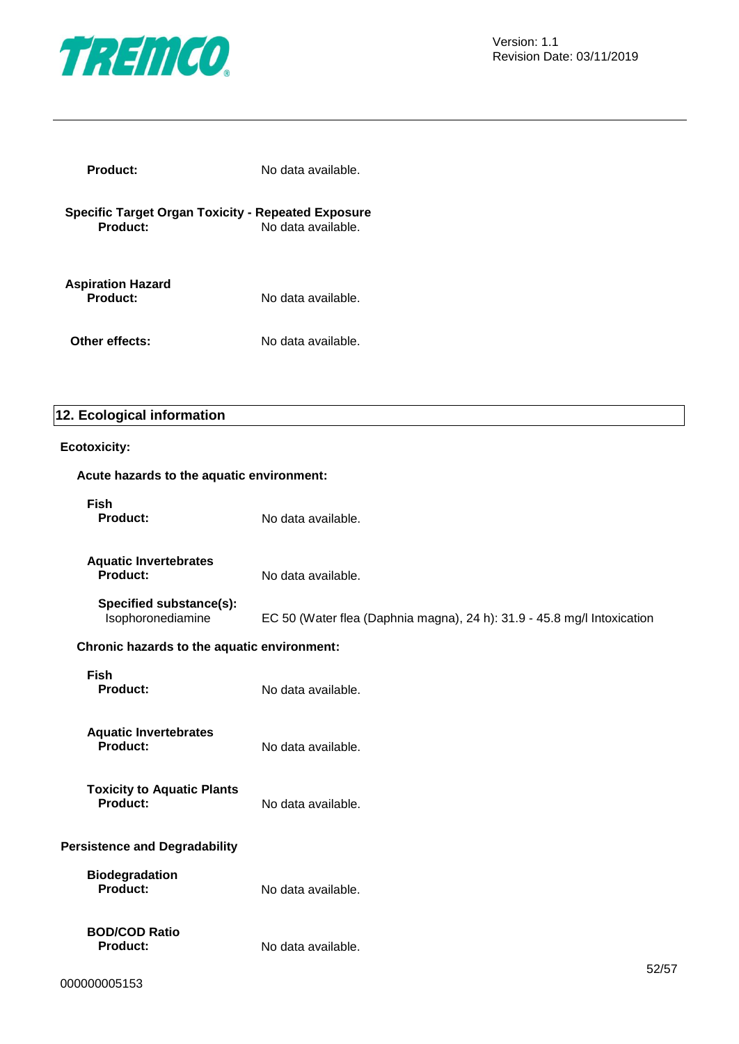**Product:** No data available.

**Specific Target Organ Toxicity - Repeated Exposure**

**Product:** No data available.

**Aspiration Hazard**

**Product:** No data available.

**Other effects:** No data available.

## 12. Ecological information

**Ecotoxicity:**

**Acute hazards to the aquatic environment:**

**Fish**

**Product:** No data available.

**Aquatic Invertebrates**

**Product:** No data available.

**Specified substance(s):**

Isophoronediamine — EC 50 (Water flea (Daphnia magna), 24 h): 31.9 - 45.8 mg/l Intoxication

**Chronic hazards to the aquatic environment:**

**Fish**

**Product:** No data available.

**Aquatic Invertebrates**

**Product:** No data available.

**Toxicity to Aquatic Plants**

**Product:** No data available.

**Persistence and Degradability**

**Biodegradation**

**Product:** No data available.

**BOD/COD Ratio**

**Product:** No data available.

000000005153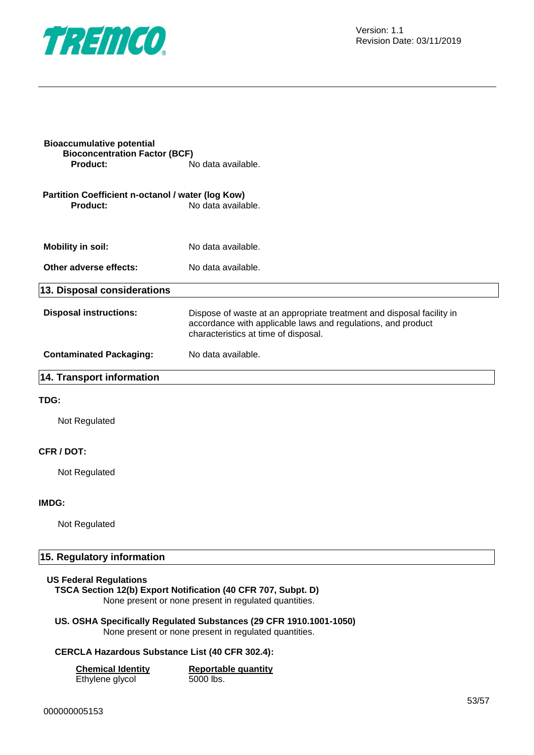**Bioaccumulative potential**

**Bioconcentration Factor (BCF)**

**Product:** No data available.

**Partition Coefficient n-octanol / water (log Kow)**

**Product:** No data available.

**Mobility in soil:** No data available.

**Other adverse effects:** No data available.

## 13. Disposal considerations

**Disposal instructions:** Dispose of waste at an appropriate treatment and disposal facility in accordance with applicable laws and regulations, and product characteristics at time of disposal.

**Contaminated Packaging:** No data available.

## 14. Transport information

**TDG:**

Not Regulated

**CFR / DOT:**

Not Regulated

**IMDG:**

Not Regulated

## 15. Regulatory information

**US Federal Regulations**

**TSCA Section 12(b) Export Notification (40 CFR 707, Subpt. D)**

None present or none present in regulated quantities.

**US. OSHA Specifically Regulated Substances (29 CFR 1910.1001-1050)**

None present or none present in regulated quantities.

**CERCLA Hazardous Substance List (40 CFR 302.4):**

| Chemical Identity | Reportable quantity |
|---|---|
| Ethylene glycol | 5000 lbs. |

000000005153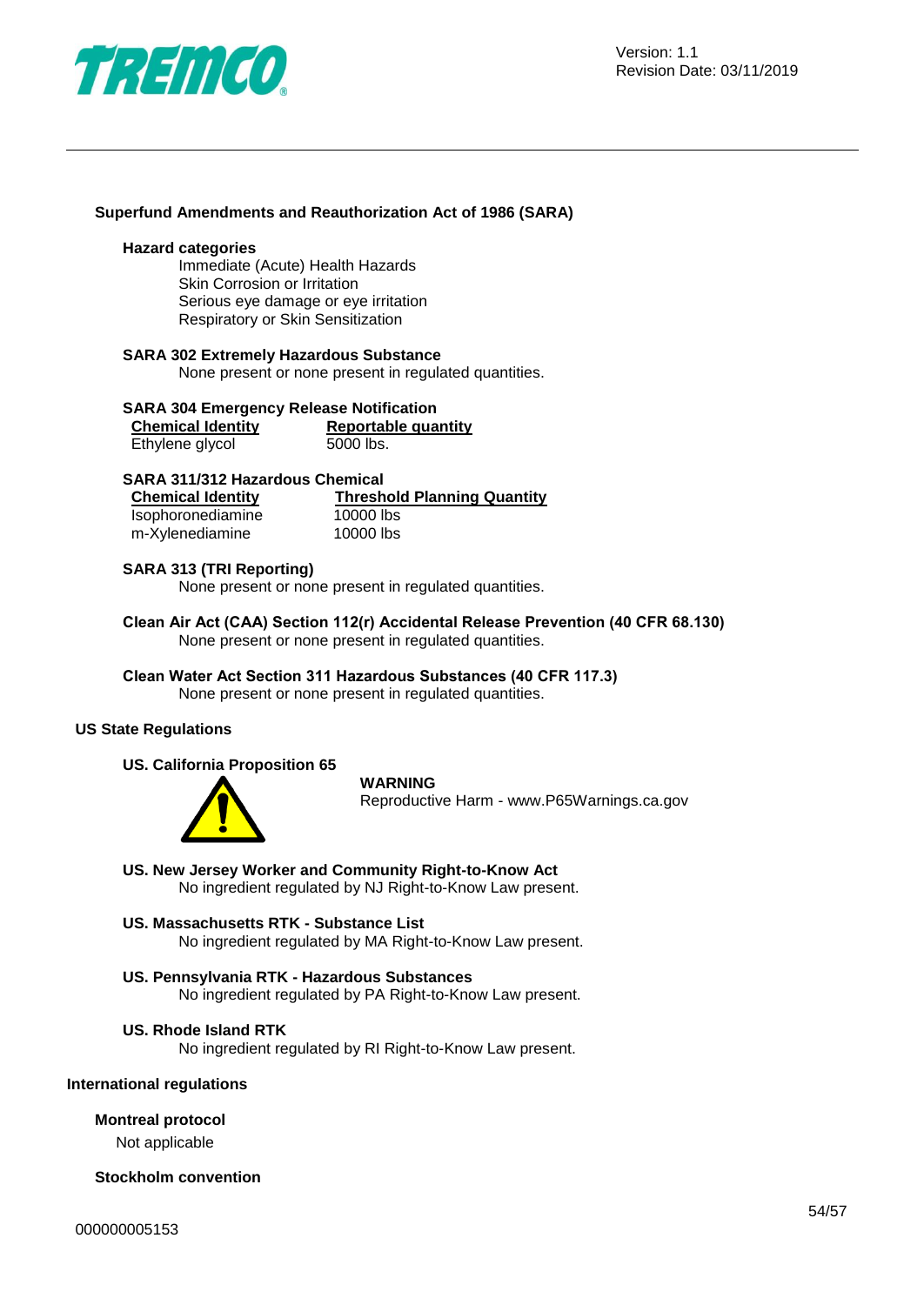**Superfund Amendments and Reauthorization Act of 1986 (SARA)**

**Hazard categories**

Immediate (Acute) Health Hazards
Skin Corrosion or Irritation
Serious eye damage or eye irritation
Respiratory or Skin Sensitization

**SARA 302 Extremely Hazardous Substance**

None present or none present in regulated quantities.

**SARA 304 Emergency Release Notification**

| Chemical Identity | Reportable quantity |
| --- | --- |
| Ethylene glycol | 5000 lbs. |

**SARA 311/312 Hazardous Chemical**

| Chemical Identity | Threshold Planning Quantity |
| --- | --- |
| Isophoronediamine | 10000 lbs |
| m-Xylenediamine | 10000 lbs |

**SARA 313 (TRI Reporting)**

None present or none present in regulated quantities.

**Clean Air Act (CAA) Section 112(r) Accidental Release Prevention (40 CFR 68.130)**

None present or none present in regulated quantities.

**Clean Water Act Section 311 Hazardous Substances (40 CFR 117.3)**

None present or none present in regulated quantities.

**US State Regulations**

**US. California Proposition 65**

**WARNING**
Reproductive Harm - www.P65Warnings.ca.gov

**US. New Jersey Worker and Community Right-to-Know Act**

No ingredient regulated by NJ Right-to-Know Law present.

**US. Massachusetts RTK - Substance List**

No ingredient regulated by MA Right-to-Know Law present.

**US. Pennsylvania RTK - Hazardous Substances**

No ingredient regulated by PA Right-to-Know Law present.

**US. Rhode Island RTK**

No ingredient regulated by RI Right-to-Know Law present.

**International regulations**

**Montreal protocol**

Not applicable

**Stockholm convention**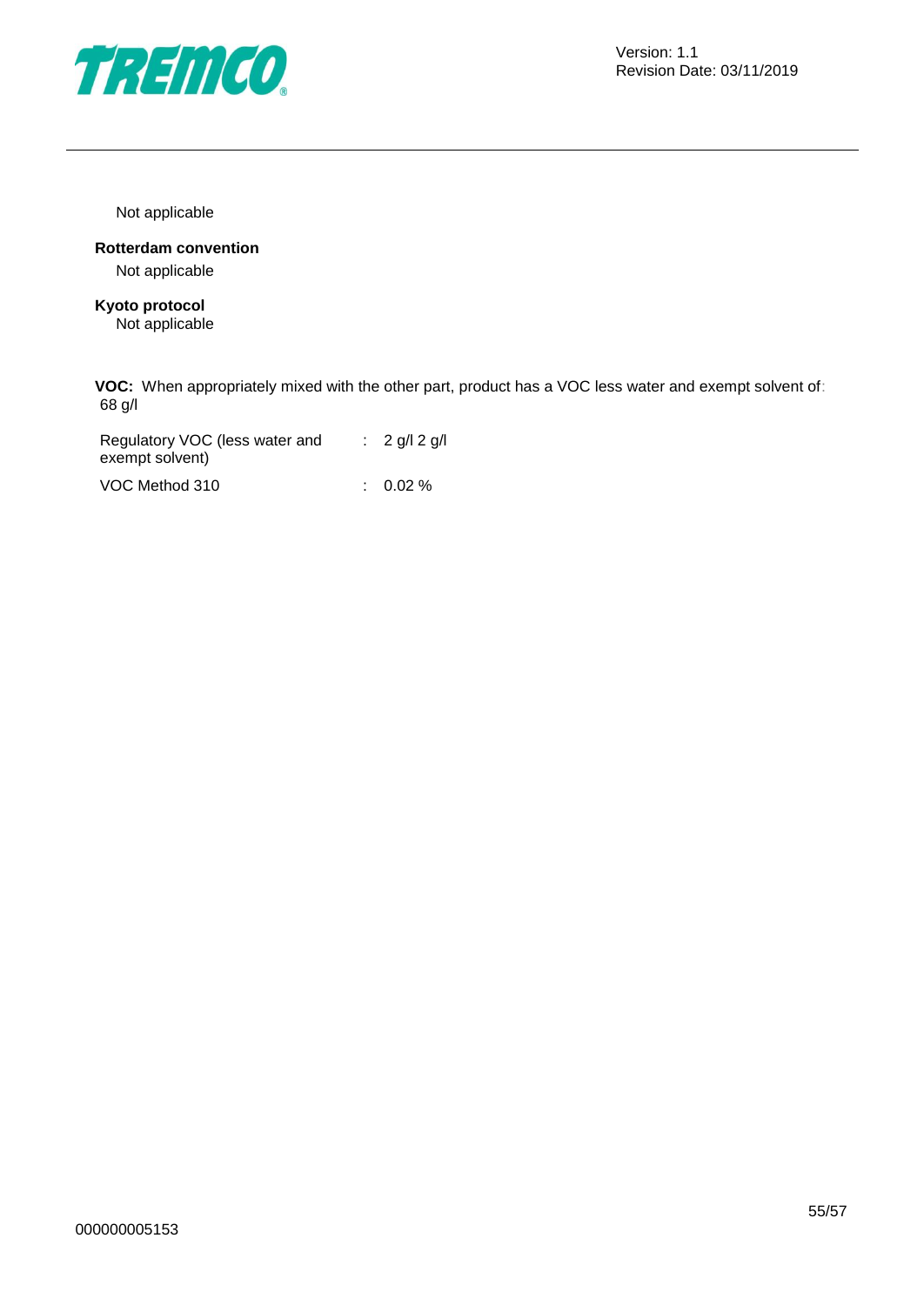Not applicable

**Rotterdam convention**

Not applicable

**Kyoto protocol**

Not applicable

**VOC:** When appropriately mixed with the other part, product has a VOC less water and exempt solvent of: 68 g/l

| | | |
|---|---|---|
| Regulatory VOC (less water and exempt solvent) | : | 2 g/l 2 g/l |
| VOC Method 310 | : | 0.02 % |

000000005153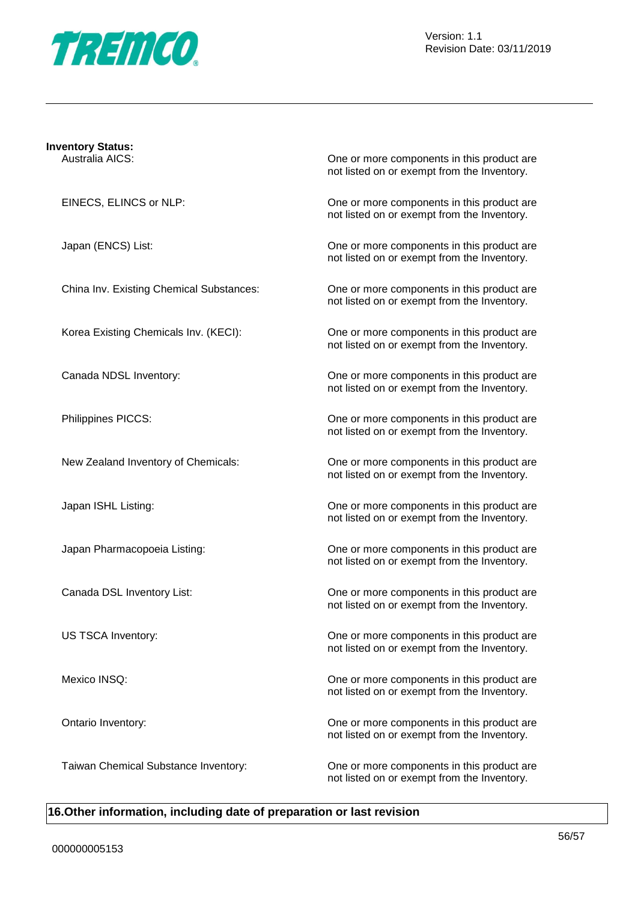**Inventory Status:**

| | |
|---|---|
| Australia AICS: | One or more components in this product are not listed on or exempt from the Inventory. |
| EINECS, ELINCS or NLP: | One or more components in this product are not listed on or exempt from the Inventory. |
| Japan (ENCS) List: | One or more components in this product are not listed on or exempt from the Inventory. |
| China Inv. Existing Chemical Substances: | One or more components in this product are not listed on or exempt from the Inventory. |
| Korea Existing Chemicals Inv. (KECI): | One or more components in this product are not listed on or exempt from the Inventory. |
| Canada NDSL Inventory: | One or more components in this product are not listed on or exempt from the Inventory. |
| Philippines PICCS: | One or more components in this product are not listed on or exempt from the Inventory. |
| New Zealand Inventory of Chemicals: | One or more components in this product are not listed on or exempt from the Inventory. |
| Japan ISHL Listing: | One or more components in this product are not listed on or exempt from the Inventory. |
| Japan Pharmacopoeia Listing: | One or more components in this product are not listed on or exempt from the Inventory. |
| Canada DSL Inventory List: | One or more components in this product are not listed on or exempt from the Inventory. |
| US TSCA Inventory: | One or more components in this product are not listed on or exempt from the Inventory. |
| Mexico INSQ: | One or more components in this product are not listed on or exempt from the Inventory. |
| Ontario Inventory: | One or more components in this product are not listed on or exempt from the Inventory. |
| Taiwan Chemical Substance Inventory: | One or more components in this product are not listed on or exempt from the Inventory. |

## 16.Other information, including date of preparation or last revision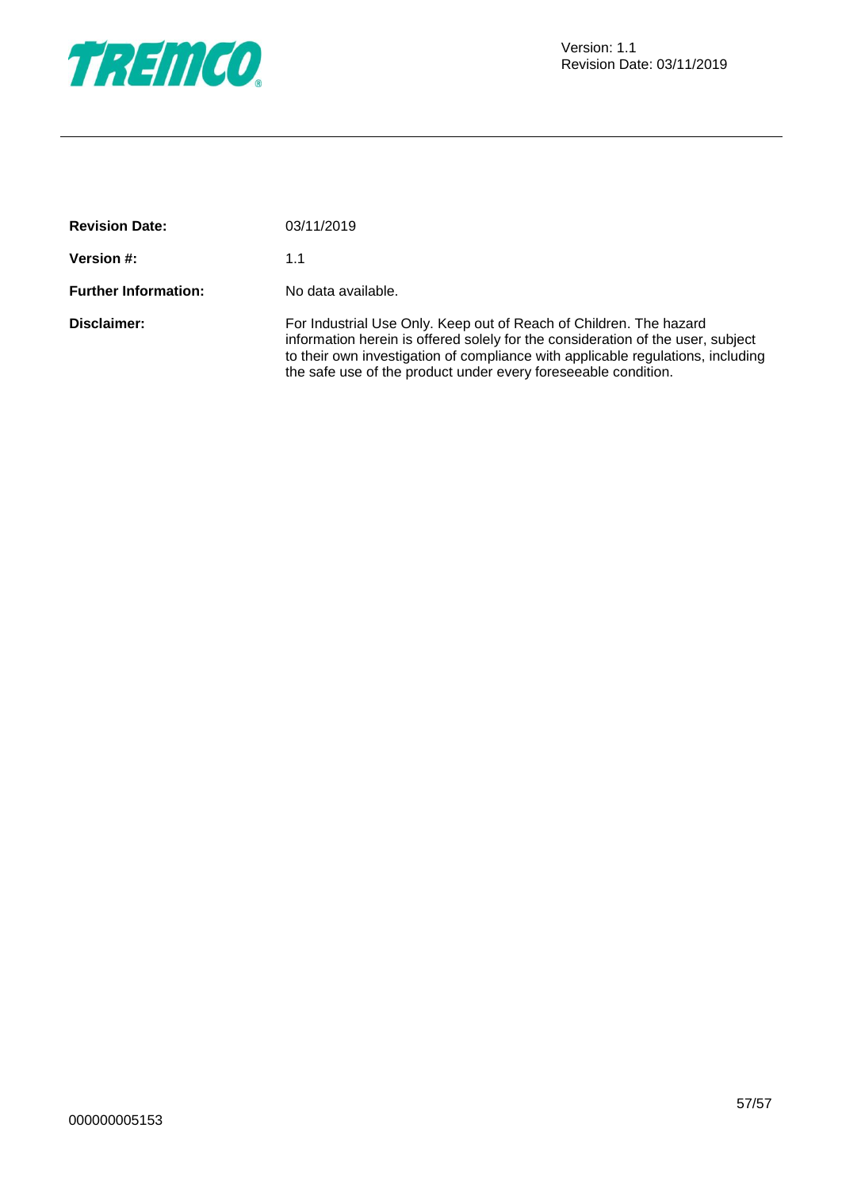| | |
|---|---|
| **Revision Date:** | 03/11/2019 |
| **Version #:** | 1.1 |
| **Further Information:** | No data available. |
| **Disclaimer:** | For Industrial Use Only. Keep out of Reach of Children. The hazard information herein is offered solely for the consideration of the user, subject to their own investigation of compliance with applicable regulations, including the safe use of the product under every foreseeable condition. |